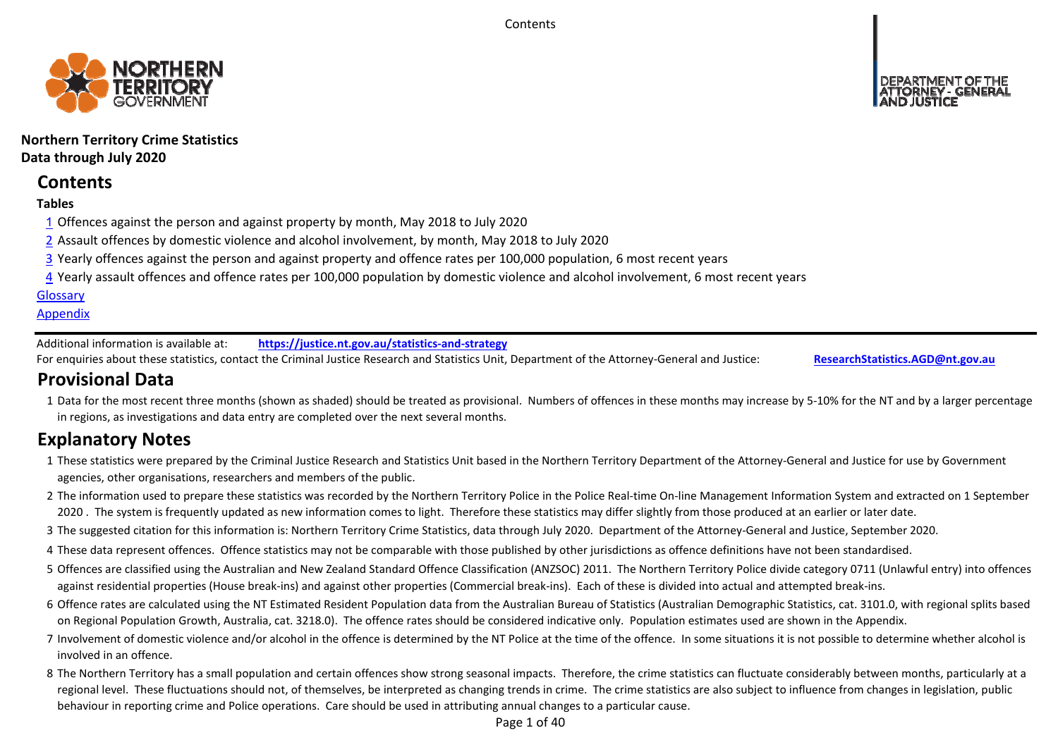**Northern Territory Crime Statistics**
**Data through July 2020**

## Contents

**Tables**

1 Offences against the person and against property by month, May 2018 to July 2020

2 Assault offences by domestic violence and alcohol involvement, by month, May 2018 to July 2020

3 Yearly offences against the person and against property and offence rates per 100,000 population, 6 most recent years

4 Yearly assault offences and offence rates per 100,000 population by domestic violence and alcohol involvement, 6 most recent years

Glossary

Appendix

---

Additional information is available at: **https://justice.nt.gov.au/statistics-and-strategy**

For enquiries about these statistics, contact the Criminal Justice Research and Statistics Unit, Department of the Attorney-General and Justice: **ResearchStatistics.AGD@nt.gov.au**

## Provisional Data

1 Data for the most recent three months (shown as shaded) should be treated as provisional. Numbers of offences in these months may increase by 5-10% for the NT and by a larger percentage in regions, as investigations and data entry are completed over the next several months.

## Explanatory Notes

1 These statistics were prepared by the Criminal Justice Research and Statistics Unit based in the Northern Territory Department of the Attorney-General and Justice for use by Government agencies, other organisations, researchers and members of the public.

2 The information used to prepare these statistics was recorded by the Northern Territory Police in the Police Real-time On-line Management Information System and extracted on 1 September 2020 . The system is frequently updated as new information comes to light. Therefore these statistics may differ slightly from those produced at an earlier or later date.

3 The suggested citation for this information is: Northern Territory Crime Statistics, data through July 2020. Department of the Attorney-General and Justice, September 2020.

4 These data represent offences. Offence statistics may not be comparable with those published by other jurisdictions as offence definitions have not been standardised.

5 Offences are classified using the Australian and New Zealand Standard Offence Classification (ANZSOC) 2011. The Northern Territory Police divide category 0711 (Unlawful entry) into offences against residential properties (House break-ins) and against other properties (Commercial break-ins). Each of these is divided into actual and attempted break-ins.

6 Offence rates are calculated using the NT Estimated Resident Population data from the Australian Bureau of Statistics (Australian Demographic Statistics, cat. 3101.0, with regional splits based on Regional Population Growth, Australia, cat. 3218.0). The offence rates should be considered indicative only. Population estimates used are shown in the Appendix.

7 Involvement of domestic violence and/or alcohol in the offence is determined by the NT Police at the time of the offence. In some situations it is not possible to determine whether alcohol is involved in an offence.

8 The Northern Territory has a small population and certain offences show strong seasonal impacts. Therefore, the crime statistics can fluctuate considerably between months, particularly at a regional level. These fluctuations should not, of themselves, be interpreted as changing trends in crime. The crime statistics are also subject to influence from changes in legislation, public behaviour in reporting crime and Police operations. Care should be used in attributing annual changes to a particular cause.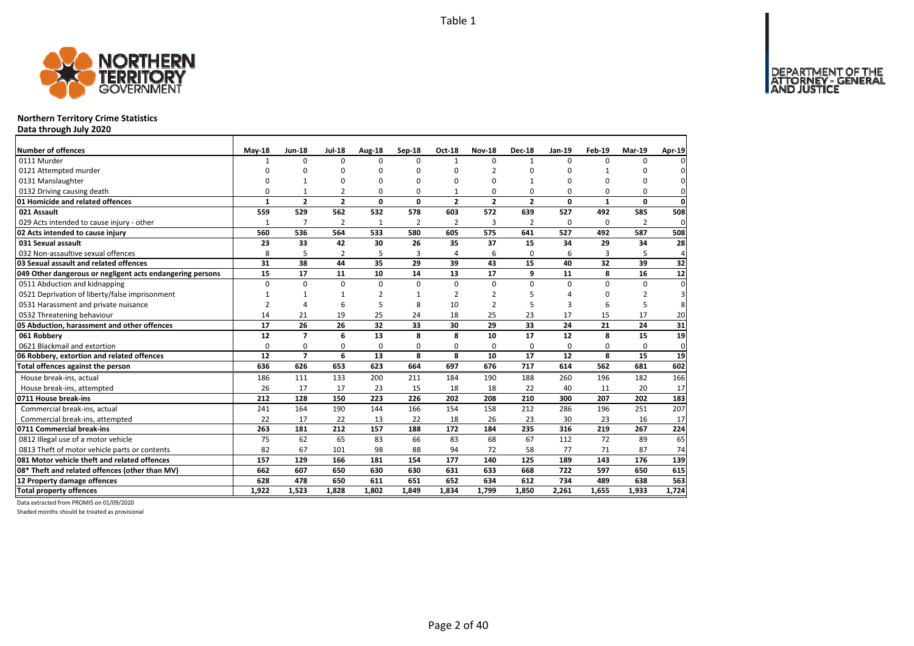Table 1

# Northern Territory Crime Statistics

**Data through July 2020**

| Number of offences | May-18 | Jun-18 | Jul-18 | Aug-18 | Sep-18 | Oct-18 | Nov-18 | Dec-18 | Jan-19 | Feb-19 | Mar-19 | Apr-19 |
|---|---|---|---|---|---|---|---|---|---|---|---|---|
| 0111 Murder | 1 | 0 | 0 | 0 | 0 | 1 | 0 | 1 | 0 | 0 | 0 | 0 |
| 0121 Attempted murder | 0 | 0 | 0 | 0 | 0 | 0 | 2 | 0 | 0 | 1 | 0 | 0 |
| 0131 Manslaughter | 0 | 1 | 0 | 0 | 0 | 0 | 0 | 1 | 0 | 0 | 0 | 0 |
| 0132 Driving causing death | 0 | 1 | 2 | 0 | 0 | 1 | 0 | 0 | 0 | 0 | 0 | 0 |
| **01 Homicide and related offences** | **1** | **2** | **2** | **0** | **0** | **2** | **2** | **2** | **0** | **1** | **0** | **0** |
| **021 Assault** | **559** | **529** | **562** | **532** | **578** | **603** | **572** | **639** | **527** | **492** | **585** | **508** |
| 029 Acts intended to cause injury - other | 1 | 7 | 2 | 1 | 2 | 2 | 3 | 2 | 0 | 0 | 2 | 0 |
| **02 Acts intended to cause injury** | **560** | **536** | **564** | **533** | **580** | **605** | **575** | **641** | **527** | **492** | **587** | **508** |
| **031 Sexual assault** | **23** | **33** | **42** | **30** | **26** | **35** | **37** | **15** | **34** | **29** | **34** | **28** |
| 032 Non-assaultive sexual offences | 8 | 5 | 2 | 5 | 3 | 4 | 6 | 0 | 6 | 3 | 5 | 4 |
| **03 Sexual assault and related offences** | **31** | **38** | **44** | **35** | **29** | **39** | **43** | **15** | **40** | **32** | **39** | **32** |
| **049 Other dangerous or negligent acts endangering persons** | **15** | **17** | **11** | **10** | **14** | **13** | **17** | **9** | **11** | **8** | **16** | **12** |
| 0511 Abduction and kidnapping | 0 | 0 | 0 | 0 | 0 | 0 | 0 | 0 | 0 | 0 | 0 | 0 |
| 0521 Deprivation of liberty/false imprisonment | 1 | 1 | 1 | 2 | 1 | 2 | 2 | 5 | 4 | 0 | 2 | 3 |
| 0531 Harassment and private nuisance | 2 | 4 | 6 | 5 | 8 | 10 | 2 | 5 | 3 | 6 | 5 | 8 |
| 0532 Threatening behaviour | 14 | 21 | 19 | 25 | 24 | 18 | 25 | 23 | 17 | 15 | 17 | 20 |
| **05 Abduction, harassment and other offences** | **17** | **26** | **26** | **32** | **33** | **30** | **29** | **33** | **24** | **21** | **24** | **31** |
| **061 Robbery** | **12** | **7** | **6** | **13** | **8** | **8** | **10** | **17** | **12** | **8** | **15** | **19** |
| 0621 Blackmail and extortion | 0 | 0 | 0 | 0 | 0 | 0 | 0 | 0 | 0 | 0 | 0 | 0 |
| **06 Robbery, extortion and related offences** | **12** | **7** | **6** | **13** | **8** | **8** | **10** | **17** | **12** | **8** | **15** | **19** |
| **Total offences against the person** | **636** | **626** | **653** | **623** | **664** | **697** | **676** | **717** | **614** | **562** | **681** | **602** |
| House break-ins, actual | 186 | 111 | 133 | 200 | 211 | 184 | 190 | 188 | 260 | 196 | 182 | 166 |
| House break-ins, attempted | 26 | 17 | 17 | 23 | 15 | 18 | 18 | 22 | 40 | 11 | 20 | 17 |
| **0711 House break-ins** | **212** | **128** | **150** | **223** | **226** | **202** | **208** | **210** | **300** | **207** | **202** | **183** |
| Commercial break-ins, actual | 241 | 164 | 190 | 144 | 166 | 154 | 158 | 212 | 286 | 196 | 251 | 207 |
| Commercial break-ins, attempted | 22 | 17 | 22 | 13 | 22 | 18 | 26 | 23 | 30 | 23 | 16 | 17 |
| **0711 Commercial break-ins** | **263** | **181** | **212** | **157** | **188** | **172** | **184** | **235** | **316** | **219** | **267** | **224** |
| 0812 Illegal use of a motor vehicle | 75 | 62 | 65 | 83 | 66 | 83 | 68 | 67 | 112 | 72 | 89 | 65 |
| 0813 Theft of motor vehicle parts or contents | 82 | 67 | 101 | 98 | 88 | 94 | 72 | 58 | 77 | 71 | 87 | 74 |
| **081 Motor vehicle theft and related offences** | **157** | **129** | **166** | **181** | **154** | **177** | **140** | **125** | **189** | **143** | **176** | **139** |
| **08* Theft and related offences (other than MV)** | **662** | **607** | **650** | **630** | **630** | **631** | **633** | **668** | **722** | **597** | **650** | **615** |
| **12 Property damage offences** | **628** | **478** | **650** | **611** | **651** | **652** | **634** | **612** | **734** | **489** | **638** | **563** |
| **Total property offences** | **1,922** | **1,523** | **1,828** | **1,802** | **1,849** | **1,834** | **1,799** | **1,850** | **2,261** | **1,655** | **1,933** | **1,724** |

Data extracted from PROMIS on 01/09/2020

Shaded months should be treated as provisional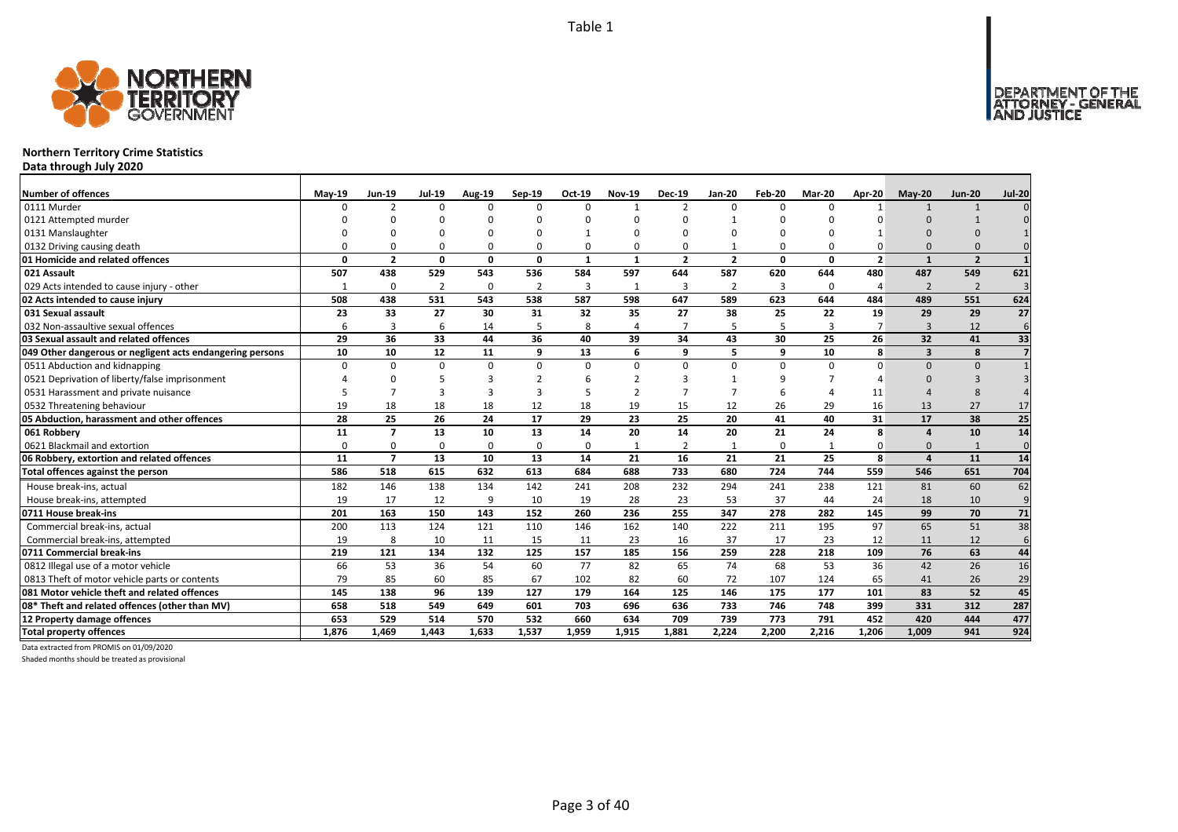Table 1

# Northern Territory Crime Statistics

**Data through July 2020**

| Number of offences | May-19 | Jun-19 | Jul-19 | Aug-19 | Sep-19 | Oct-19 | Nov-19 | Dec-19 | Jan-20 | Feb-20 | Mar-20 | Apr-20 | May-20 | Jun-20 | Jul-20 |
|---|---|---|---|---|---|---|---|---|---|---|---|---|---|---|---|
| 0111 Murder | 0 | 2 | 0 | 0 | 0 | 0 | 1 | 2 | 0 | 0 | 0 | 1 | 1 | 1 | 0 |
| 0121 Attempted murder | 0 | 0 | 0 | 0 | 0 | 0 | 0 | 0 | 1 | 0 | 0 | 0 | 0 | 1 | 0 |
| 0131 Manslaughter | 0 | 0 | 0 | 0 | 0 | 1 | 0 | 0 | 0 | 0 | 0 | 1 | 0 | 0 | 1 |
| 0132 Driving causing death | 0 | 0 | 0 | 0 | 0 | 0 | 0 | 0 | 1 | 0 | 0 | 0 | 0 | 0 | 0 |
| **01 Homicide and related offences** | **0** | **2** | **0** | **0** | **0** | **1** | **1** | **2** | **2** | **0** | **0** | **2** | **1** | **2** | **1** |
| **021 Assault** | **507** | **438** | **529** | **543** | **536** | **584** | **597** | **644** | **587** | **620** | **644** | **480** | **487** | **549** | **621** |
| 029 Acts intended to cause injury - other | 1 | 0 | 2 | 0 | 2 | 3 | 1 | 3 | 2 | 3 | 0 | 4 | 2 | 2 | 3 |
| **02 Acts intended to cause injury** | **508** | **438** | **531** | **543** | **538** | **587** | **598** | **647** | **589** | **623** | **644** | **484** | **489** | **551** | **624** |
| **031 Sexual assault** | **23** | **33** | **27** | **30** | **31** | **32** | **35** | **27** | **38** | **25** | **22** | **19** | **29** | **29** | **27** |
| 032 Non-assaultive sexual offences | 6 | 3 | 6 | 14 | 5 | 8 | 4 | 7 | 5 | 5 | 3 | 7 | 3 | 12 | 6 |
| **03 Sexual assault and related offences** | **29** | **36** | **33** | **44** | **36** | **40** | **39** | **34** | **43** | **30** | **25** | **26** | **32** | **41** | **33** |
| **049 Other dangerous or negligent acts endangering persons** | **10** | **10** | **12** | **11** | **9** | **13** | **6** | **9** | **5** | **9** | **10** | **8** | **3** | **8** | **7** |
| 0511 Abduction and kidnapping | 0 | 0 | 0 | 0 | 0 | 0 | 0 | 0 | 0 | 0 | 0 | 0 | 0 | 0 | 1 |
| 0521 Deprivation of liberty/false imprisonment | 4 | 0 | 5 | 3 | 2 | 6 | 2 | 3 | 1 | 9 | 7 | 4 | 0 | 3 | 3 |
| 0531 Harassment and private nuisance | 5 | 7 | 3 | 3 | 3 | 5 | 2 | 7 | 7 | 6 | 4 | 11 | 4 | 8 | 4 |
| 0532 Threatening behaviour | 19 | 18 | 18 | 18 | 12 | 18 | 19 | 15 | 12 | 26 | 29 | 16 | 13 | 27 | 17 |
| **05 Abduction, harassment and other offences** | **28** | **25** | **26** | **24** | **17** | **29** | **23** | **25** | **20** | **41** | **40** | **31** | **17** | **38** | **25** |
| **061 Robbery** | **11** | **7** | **13** | **10** | **13** | **14** | **20** | **14** | **20** | **21** | **24** | **8** | **4** | **10** | **14** |
| 0621 Blackmail and extortion | 0 | 0 | 0 | 0 | 0 | 0 | 1 | 2 | 1 | 0 | 1 | 0 | 0 | 1 | 0 |
| **06 Robbery, extortion and related offences** | **11** | **7** | **13** | **10** | **13** | **14** | **21** | **16** | **21** | **21** | **25** | **8** | **4** | **11** | **14** |
| **Total offences against the person** | **586** | **518** | **615** | **632** | **613** | **684** | **688** | **733** | **680** | **724** | **744** | **559** | **546** | **651** | **704** |
| House break-ins, actual | 182 | 146 | 138 | 134 | 142 | 241 | 208 | 232 | 294 | 241 | 238 | 121 | 81 | 60 | 62 |
| House break-ins, attempted | 19 | 17 | 12 | 9 | 10 | 19 | 28 | 23 | 53 | 37 | 44 | 24 | 18 | 10 | 9 |
| **0711 House break-ins** | **201** | **163** | **150** | **143** | **152** | **260** | **236** | **255** | **347** | **278** | **282** | **145** | **99** | **70** | **71** |
| Commercial break-ins, actual | 200 | 113 | 124 | 121 | 110 | 146 | 162 | 140 | 222 | 211 | 195 | 97 | 65 | 51 | 38 |
| Commercial break-ins, attempted | 19 | 8 | 10 | 11 | 15 | 11 | 23 | 16 | 37 | 17 | 23 | 12 | 11 | 12 | 6 |
| **0711 Commercial break-ins** | **219** | **121** | **134** | **132** | **125** | **157** | **185** | **156** | **259** | **228** | **218** | **109** | **76** | **63** | **44** |
| 0812 Illegal use of a motor vehicle | 66 | 53 | 36 | 54 | 60 | 77 | 82 | 65 | 74 | 68 | 53 | 36 | 42 | 26 | 16 |
| 0813 Theft of motor vehicle parts or contents | 79 | 85 | 60 | 85 | 67 | 102 | 82 | 60 | 72 | 107 | 124 | 65 | 41 | 26 | 29 |
| **081 Motor vehicle theft and related offences** | **145** | **138** | **96** | **139** | **127** | **179** | **164** | **125** | **146** | **175** | **177** | **101** | **83** | **52** | **45** |
| **08* Theft and related offences (other than MV)** | **658** | **518** | **549** | **649** | **601** | **703** | **696** | **636** | **733** | **746** | **748** | **399** | **331** | **312** | **287** |
| **12 Property damage offences** | **653** | **529** | **514** | **570** | **532** | **660** | **634** | **709** | **739** | **773** | **791** | **452** | **420** | **444** | **477** |
| **Total property offences** | **1,876** | **1,469** | **1,443** | **1,633** | **1,537** | **1,959** | **1,915** | **1,881** | **2,224** | **2,200** | **2,216** | **1,206** | **1,009** | **941** | **924** |

Data extracted from PROMIS on 01/09/2020

Shaded months should be treated as provisional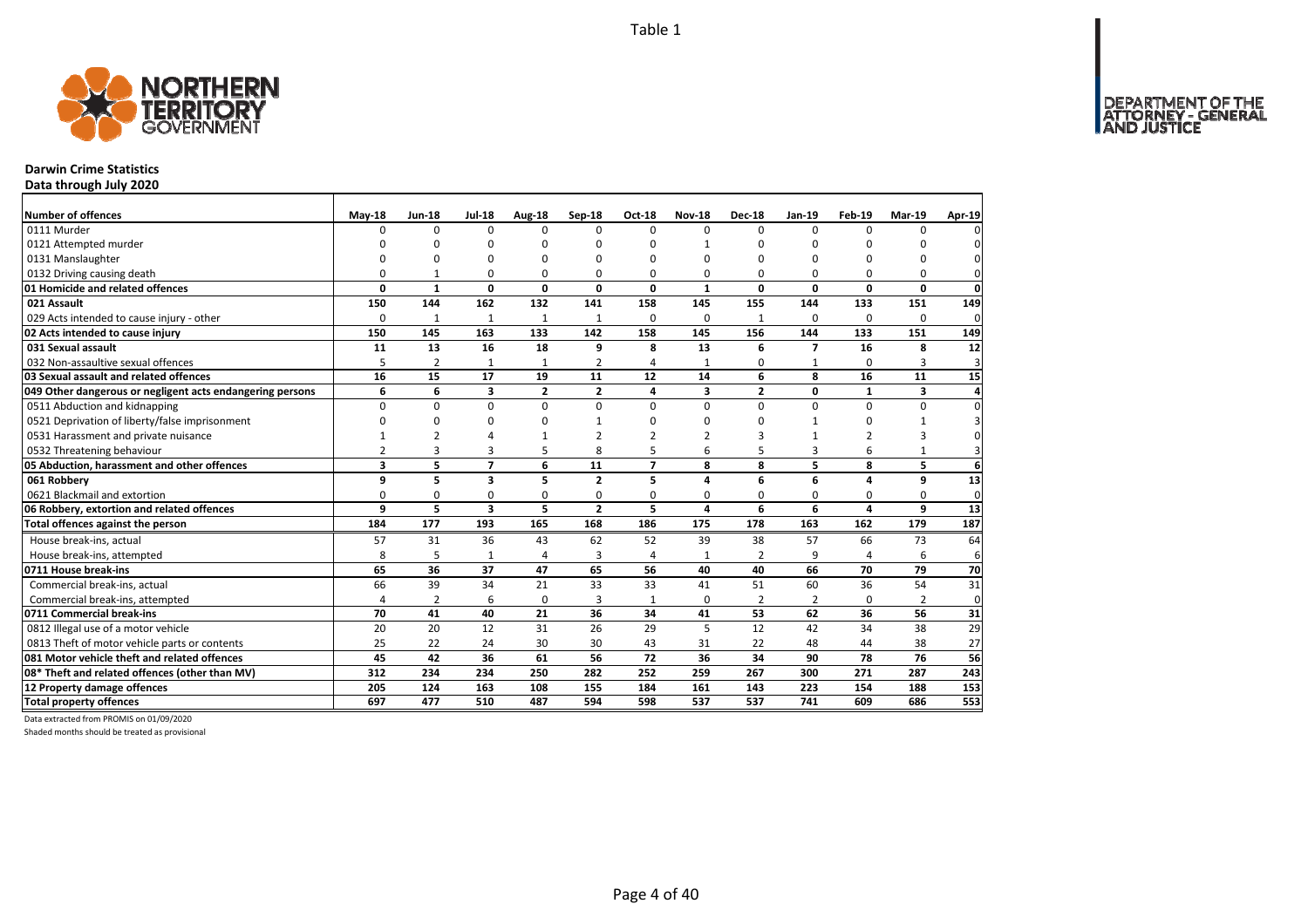Table 1

# Darwin Crime Statistics

**Data through July 2020**

| Number of offences | May-18 | Jun-18 | Jul-18 | Aug-18 | Sep-18 | Oct-18 | Nov-18 | Dec-18 | Jan-19 | Feb-19 | Mar-19 | Apr-19 |
|---|---|---|---|---|---|---|---|---|---|---|---|---|
| 0111 Murder | 0 | 0 | 0 | 0 | 0 | 0 | 0 | 0 | 0 | 0 | 0 | 0 |
| 0121 Attempted murder | 0 | 0 | 0 | 0 | 0 | 0 | 1 | 0 | 0 | 0 | 0 | 0 |
| 0131 Manslaughter | 0 | 0 | 0 | 0 | 0 | 0 | 0 | 0 | 0 | 0 | 0 | 0 |
| 0132 Driving causing death | 0 | 1 | 0 | 0 | 0 | 0 | 0 | 0 | 0 | 0 | 0 | 0 |
| **01 Homicide and related offences** | **0** | **1** | **0** | **0** | **0** | **0** | **1** | **0** | **0** | **0** | **0** | **0** |
| **021 Assault** | **150** | **144** | **162** | **132** | **141** | **158** | **145** | **155** | **144** | **133** | **151** | **149** |
| 029 Acts intended to cause injury - other | 0 | 1 | 1 | 1 | 1 | 0 | 0 | 1 | 0 | 0 | 0 | 0 |
| **02 Acts intended to cause injury** | **150** | **145** | **163** | **133** | **142** | **158** | **145** | **156** | **144** | **133** | **151** | **149** |
| **031 Sexual assault** | **11** | **13** | **16** | **18** | **9** | **8** | **13** | **6** | **7** | **16** | **8** | **12** |
| 032 Non-assaultive sexual offences | 5 | 2 | 1 | 1 | 2 | 4 | 1 | 0 | 1 | 0 | 3 | 3 |
| **03 Sexual assault and related offences** | **16** | **15** | **17** | **19** | **11** | **12** | **14** | **6** | **8** | **16** | **11** | **15** |
| **049 Other dangerous or negligent acts endangering persons** | **6** | **6** | **3** | **2** | **2** | **4** | **3** | **2** | **0** | **1** | **3** | **4** |
| 0511 Abduction and kidnapping | 0 | 0 | 0 | 0 | 0 | 0 | 0 | 0 | 0 | 0 | 0 | 0 |
| 0521 Deprivation of liberty/false imprisonment | 0 | 0 | 0 | 0 | 1 | 0 | 0 | 0 | 1 | 0 | 1 | 3 |
| 0531 Harassment and private nuisance | 1 | 2 | 4 | 1 | 2 | 2 | 2 | 3 | 1 | 2 | 3 | 0 |
| 0532 Threatening behaviour | 2 | 3 | 3 | 5 | 8 | 5 | 6 | 5 | 3 | 6 | 1 | 3 |
| **05 Abduction, harassment and other offences** | **3** | **5** | **7** | **6** | **11** | **7** | **8** | **8** | **5** | **8** | **5** | **6** |
| **061 Robbery** | **9** | **5** | **3** | **5** | **2** | **5** | **4** | **6** | **6** | **4** | **9** | **13** |
| 0621 Blackmail and extortion | 0 | 0 | 0 | 0 | 0 | 0 | 0 | 0 | 0 | 0 | 0 | 0 |
| **06 Robbery, extortion and related offences** | **9** | **5** | **3** | **5** | **2** | **5** | **4** | **6** | **6** | **4** | **9** | **13** |
| **Total offences against the person** | **184** | **177** | **193** | **165** | **168** | **186** | **175** | **178** | **163** | **162** | **179** | **187** |
| House break-ins, actual | 57 | 31 | 36 | 43 | 62 | 52 | 39 | 38 | 57 | 66 | 73 | 64 |
| House break-ins, attempted | 8 | 5 | 1 | 4 | 3 | 4 | 1 | 2 | 9 | 4 | 6 | 6 |
| **0711 House break-ins** | **65** | **36** | **37** | **47** | **65** | **56** | **40** | **40** | **66** | **70** | **79** | **70** |
| Commercial break-ins, actual | 66 | 39 | 34 | 21 | 33 | 33 | 41 | 51 | 60 | 36 | 54 | 31 |
| Commercial break-ins, attempted | 4 | 2 | 6 | 0 | 3 | 1 | 0 | 2 | 2 | 0 | 2 | 0 |
| **0711 Commercial break-ins** | **70** | **41** | **40** | **21** | **36** | **34** | **41** | **53** | **62** | **36** | **56** | **31** |
| 0812 Illegal use of a motor vehicle | 20 | 20 | 12 | 31 | 26 | 29 | 5 | 12 | 42 | 34 | 38 | 29 |
| 0813 Theft of motor vehicle parts or contents | 25 | 22 | 24 | 30 | 30 | 43 | 31 | 22 | 48 | 44 | 38 | 27 |
| **081 Motor vehicle theft and related offences** | **45** | **42** | **36** | **61** | **56** | **72** | **36** | **34** | **90** | **78** | **76** | **56** |
| **08* Theft and related offences (other than MV)** | **312** | **234** | **234** | **250** | **282** | **252** | **259** | **267** | **300** | **271** | **287** | **243** |
| **12 Property damage offences** | **205** | **124** | **163** | **108** | **155** | **184** | **161** | **143** | **223** | **154** | **188** | **153** |
| **Total property offences** | **697** | **477** | **510** | **487** | **594** | **598** | **537** | **537** | **741** | **609** | **686** | **553** |

Data extracted from PROMIS on 01/09/2020

Shaded months should be treated as provisional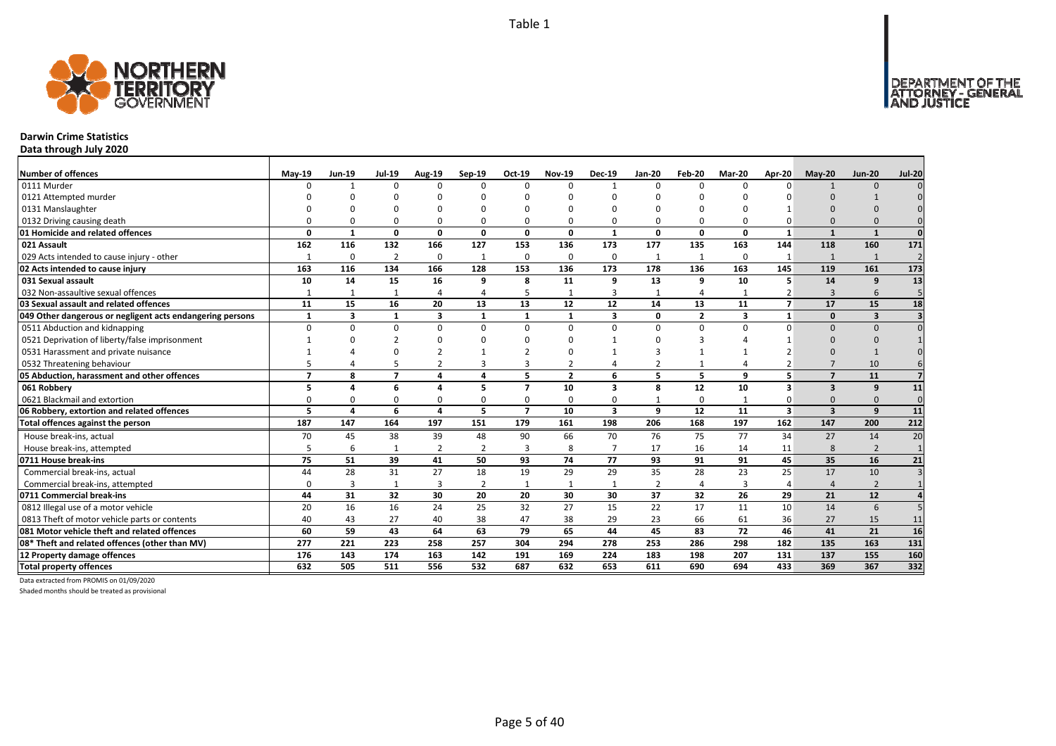# Darwin Crime Statistics

**Data through July 2020**

| Number of offences | May-19 | Jun-19 | Jul-19 | Aug-19 | Sep-19 | Oct-19 | Nov-19 | Dec-19 | Jan-20 | Feb-20 | Mar-20 | Apr-20 | May-20 | Jun-20 | Jul-20 |
|---|---|---|---|---|---|---|---|---|---|---|---|---|---|---|---|
| 0111 Murder | 0 | 1 | 0 | 0 | 0 | 0 | 0 | 1 | 0 | 0 | 0 | 0 | 1 | 0 | 0 |
| 0121 Attempted murder | 0 | 0 | 0 | 0 | 0 | 0 | 0 | 0 | 0 | 0 | 0 | 0 | 0 | 1 | 0 |
| 0131 Manslaughter | 0 | 0 | 0 | 0 | 0 | 0 | 0 | 0 | 0 | 0 | 0 | 1 | 0 | 0 | 0 |
| 0132 Driving causing death | 0 | 0 | 0 | 0 | 0 | 0 | 0 | 0 | 0 | 0 | 0 | 0 | 0 | 0 | 0 |
| **01 Homicide and related offences** | **0** | **1** | **0** | **0** | **0** | **0** | **0** | **1** | **0** | **0** | **0** | **1** | **1** | **1** | **0** |
| **021 Assault** | **162** | **116** | **132** | **166** | **127** | **153** | **136** | **173** | **177** | **135** | **163** | **144** | **118** | **160** | **171** |
| 029 Acts intended to cause injury - other | 1 | 0 | 2 | 0 | 1 | 0 | 0 | 0 | 1 | 1 | 0 | 1 | 1 | 1 | 2 |
| **02 Acts intended to cause injury** | **163** | **116** | **134** | **166** | **128** | **153** | **136** | **173** | **178** | **136** | **163** | **145** | **119** | **161** | **173** |
| **031 Sexual assault** | **10** | **14** | **15** | **16** | **9** | **8** | **11** | **9** | **13** | **9** | **10** | **5** | **14** | **9** | **13** |
| 032 Non-assaultive sexual offences | 1 | 1 | 1 | 4 | 4 | 5 | 1 | 3 | 1 | 4 | 1 | 2 | 3 | 6 | 5 |
| **03 Sexual assault and related offences** | **11** | **15** | **16** | **20** | **13** | **13** | **12** | **12** | **14** | **13** | **11** | **7** | **17** | **15** | **18** |
| **049 Other dangerous or negligent acts endangering persons** | **1** | **3** | **1** | **3** | **1** | **1** | **1** | **3** | **0** | **2** | **3** | **1** | **0** | **3** | **3** |
| 0511 Abduction and kidnapping | 0 | 0 | 0 | 0 | 0 | 0 | 0 | 0 | 0 | 0 | 0 | 0 | 0 | 0 | 0 |
| 0521 Deprivation of liberty/false imprisonment | 1 | 0 | 2 | 0 | 0 | 0 | 0 | 1 | 0 | 3 | 4 | 1 | 0 | 0 | 1 |
| 0531 Harassment and private nuisance | 1 | 4 | 0 | 2 | 1 | 2 | 0 | 1 | 3 | 1 | 1 | 2 | 0 | 1 | 0 |
| 0532 Threatening behaviour | 5 | 4 | 5 | 2 | 3 | 3 | 2 | 4 | 2 | 1 | 4 | 2 | 7 | 10 | 6 |
| **05 Abduction, harassment and other offences** | **7** | **8** | **7** | **4** | **4** | **5** | **2** | **6** | **5** | **5** | **9** | **5** | **7** | **11** | **7** |
| **061 Robbery** | **5** | **4** | **6** | **4** | **5** | **7** | **10** | **3** | **8** | **12** | **10** | **3** | **3** | **9** | **11** |
| 0621 Blackmail and extortion | 0 | 0 | 0 | 0 | 0 | 0 | 0 | 0 | 1 | 0 | 1 | 0 | 0 | 0 | 0 |
| **06 Robbery, extortion and related offences** | **5** | **4** | **6** | **4** | **5** | **7** | **10** | **3** | **9** | **12** | **11** | **3** | **3** | **9** | **11** |
| **Total offences against the person** | **187** | **147** | **164** | **197** | **151** | **179** | **161** | **198** | **206** | **168** | **197** | **162** | **147** | **200** | **212** |
| House break-ins, actual | 70 | 45 | 38 | 39 | 48 | 90 | 66 | 70 | 76 | 75 | 77 | 34 | 27 | 14 | 20 |
| House break-ins, attempted | 5 | 6 | 1 | 2 | 2 | 3 | 8 | 7 | 17 | 16 | 14 | 11 | 8 | 2 | 1 |
| **0711 House break-ins** | **75** | **51** | **39** | **41** | **50** | **93** | **74** | **77** | **93** | **91** | **91** | **45** | **35** | **16** | **21** |
| Commercial break-ins, actual | 44 | 28 | 31 | 27 | 18 | 19 | 29 | 29 | 35 | 28 | 23 | 25 | 17 | 10 | 3 |
| Commercial break-ins, attempted | 0 | 3 | 1 | 3 | 2 | 1 | 1 | 1 | 2 | 4 | 3 | 4 | 4 | 2 | 1 |
| **0711 Commercial break-ins** | **44** | **31** | **32** | **30** | **20** | **20** | **30** | **30** | **37** | **32** | **26** | **29** | **21** | **12** | **4** |
| 0812 Illegal use of a motor vehicle | 20 | 16 | 16 | 24 | 25 | 32 | 27 | 15 | 22 | 17 | 11 | 10 | 14 | 6 | 5 |
| 0813 Theft of motor vehicle parts or contents | 40 | 43 | 27 | 40 | 38 | 47 | 38 | 29 | 23 | 66 | 61 | 36 | 27 | 15 | 11 |
| **081 Motor vehicle theft and related offences** | **60** | **59** | **43** | **64** | **63** | **79** | **65** | **44** | **45** | **83** | **72** | **46** | **41** | **21** | **16** |
| **08* Theft and related offences (other than MV)** | **277** | **221** | **223** | **258** | **257** | **304** | **294** | **278** | **253** | **286** | **298** | **182** | **135** | **163** | **131** |
| **12 Property damage offences** | **176** | **143** | **174** | **163** | **142** | **191** | **169** | **224** | **183** | **198** | **207** | **131** | **137** | **155** | **160** |
| **Total property offences** | **632** | **505** | **511** | **556** | **532** | **687** | **632** | **653** | **611** | **690** | **694** | **433** | **369** | **367** | **332** |

Data extracted from PROMIS on 01/09/2020

Shaded months should be treated as provisional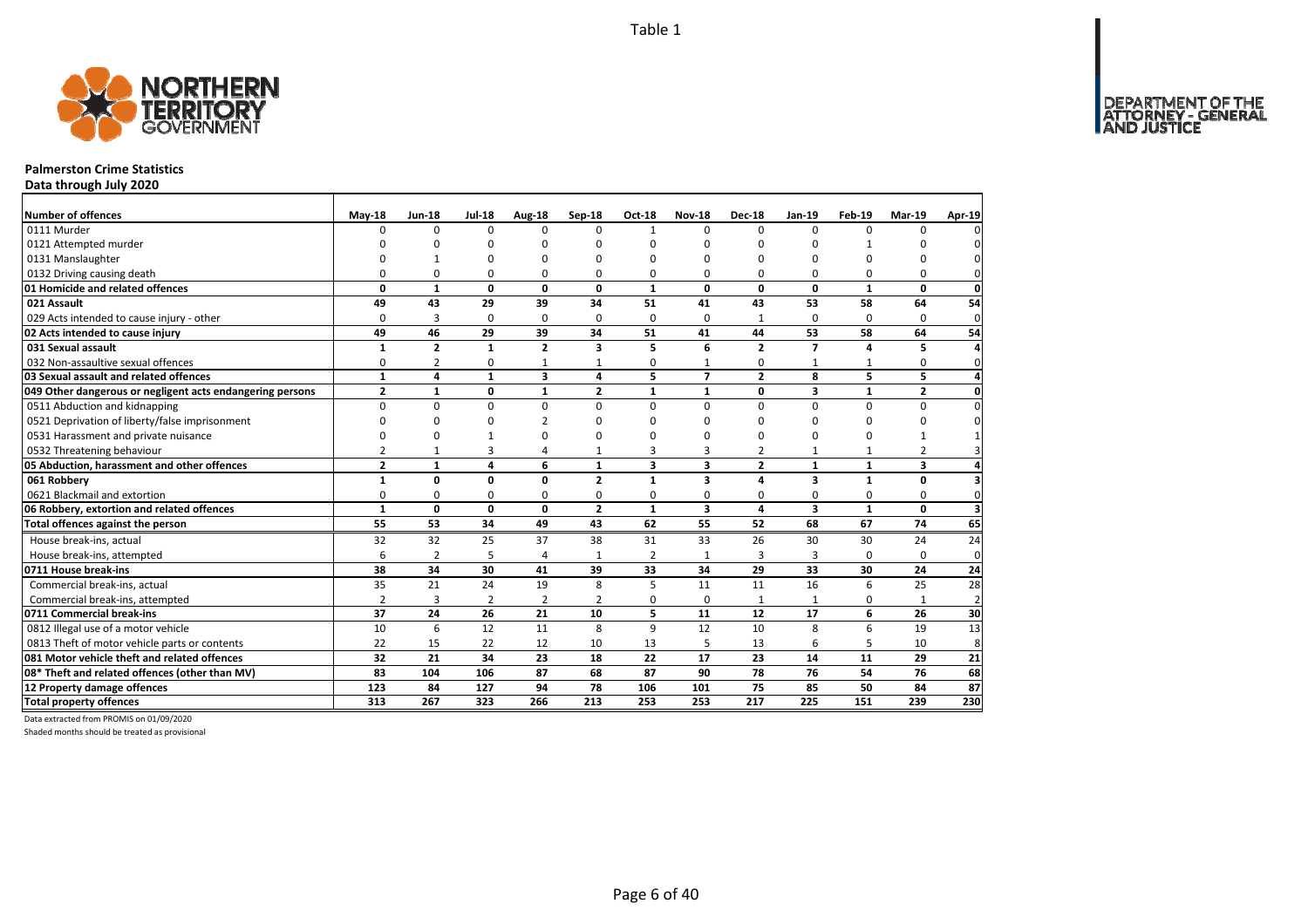Table 1

# Palmerston Crime Statistics

**Data through July 2020**

| Number of offences | May-18 | Jun-18 | Jul-18 | Aug-18 | Sep-18 | Oct-18 | Nov-18 | Dec-18 | Jan-19 | Feb-19 | Mar-19 | Apr-19 |
|---|---|---|---|---|---|---|---|---|---|---|---|---|
| 0111 Murder | 0 | 0 | 0 | 0 | 0 | 1 | 0 | 0 | 0 | 0 | 0 | 0 |
| 0121 Attempted murder | 0 | 0 | 0 | 0 | 0 | 0 | 0 | 0 | 0 | 1 | 0 | 0 |
| 0131 Manslaughter | 0 | 1 | 0 | 0 | 0 | 0 | 0 | 0 | 0 | 0 | 0 | 0 |
| 0132 Driving causing death | 0 | 0 | 0 | 0 | 0 | 0 | 0 | 0 | 0 | 0 | 0 | 0 |
| **01 Homicide and related offences** | **0** | **1** | **0** | **0** | **0** | **1** | **0** | **0** | **0** | **1** | **0** | **0** |
| **021 Assault** | **49** | **43** | **29** | **39** | **34** | **51** | **41** | **43** | **53** | **58** | **64** | **54** |
| 029 Acts intended to cause injury - other | 0 | 3 | 0 | 0 | 0 | 0 | 0 | 1 | 0 | 0 | 0 | 0 |
| **02 Acts intended to cause injury** | **49** | **46** | **29** | **39** | **34** | **51** | **41** | **44** | **53** | **58** | **64** | **54** |
| **031 Sexual assault** | **1** | **2** | **1** | **2** | **3** | **5** | **6** | **2** | **7** | **4** | **5** | **4** |
| 032 Non-assaultive sexual offences | 0 | 2 | 0 | 1 | 1 | 0 | 1 | 0 | 1 | 1 | 0 | 0 |
| **03 Sexual assault and related offences** | **1** | **4** | **1** | **3** | **4** | **5** | **7** | **2** | **8** | **5** | **5** | **4** |
| **049 Other dangerous or negligent acts endangering persons** | **2** | **1** | **0** | **1** | **2** | **1** | **1** | **0** | **3** | **1** | **2** | **0** |
| 0511 Abduction and kidnapping | 0 | 0 | 0 | 0 | 0 | 0 | 0 | 0 | 0 | 0 | 0 | 0 |
| 0521 Deprivation of liberty/false imprisonment | 0 | 0 | 0 | 2 | 0 | 0 | 0 | 0 | 0 | 0 | 0 | 0 |
| 0531 Harassment and private nuisance | 0 | 0 | 1 | 0 | 0 | 0 | 0 | 0 | 0 | 0 | 1 | 1 |
| 0532 Threatening behaviour | 2 | 1 | 3 | 4 | 1 | 3 | 3 | 2 | 1 | 1 | 2 | 3 |
| **05 Abduction, harassment and other offences** | **2** | **1** | **4** | **6** | **1** | **3** | **3** | **2** | **1** | **1** | **3** | **4** |
| **061 Robbery** | **1** | **0** | **0** | **0** | **2** | **1** | **3** | **4** | **3** | **1** | **0** | **3** |
| 0621 Blackmail and extortion | 0 | 0 | 0 | 0 | 0 | 0 | 0 | 0 | 0 | 0 | 0 | 0 |
| **06 Robbery, extortion and related offences** | **1** | **0** | **0** | **0** | **2** | **1** | **3** | **4** | **3** | **1** | **0** | **3** |
| **Total offences against the person** | **55** | **53** | **34** | **49** | **43** | **62** | **55** | **52** | **68** | **67** | **74** | **65** |
| House break-ins, actual | 32 | 32 | 25 | 37 | 38 | 31 | 33 | 26 | 30 | 30 | 24 | 24 |
| House break-ins, attempted | 6 | 2 | 5 | 4 | 1 | 2 | 1 | 3 | 3 | 0 | 0 | 0 |
| **0711 House break-ins** | **38** | **34** | **30** | **41** | **39** | **33** | **34** | **29** | **33** | **30** | **24** | **24** |
| Commercial break-ins, actual | 35 | 21 | 24 | 19 | 8 | 5 | 11 | 11 | 16 | 6 | 25 | 28 |
| Commercial break-ins, attempted | 2 | 3 | 2 | 2 | 2 | 0 | 0 | 1 | 1 | 0 | 1 | 2 |
| **0711 Commercial break-ins** | **37** | **24** | **26** | **21** | **10** | **5** | **11** | **12** | **17** | **6** | **26** | **30** |
| 0812 Illegal use of a motor vehicle | 10 | 6 | 12 | 11 | 8 | 9 | 12 | 10 | 8 | 6 | 19 | 13 |
| 0813 Theft of motor vehicle parts or contents | 22 | 15 | 22 | 12 | 10 | 13 | 5 | 13 | 6 | 5 | 10 | 8 |
| **081 Motor vehicle theft and related offences** | **32** | **21** | **34** | **23** | **18** | **22** | **17** | **23** | **14** | **11** | **29** | **21** |
| **08* Theft and related offences (other than MV)** | **83** | **104** | **106** | **87** | **68** | **87** | **90** | **78** | **76** | **54** | **76** | **68** |
| **12 Property damage offences** | **123** | **84** | **127** | **94** | **78** | **106** | **101** | **75** | **85** | **50** | **84** | **87** |
| **Total property offences** | **313** | **267** | **323** | **266** | **213** | **253** | **253** | **217** | **225** | **151** | **239** | **230** |

Data extracted from PROMIS on 01/09/2020

Shaded months should be treated as provisional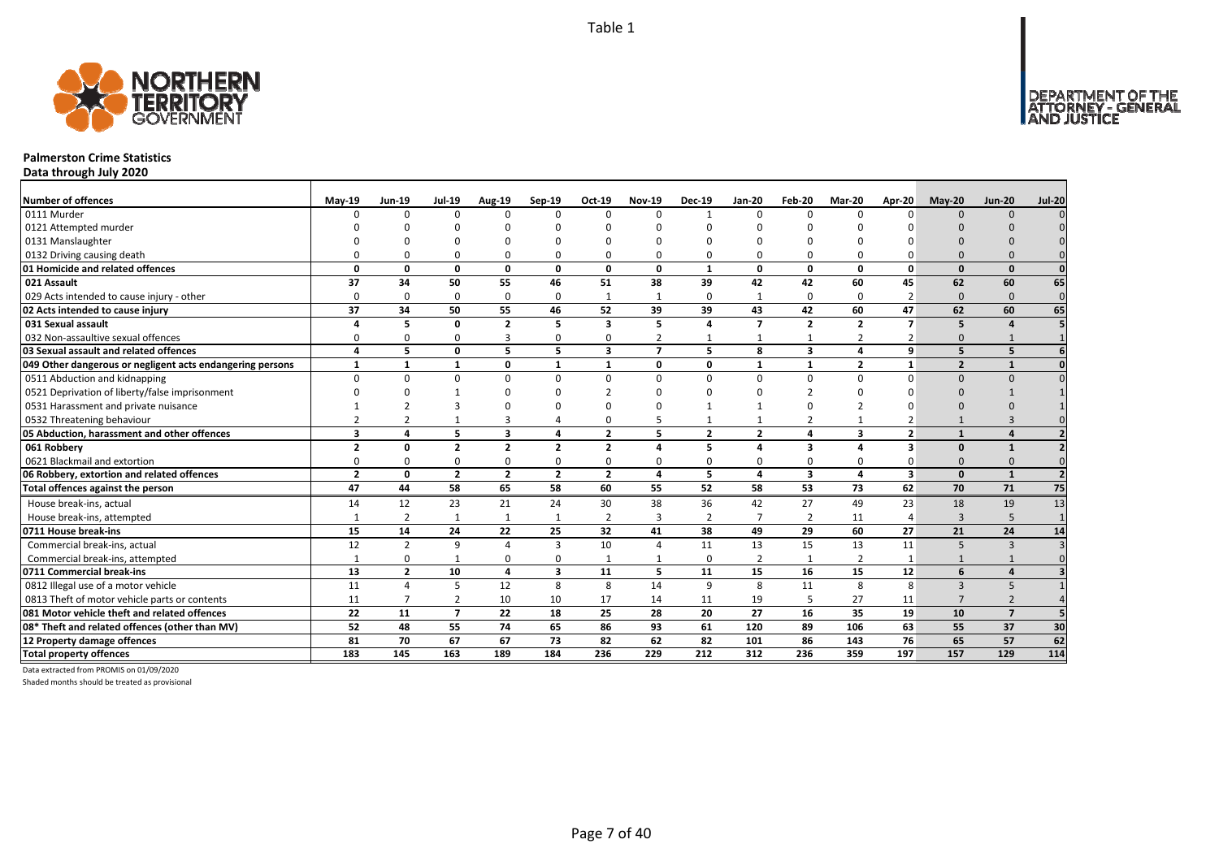# Palmerston Crime Statistics

**Data through July 2020**

| Number of offences | May-19 | Jun-19 | Jul-19 | Aug-19 | Sep-19 | Oct-19 | Nov-19 | Dec-19 | Jan-20 | Feb-20 | Mar-20 | Apr-20 | May-20 | Jun-20 | Jul-20 |
|---|---|---|---|---|---|---|---|---|---|---|---|---|---|---|---|
| 0111 Murder | 0 | 0 | 0 | 0 | 0 | 0 | 0 | 1 | 0 | 0 | 0 | 0 | 0 | 0 | 0 |
| 0121 Attempted murder | 0 | 0 | 0 | 0 | 0 | 0 | 0 | 0 | 0 | 0 | 0 | 0 | 0 | 0 | 0 |
| 0131 Manslaughter | 0 | 0 | 0 | 0 | 0 | 0 | 0 | 0 | 0 | 0 | 0 | 0 | 0 | 0 | 0 |
| 0132 Driving causing death | 0 | 0 | 0 | 0 | 0 | 0 | 0 | 0 | 0 | 0 | 0 | 0 | 0 | 0 | 0 |
| **01 Homicide and related offences** | **0** | **0** | **0** | **0** | **0** | **0** | **0** | **1** | **0** | **0** | **0** | **0** | **0** | **0** | **0** |
| **021 Assault** | **37** | **34** | **50** | **55** | **46** | **51** | **38** | **39** | **42** | **42** | **60** | **45** | **62** | **60** | **65** |
| 029 Acts intended to cause injury - other | 0 | 0 | 0 | 0 | 0 | 1 | 1 | 0 | 1 | 0 | 0 | 2 | 0 | 0 | 0 |
| **02 Acts intended to cause injury** | **37** | **34** | **50** | **55** | **46** | **52** | **39** | **39** | **43** | **42** | **60** | **47** | **62** | **60** | **65** |
| **031 Sexual assault** | **4** | **5** | **0** | **2** | **5** | **3** | **5** | **4** | **7** | **2** | **2** | **7** | **5** | **4** | **5** |
| 032 Non-assaultive sexual offences | 0 | 0 | 0 | 3 | 0 | 0 | 2 | 1 | 1 | 1 | 2 | 2 | 0 | 1 | 1 |
| **03 Sexual assault and related offences** | **4** | **5** | **0** | **5** | **5** | **3** | **7** | **5** | **8** | **3** | **4** | **9** | **5** | **5** | **6** |
| **049 Other dangerous or negligent acts endangering persons** | **1** | **1** | **1** | **0** | **1** | **1** | **0** | **0** | **1** | **1** | **2** | **1** | **2** | **1** | **0** |
| 0511 Abduction and kidnapping | 0 | 0 | 0 | 0 | 0 | 0 | 0 | 0 | 0 | 0 | 0 | 0 | 0 | 0 | 0 |
| 0521 Deprivation of liberty/false imprisonment | 0 | 0 | 1 | 0 | 0 | 2 | 0 | 0 | 0 | 2 | 0 | 0 | 0 | 1 | 1 |
| 0531 Harassment and private nuisance | 1 | 2 | 3 | 0 | 0 | 0 | 0 | 1 | 1 | 0 | 2 | 0 | 0 | 0 | 1 |
| 0532 Threatening behaviour | 2 | 2 | 1 | 3 | 4 | 0 | 5 | 1 | 1 | 2 | 1 | 2 | 1 | 3 | 0 |
| **05 Abduction, harassment and other offences** | **3** | **4** | **5** | **3** | **4** | **2** | **5** | **2** | **2** | **4** | **3** | **2** | **1** | **4** | **2** |
| **061 Robbery** | **2** | **0** | **2** | **2** | **2** | **2** | **4** | **5** | **4** | **3** | **4** | **3** | **0** | **1** | **2** |
| 0621 Blackmail and extortion | 0 | 0 | 0 | 0 | 0 | 0 | 0 | 0 | 0 | 0 | 0 | 0 | 0 | 0 | 0 |
| **06 Robbery, extortion and related offences** | **2** | **0** | **2** | **2** | **2** | **2** | **4** | **5** | **4** | **3** | **4** | **3** | **0** | **1** | **2** |
| **Total offences against the person** | **47** | **44** | **58** | **65** | **58** | **60** | **55** | **52** | **58** | **53** | **73** | **62** | **70** | **71** | **75** |
| House break-ins, actual | 14 | 12 | 23 | 21 | 24 | 30 | 38 | 36 | 42 | 27 | 49 | 23 | 18 | 19 | 13 |
| House break-ins, attempted | 1 | 2 | 1 | 1 | 1 | 2 | 3 | 2 | 7 | 2 | 11 | 4 | 3 | 5 | 1 |
| **0711 House break-ins** | **15** | **14** | **24** | **22** | **25** | **32** | **41** | **38** | **49** | **29** | **60** | **27** | **21** | **24** | **14** |
| Commercial break-ins, actual | 12 | 2 | 9 | 4 | 3 | 10 | 4 | 11 | 13 | 15 | 13 | 11 | 5 | 3 | 3 |
| Commercial break-ins, attempted | 1 | 0 | 1 | 0 | 0 | 1 | 1 | 0 | 2 | 1 | 2 | 1 | 1 | 1 | 0 |
| **0711 Commercial break-ins** | **13** | **2** | **10** | **4** | **3** | **11** | **5** | **11** | **15** | **16** | **15** | **12** | **6** | **4** | **3** |
| 0812 Illegal use of a motor vehicle | 11 | 4 | 5 | 12 | 8 | 8 | 14 | 9 | 8 | 11 | 8 | 8 | 3 | 5 | 1 |
| 0813 Theft of motor vehicle parts or contents | 11 | 7 | 2 | 10 | 10 | 17 | 14 | 11 | 19 | 5 | 27 | 11 | 7 | 2 | 4 |
| **081 Motor vehicle theft and related offences** | **22** | **11** | **7** | **22** | **18** | **25** | **28** | **20** | **27** | **16** | **35** | **19** | **10** | **7** | **5** |
| **08* Theft and related offences (other than MV)** | **52** | **48** | **55** | **74** | **65** | **86** | **93** | **61** | **120** | **89** | **106** | **63** | **55** | **37** | **30** |
| **12 Property damage offences** | **81** | **70** | **67** | **67** | **73** | **82** | **62** | **82** | **101** | **86** | **143** | **76** | **65** | **57** | **62** |
| **Total property offences** | **183** | **145** | **163** | **189** | **184** | **236** | **229** | **212** | **312** | **236** | **359** | **197** | **157** | **129** | **114** |

Data extracted from PROMIS on 01/09/2020

Shaded months should be treated as provisional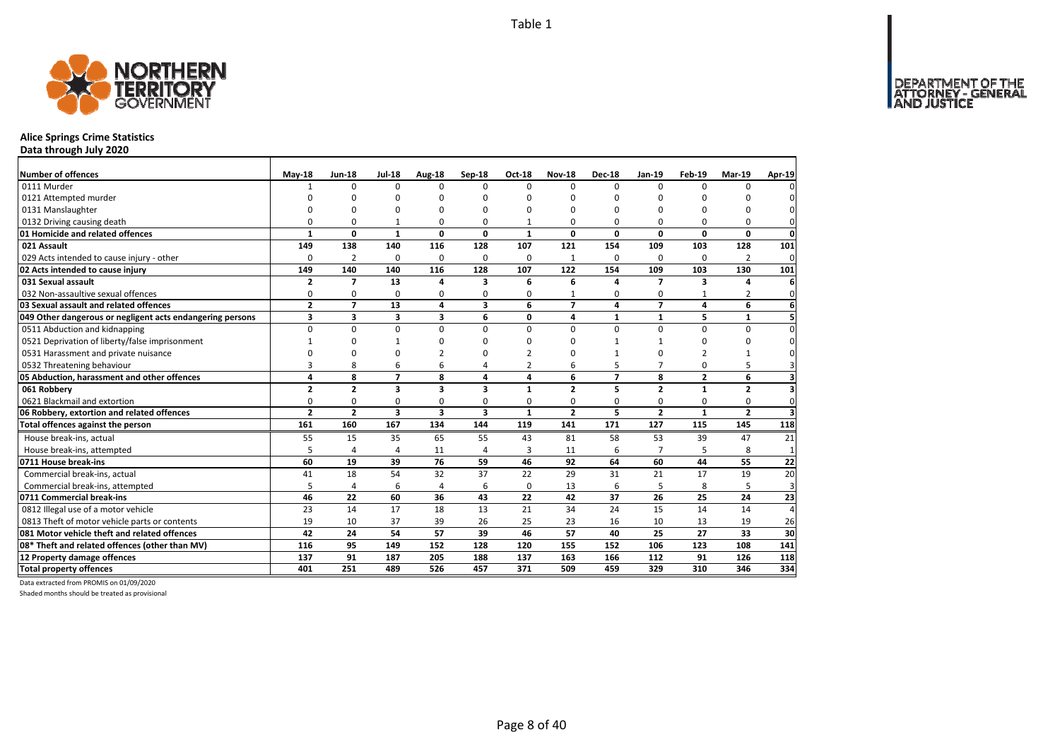Table 1

# Alice Springs Crime Statistics

**Data through July 2020**

| Number of offences | May-18 | Jun-18 | Jul-18 | Aug-18 | Sep-18 | Oct-18 | Nov-18 | Dec-18 | Jan-19 | Feb-19 | Mar-19 | Apr-19 |
|---|---|---|---|---|---|---|---|---|---|---|---|---|
| 0111 Murder | 1 | 0 | 0 | 0 | 0 | 0 | 0 | 0 | 0 | 0 | 0 | 0 |
| 0121 Attempted murder | 0 | 0 | 0 | 0 | 0 | 0 | 0 | 0 | 0 | 0 | 0 | 0 |
| 0131 Manslaughter | 0 | 0 | 0 | 0 | 0 | 0 | 0 | 0 | 0 | 0 | 0 | 0 |
| 0132 Driving causing death | 0 | 0 | 1 | 0 | 0 | 1 | 0 | 0 | 0 | 0 | 0 | 0 |
| **01 Homicide and related offences** | **1** | **0** | **1** | **0** | **0** | **1** | **0** | **0** | **0** | **0** | **0** | **0** |
| **021 Assault** | **149** | **138** | **140** | **116** | **128** | **107** | **121** | **154** | **109** | **103** | **128** | **101** |
| 029 Acts intended to cause injury - other | 0 | 2 | 0 | 0 | 0 | 0 | 1 | 0 | 0 | 0 | 2 | 0 |
| **02 Acts intended to cause injury** | **149** | **140** | **140** | **116** | **128** | **107** | **122** | **154** | **109** | **103** | **130** | **101** |
| **031 Sexual assault** | **2** | **7** | **13** | **4** | **3** | **6** | **6** | **4** | **7** | **3** | **4** | **6** |
| 032 Non-assaultive sexual offences | 0 | 0 | 0 | 0 | 0 | 0 | 1 | 0 | 0 | 1 | 2 | 0 |
| **03 Sexual assault and related offences** | **2** | **7** | **13** | **4** | **3** | **6** | **7** | **4** | **7** | **4** | **6** | **6** |
| **049 Other dangerous or negligent acts endangering persons** | **3** | **3** | **3** | **3** | **6** | **0** | **4** | **1** | **1** | **5** | **1** | **5** |
| 0511 Abduction and kidnapping | 0 | 0 | 0 | 0 | 0 | 0 | 0 | 0 | 0 | 0 | 0 | 0 |
| 0521 Deprivation of liberty/false imprisonment | 1 | 0 | 1 | 0 | 0 | 0 | 0 | 1 | 1 | 0 | 0 | 0 |
| 0531 Harassment and private nuisance | 0 | 0 | 0 | 2 | 0 | 2 | 0 | 1 | 0 | 2 | 1 | 0 |
| 0532 Threatening behaviour | 3 | 8 | 6 | 6 | 4 | 2 | 6 | 5 | 7 | 0 | 5 | 3 |
| **05 Abduction, harassment and other offences** | **4** | **8** | **7** | **8** | **4** | **4** | **6** | **7** | **8** | **2** | **6** | **3** |
| **061 Robbery** | **2** | **2** | **3** | **3** | **3** | **1** | **2** | **5** | **2** | **1** | **2** | **3** |
| 0621 Blackmail and extortion | 0 | 0 | 0 | 0 | 0 | 0 | 0 | 0 | 0 | 0 | 0 | 0 |
| **06 Robbery, extortion and related offences** | **2** | **2** | **3** | **3** | **3** | **1** | **2** | **5** | **2** | **1** | **2** | **3** |
| **Total offences against the person** | **161** | **160** | **167** | **134** | **144** | **119** | **141** | **171** | **127** | **115** | **145** | **118** |
| House break-ins, actual | 55 | 15 | 35 | 65 | 55 | 43 | 81 | 58 | 53 | 39 | 47 | 21 |
| House break-ins, attempted | 5 | 4 | 4 | 11 | 4 | 3 | 11 | 6 | 7 | 5 | 8 | 1 |
| **0711 House break-ins** | **60** | **19** | **39** | **76** | **59** | **46** | **92** | **64** | **60** | **44** | **55** | **22** |
| Commercial break-ins, actual | 41 | 18 | 54 | 32 | 37 | 22 | 29 | 31 | 21 | 17 | 19 | 20 |
| Commercial break-ins, attempted | 5 | 4 | 6 | 4 | 6 | 0 | 13 | 6 | 5 | 8 | 5 | 3 |
| **0711 Commercial break-ins** | **46** | **22** | **60** | **36** | **43** | **22** | **42** | **37** | **26** | **25** | **24** | **23** |
| 0812 Illegal use of a motor vehicle | 23 | 14 | 17 | 18 | 13 | 21 | 34 | 24 | 15 | 14 | 14 | 4 |
| 0813 Theft of motor vehicle parts or contents | 19 | 10 | 37 | 39 | 26 | 25 | 23 | 16 | 10 | 13 | 19 | 26 |
| **081 Motor vehicle theft and related offences** | **42** | **24** | **54** | **57** | **39** | **46** | **57** | **40** | **25** | **27** | **33** | **30** |
| **08* Theft and related offences (other than MV)** | **116** | **95** | **149** | **152** | **128** | **120** | **155** | **152** | **106** | **123** | **108** | **141** |
| **12 Property damage offences** | **137** | **91** | **187** | **205** | **188** | **137** | **163** | **166** | **112** | **91** | **126** | **118** |
| **Total property offences** | **401** | **251** | **489** | **526** | **457** | **371** | **509** | **459** | **329** | **310** | **346** | **334** |

Data extracted from PROMIS on 01/09/2020

Shaded months should be treated as provisional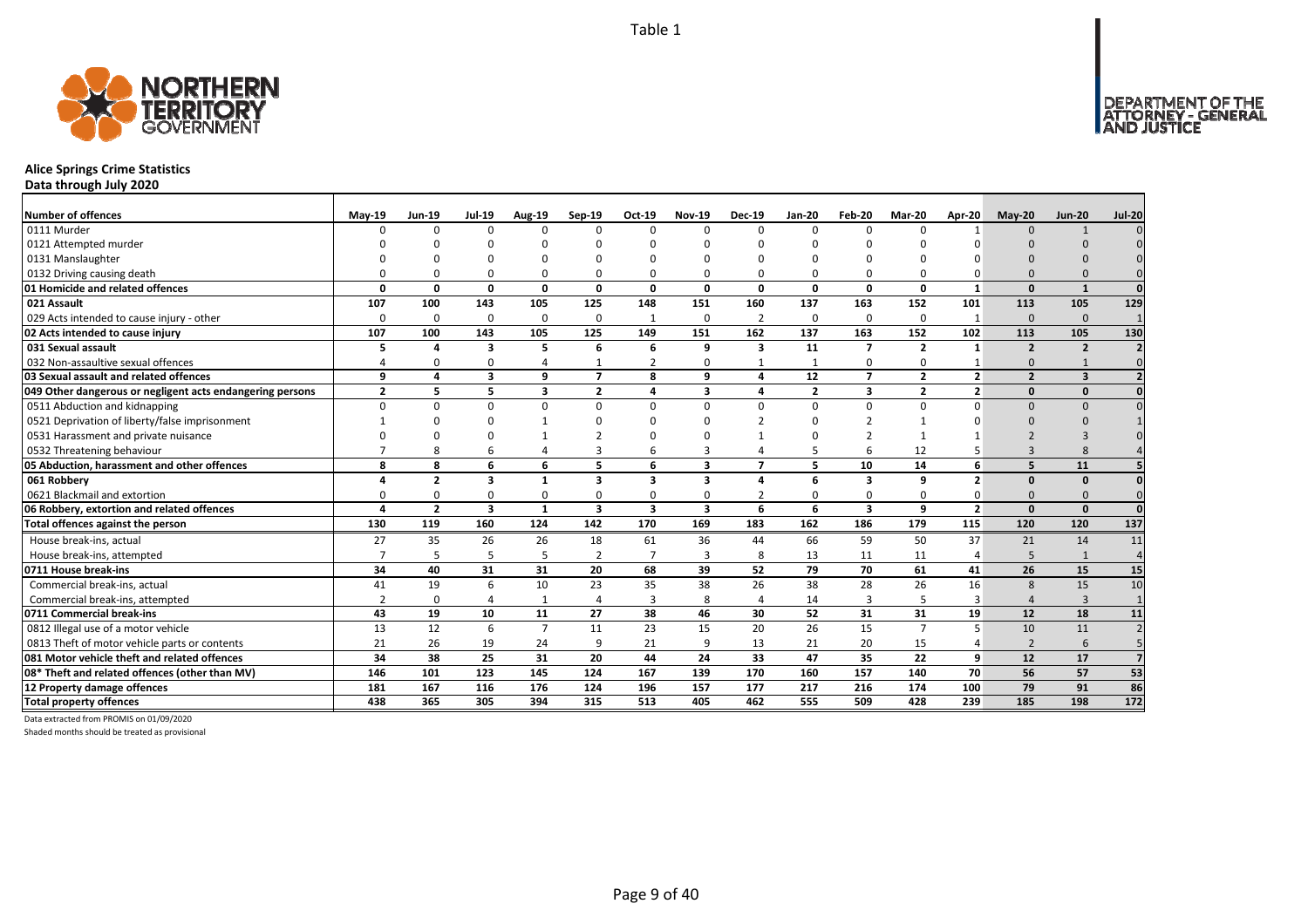# Alice Springs Crime Statistics

**Data through July 2020**

| Number of offences | May-19 | Jun-19 | Jul-19 | Aug-19 | Sep-19 | Oct-19 | Nov-19 | Dec-19 | Jan-20 | Feb-20 | Mar-20 | Apr-20 | May-20 | Jun-20 | Jul-20 |
|---|---|---|---|---|---|---|---|---|---|---|---|---|---|---|---|
| 0111 Murder | 0 | 0 | 0 | 0 | 0 | 0 | 0 | 0 | 0 | 0 | 0 | 1 | 0 | 1 | 0 |
| 0121 Attempted murder | 0 | 0 | 0 | 0 | 0 | 0 | 0 | 0 | 0 | 0 | 0 | 0 | 0 | 0 | 0 |
| 0131 Manslaughter | 0 | 0 | 0 | 0 | 0 | 0 | 0 | 0 | 0 | 0 | 0 | 0 | 0 | 0 | 0 |
| 0132 Driving causing death | 0 | 0 | 0 | 0 | 0 | 0 | 0 | 0 | 0 | 0 | 0 | 0 | 0 | 0 | 0 |
| **01 Homicide and related offences** | **0** | **0** | **0** | **0** | **0** | **0** | **0** | **0** | **0** | **0** | **0** | **1** | **0** | **1** | **0** |
| **021 Assault** | **107** | **100** | **143** | **105** | **125** | **148** | **151** | **160** | **137** | **163** | **152** | **101** | **113** | **105** | **129** |
| 029 Acts intended to cause injury - other | 0 | 0 | 0 | 0 | 0 | 1 | 0 | 2 | 0 | 0 | 0 | 1 | 0 | 0 | 1 |
| **02 Acts intended to cause injury** | **107** | **100** | **143** | **105** | **125** | **149** | **151** | **162** | **137** | **163** | **152** | **102** | **113** | **105** | **130** |
| **031 Sexual assault** | **5** | **4** | **3** | **5** | **6** | **6** | **9** | **3** | **11** | **7** | **2** | **1** | **2** | **2** | **2** |
| 032 Non-assaultive sexual offences | 4 | 0 | 0 | 4 | 1 | 2 | 0 | 1 | 1 | 0 | 0 | 1 | 0 | 1 | 0 |
| **03 Sexual assault and related offences** | **9** | **4** | **3** | **9** | **7** | **8** | **9** | **4** | **12** | **7** | **2** | **2** | **2** | **3** | **2** |
| **049 Other dangerous or negligent acts endangering persons** | **2** | **5** | **5** | **3** | **2** | **4** | **3** | **4** | **2** | **3** | **2** | **2** | **0** | **0** | **0** |
| 0511 Abduction and kidnapping | 0 | 0 | 0 | 0 | 0 | 0 | 0 | 0 | 0 | 0 | 0 | 0 | 0 | 0 | 0 |
| 0521 Deprivation of liberty/false imprisonment | 1 | 0 | 0 | 1 | 0 | 0 | 0 | 2 | 0 | 2 | 1 | 0 | 0 | 0 | 1 |
| 0531 Harassment and private nuisance | 0 | 0 | 0 | 1 | 2 | 0 | 0 | 1 | 0 | 2 | 1 | 1 | 2 | 3 | 0 |
| 0532 Threatening behaviour | 7 | 8 | 6 | 4 | 3 | 6 | 3 | 4 | 5 | 6 | 12 | 5 | 3 | 8 | 4 |
| **05 Abduction, harassment and other offences** | **8** | **8** | **6** | **6** | **5** | **6** | **3** | **7** | **5** | **10** | **14** | **6** | **5** | **11** | **5** |
| **061 Robbery** | **4** | **2** | **3** | **1** | **3** | **3** | **3** | **4** | **6** | **3** | **9** | **2** | **0** | **0** | **0** |
| 0621 Blackmail and extortion | 0 | 0 | 0 | 0 | 0 | 0 | 0 | 2 | 0 | 0 | 0 | 0 | 0 | 0 | 0 |
| **06 Robbery, extortion and related offences** | **4** | **2** | **3** | **1** | **3** | **3** | **3** | **6** | **6** | **3** | **9** | **2** | **0** | **0** | **0** |
| **Total offences against the person** | **130** | **119** | **160** | **124** | **142** | **170** | **169** | **183** | **162** | **186** | **179** | **115** | **120** | **120** | **137** |
| House break-ins, actual | 27 | 35 | 26 | 26 | 18 | 61 | 36 | 44 | 66 | 59 | 50 | 37 | 21 | 14 | 11 |
| House break-ins, attempted | 7 | 5 | 5 | 5 | 2 | 7 | 3 | 8 | 13 | 11 | 11 | 4 | 5 | 1 | 4 |
| **0711 House break-ins** | **34** | **40** | **31** | **31** | **20** | **68** | **39** | **52** | **79** | **70** | **61** | **41** | **26** | **15** | **15** |
| Commercial break-ins, actual | 41 | 19 | 6 | 10 | 23 | 35 | 38 | 26 | 38 | 28 | 26 | 16 | 8 | 15 | 10 |
| Commercial break-ins, attempted | 2 | 0 | 4 | 1 | 4 | 3 | 8 | 4 | 14 | 3 | 5 | 3 | 4 | 3 | 1 |
| **0711 Commercial break-ins** | **43** | **19** | **10** | **11** | **27** | **38** | **46** | **30** | **52** | **31** | **31** | **19** | **12** | **18** | **11** |
| 0812 Illegal use of a motor vehicle | 13 | 12 | 6 | 7 | 11 | 23 | 15 | 20 | 26 | 15 | 7 | 5 | 10 | 11 | 2 |
| 0813 Theft of motor vehicle parts or contents | 21 | 26 | 19 | 24 | 9 | 21 | 9 | 13 | 21 | 20 | 15 | 4 | 2 | 6 | 5 |
| **081 Motor vehicle theft and related offences** | **34** | **38** | **25** | **31** | **20** | **44** | **24** | **33** | **47** | **35** | **22** | **9** | **12** | **17** | **7** |
| **08* Theft and related offences (other than MV)** | **146** | **101** | **123** | **145** | **124** | **167** | **139** | **170** | **160** | **157** | **140** | **70** | **56** | **57** | **53** |
| **12 Property damage offences** | **181** | **167** | **116** | **176** | **124** | **196** | **157** | **177** | **217** | **216** | **174** | **100** | **79** | **91** | **86** |
| **Total property offences** | **438** | **365** | **305** | **394** | **315** | **513** | **405** | **462** | **555** | **509** | **428** | **239** | **185** | **198** | **172** |

Data extracted from PROMIS on 01/09/2020

Shaded months should be treated as provisional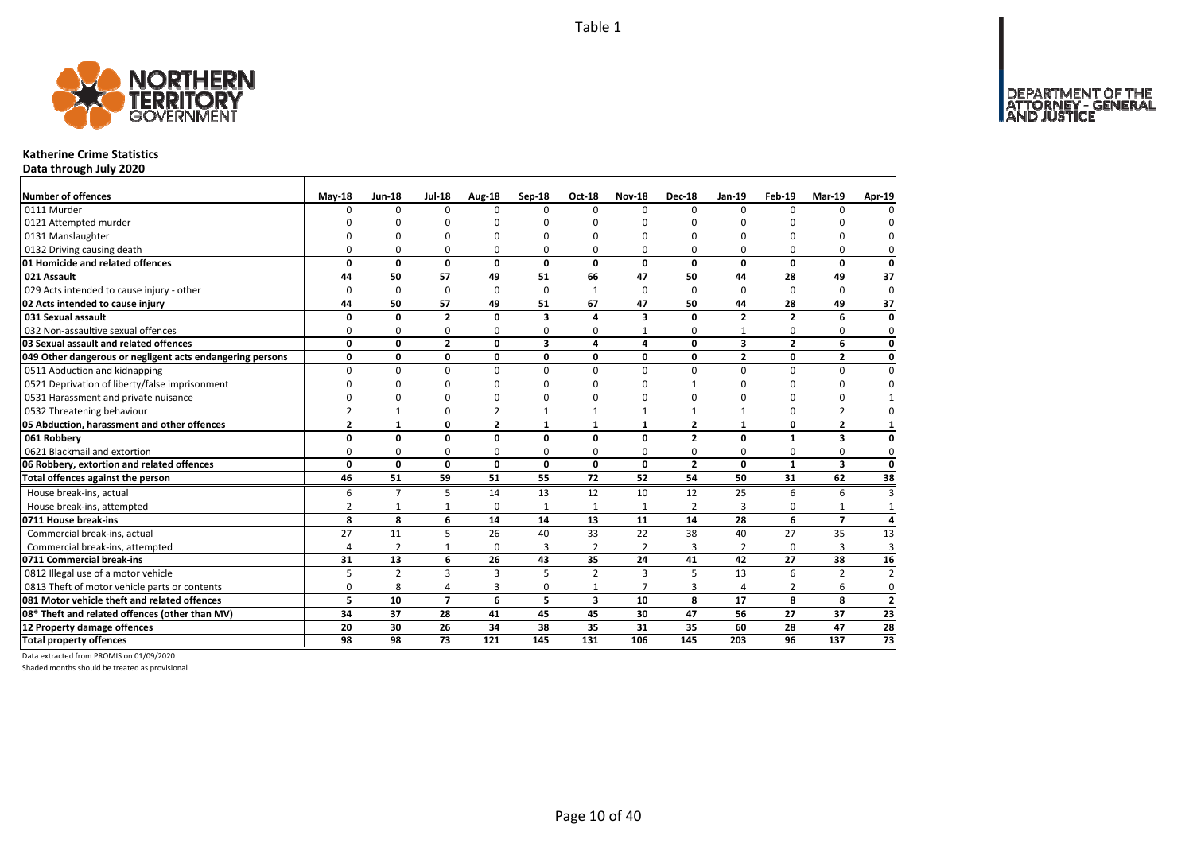Table 1

# Katherine Crime Statistics

**Data through July 2020**

| Number of offences | May-18 | Jun-18 | Jul-18 | Aug-18 | Sep-18 | Oct-18 | Nov-18 | Dec-18 | Jan-19 | Feb-19 | Mar-19 | Apr-19 |
|---|---|---|---|---|---|---|---|---|---|---|---|---|
| 0111 Murder | 0 | 0 | 0 | 0 | 0 | 0 | 0 | 0 | 0 | 0 | 0 | 0 |
| 0121 Attempted murder | 0 | 0 | 0 | 0 | 0 | 0 | 0 | 0 | 0 | 0 | 0 | 0 |
| 0131 Manslaughter | 0 | 0 | 0 | 0 | 0 | 0 | 0 | 0 | 0 | 0 | 0 | 0 |
| 0132 Driving causing death | 0 | 0 | 0 | 0 | 0 | 0 | 0 | 0 | 0 | 0 | 0 | 0 |
| **01 Homicide and related offences** | **0** | **0** | **0** | **0** | **0** | **0** | **0** | **0** | **0** | **0** | **0** | **0** |
| **021 Assault** | **44** | **50** | **57** | **49** | **51** | **66** | **47** | **50** | **44** | **28** | **49** | **37** |
| 029 Acts intended to cause injury - other | 0 | 0 | 0 | 0 | 0 | 1 | 0 | 0 | 0 | 0 | 0 | 0 |
| **02 Acts intended to cause injury** | **44** | **50** | **57** | **49** | **51** | **67** | **47** | **50** | **44** | **28** | **49** | **37** |
| **031 Sexual assault** | **0** | **0** | **2** | **0** | **3** | **4** | **3** | **0** | **2** | **2** | **6** | **0** |
| 032 Non-assaultive sexual offences | 0 | 0 | 0 | 0 | 0 | 0 | 1 | 0 | 1 | 0 | 0 | 0 |
| **03 Sexual assault and related offences** | **0** | **0** | **2** | **0** | **3** | **4** | **4** | **0** | **3** | **2** | **6** | **0** |
| **049 Other dangerous or negligent acts endangering persons** | **0** | **0** | **0** | **0** | **0** | **0** | **0** | **0** | **2** | **0** | **2** | **0** |
| 0511 Abduction and kidnapping | 0 | 0 | 0 | 0 | 0 | 0 | 0 | 0 | 0 | 0 | 0 | 0 |
| 0521 Deprivation of liberty/false imprisonment | 0 | 0 | 0 | 0 | 0 | 0 | 0 | 1 | 0 | 0 | 0 | 0 |
| 0531 Harassment and private nuisance | 0 | 0 | 0 | 0 | 0 | 0 | 0 | 0 | 0 | 0 | 0 | 1 |
| 0532 Threatening behaviour | 2 | 1 | 0 | 2 | 1 | 1 | 1 | 1 | 1 | 0 | 2 | 0 |
| **05 Abduction, harassment and other offences** | **2** | **1** | **0** | **2** | **1** | **1** | **1** | **2** | **1** | **0** | **2** | **1** |
| **061 Robbery** | **0** | **0** | **0** | **0** | **0** | **0** | **0** | **2** | **0** | **1** | **3** | **0** |
| 0621 Blackmail and extortion | 0 | 0 | 0 | 0 | 0 | 0 | 0 | 0 | 0 | 0 | 0 | 0 |
| **06 Robbery, extortion and related offences** | **0** | **0** | **0** | **0** | **0** | **0** | **0** | **2** | **0** | **1** | **3** | **0** |
| **Total offences against the person** | **46** | **51** | **59** | **51** | **55** | **72** | **52** | **54** | **50** | **31** | **62** | **38** |
| House break-ins, actual | 6 | 7 | 5 | 14 | 13 | 12 | 10 | 12 | 25 | 6 | 6 | 3 |
| House break-ins, attempted | 2 | 1 | 1 | 0 | 1 | 1 | 1 | 2 | 3 | 0 | 1 | 1 |
| **0711 House break-ins** | **8** | **8** | **6** | **14** | **14** | **13** | **11** | **14** | **28** | **6** | **7** | **4** |
| Commercial break-ins, actual | 27 | 11 | 5 | 26 | 40 | 33 | 22 | 38 | 40 | 27 | 35 | 13 |
| Commercial break-ins, attempted | 4 | 2 | 1 | 0 | 3 | 2 | 2 | 3 | 2 | 0 | 3 | 3 |
| **0711 Commercial break-ins** | **31** | **13** | **6** | **26** | **43** | **35** | **24** | **41** | **42** | **27** | **38** | **16** |
| 0812 Illegal use of a motor vehicle | 5 | 2 | 3 | 3 | 5 | 2 | 3 | 5 | 13 | 6 | 2 | 2 |
| 0813 Theft of motor vehicle parts or contents | 0 | 8 | 4 | 3 | 0 | 1 | 7 | 3 | 4 | 2 | 6 | 0 |
| **081 Motor vehicle theft and related offences** | **5** | **10** | **7** | **6** | **5** | **3** | **10** | **8** | **17** | **8** | **8** | **2** |
| **08* Theft and related offences (other than MV)** | **34** | **37** | **28** | **41** | **45** | **45** | **30** | **47** | **56** | **27** | **37** | **23** |
| **12 Property damage offences** | **20** | **30** | **26** | **34** | **38** | **35** | **31** | **35** | **60** | **28** | **47** | **28** |
| **Total property offences** | **98** | **98** | **73** | **121** | **145** | **131** | **106** | **145** | **203** | **96** | **137** | **73** |

Data extracted from PROMIS on 01/09/2020

Shaded months should be treated as provisional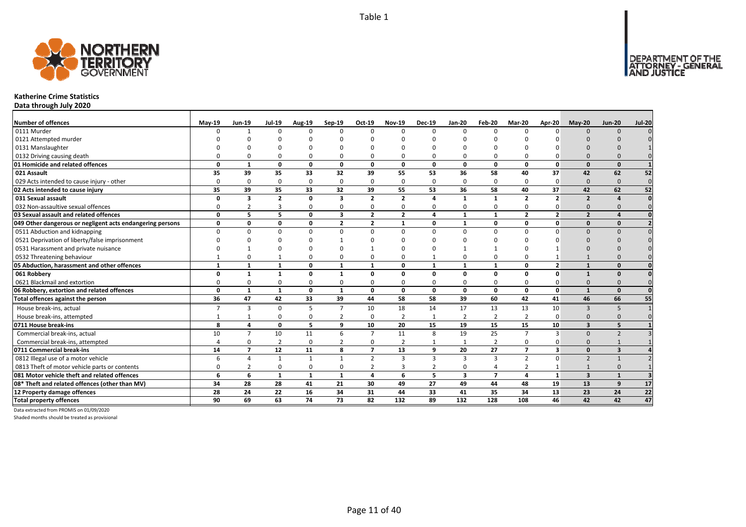Table 1

# Katherine Crime Statistics

**Data through July 2020**

| Number of offences | May-19 | Jun-19 | Jul-19 | Aug-19 | Sep-19 | Oct-19 | Nov-19 | Dec-19 | Jan-20 | Feb-20 | Mar-20 | Apr-20 | May-20 | Jun-20 | Jul-20 |
|---|---|---|---|---|---|---|---|---|---|---|---|---|---|---|---|
| 0111 Murder | 0 | 1 | 0 | 0 | 0 | 0 | 0 | 0 | 0 | 0 | 0 | 0 | 0 | 0 | 0 |
| 0121 Attempted murder | 0 | 0 | 0 | 0 | 0 | 0 | 0 | 0 | 0 | 0 | 0 | 0 | 0 | 0 | 0 |
| 0131 Manslaughter | 0 | 0 | 0 | 0 | 0 | 0 | 0 | 0 | 0 | 0 | 0 | 0 | 0 | 0 | 1 |
| 0132 Driving causing death | 0 | 0 | 0 | 0 | 0 | 0 | 0 | 0 | 0 | 0 | 0 | 0 | 0 | 0 | 0 |
| **01 Homicide and related offences** | **0** | **1** | **0** | **0** | **0** | **0** | **0** | **0** | **0** | **0** | **0** | **0** | **0** | **0** | **1** |
| **021 Assault** | **35** | **39** | **35** | **33** | **32** | **39** | **55** | **53** | **36** | **58** | **40** | **37** | **42** | **62** | **52** |
| 029 Acts intended to cause injury - other | 0 | 0 | 0 | 0 | 0 | 0 | 0 | 0 | 0 | 0 | 0 | 0 | 0 | 0 | 0 |
| **02 Acts intended to cause injury** | **35** | **39** | **35** | **33** | **32** | **39** | **55** | **53** | **36** | **58** | **40** | **37** | **42** | **62** | **52** |
| **031 Sexual assault** | **0** | **3** | **2** | **0** | **3** | **2** | **2** | **4** | **1** | **1** | **2** | **2** | **2** | **4** | **0** |
| 032 Non-assaultive sexual offences | 0 | 2 | 3 | 0 | 0 | 0 | 0 | 0 | 0 | 0 | 0 | 0 | 0 | 0 | 0 |
| **03 Sexual assault and related offences** | **0** | **5** | **5** | **0** | **3** | **2** | **2** | **4** | **1** | **1** | **2** | **2** | **2** | **4** | **0** |
| **049 Other dangerous or negligent acts endangering persons** | **0** | **0** | **0** | **0** | **2** | **2** | **1** | **0** | **1** | **0** | **0** | **0** | **0** | **0** | **2** |
| 0511 Abduction and kidnapping | 0 | 0 | 0 | 0 | 0 | 0 | 0 | 0 | 0 | 0 | 0 | 0 | 0 | 0 | 0 |
| 0521 Deprivation of liberty/false imprisonment | 0 | 0 | 0 | 0 | 1 | 0 | 0 | 0 | 0 | 0 | 0 | 0 | 0 | 0 | 0 |
| 0531 Harassment and private nuisance | 0 | 1 | 0 | 0 | 0 | 1 | 0 | 0 | 1 | 1 | 0 | 1 | 0 | 0 | 0 |
| 0532 Threatening behaviour | 1 | 0 | 1 | 0 | 0 | 0 | 0 | 1 | 0 | 0 | 0 | 1 | 1 | 0 | 0 |
| **05 Abduction, harassment and other offences** | **1** | **1** | **1** | **0** | **1** | **1** | **0** | **1** | **1** | **1** | **0** | **2** | **1** | **0** | **0** |
| **061 Robbery** | **0** | **1** | **1** | **0** | **1** | **0** | **0** | **0** | **0** | **0** | **0** | **0** | **1** | **0** | **0** |
| 0621 Blackmail and extortion | 0 | 0 | 0 | 0 | 0 | 0 | 0 | 0 | 0 | 0 | 0 | 0 | 0 | 0 | 0 |
| **06 Robbery, extortion and related offences** | **0** | **1** | **1** | **0** | **1** | **0** | **0** | **0** | **0** | **0** | **0** | **0** | **1** | **0** | **0** |
| **Total offences against the person** | **36** | **47** | **42** | **33** | **39** | **44** | **58** | **58** | **39** | **60** | **42** | **41** | **46** | **66** | **55** |
| House break-ins, actual | 7 | 3 | 0 | 5 | 7 | 10 | 18 | 14 | 17 | 13 | 13 | 10 | 3 | 5 | 1 |
| House break-ins, attempted | 1 | 1 | 0 | 0 | 2 | 0 | 2 | 1 | 2 | 2 | 2 | 0 | 0 | 0 | 0 |
| **0711 House break-ins** | **8** | **4** | **0** | **5** | **9** | **10** | **20** | **15** | **19** | **15** | **15** | **10** | **3** | **5** | **1** |
| Commercial break-ins, actual | 10 | 7 | 10 | 11 | 6 | 7 | 11 | 8 | 19 | 25 | 7 | 3 | 0 | 2 | 3 |
| Commercial break-ins, attempted | 4 | 0 | 2 | 0 | 2 | 0 | 2 | 1 | 1 | 2 | 0 | 0 | 0 | 1 | 1 |
| **0711 Commercial break-ins** | **14** | **7** | **12** | **11** | **8** | **7** | **13** | **9** | **20** | **27** | **7** | **3** | **0** | **3** | **4** |
| 0812 Illegal use of a motor vehicle | 6 | 4 | 1 | 1 | 1 | 2 | 3 | 3 | 3 | 3 | 2 | 0 | 2 | 1 | 2 |
| 0813 Theft of motor vehicle parts or contents | 0 | 2 | 0 | 0 | 0 | 2 | 3 | 2 | 0 | 4 | 2 | 1 | 1 | 0 | 1 |
| **081 Motor vehicle theft and related offences** | **6** | **6** | **1** | **1** | **1** | **4** | **6** | **5** | **3** | **7** | **4** | **1** | **3** | **1** | **3** |
| **08* Theft and related offences (other than MV)** | **34** | **28** | **28** | **41** | **21** | **30** | **49** | **27** | **49** | **44** | **48** | **19** | **13** | **9** | **17** |
| **12 Property damage offences** | **28** | **24** | **22** | **16** | **34** | **31** | **44** | **33** | **41** | **35** | **34** | **13** | **23** | **24** | **22** |
| **Total property offences** | **90** | **69** | **63** | **74** | **73** | **82** | **132** | **89** | **132** | **128** | **108** | **46** | **42** | **42** | **47** |

Data extracted from PROMIS on 01/09/2020

Shaded months should be treated as provisional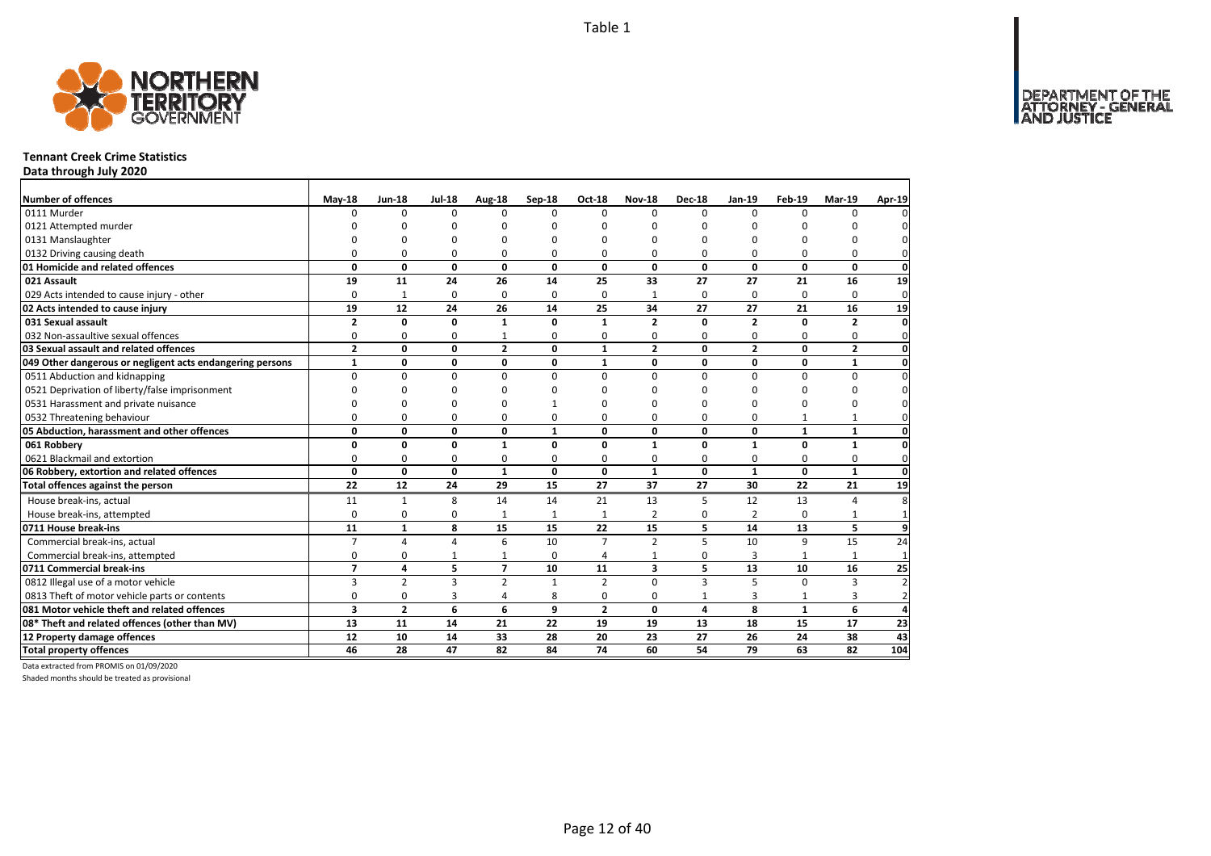Table 1

# Tennant Creek Crime Statistics

**Data through July 2020**

| Number of offences | May-18 | Jun-18 | Jul-18 | Aug-18 | Sep-18 | Oct-18 | Nov-18 | Dec-18 | Jan-19 | Feb-19 | Mar-19 | Apr-19 |
|---|---|---|---|---|---|---|---|---|---|---|---|---|
| 0111 Murder | 0 | 0 | 0 | 0 | 0 | 0 | 0 | 0 | 0 | 0 | 0 | 0 |
| 0121 Attempted murder | 0 | 0 | 0 | 0 | 0 | 0 | 0 | 0 | 0 | 0 | 0 | 0 |
| 0131 Manslaughter | 0 | 0 | 0 | 0 | 0 | 0 | 0 | 0 | 0 | 0 | 0 | 0 |
| 0132 Driving causing death | 0 | 0 | 0 | 0 | 0 | 0 | 0 | 0 | 0 | 0 | 0 | 0 |
| **01 Homicide and related offences** | **0** | **0** | **0** | **0** | **0** | **0** | **0** | **0** | **0** | **0** | **0** | **0** |
| **021 Assault** | **19** | **11** | **24** | **26** | **14** | **25** | **33** | **27** | **27** | **21** | **16** | **19** |
| 029 Acts intended to cause injury - other | 0 | 1 | 0 | 0 | 0 | 0 | 1 | 0 | 0 | 0 | 0 | 0 |
| **02 Acts intended to cause injury** | **19** | **12** | **24** | **26** | **14** | **25** | **34** | **27** | **27** | **21** | **16** | **19** |
| **031 Sexual assault** | **2** | **0** | **0** | **1** | **0** | **1** | **2** | **0** | **2** | **0** | **2** | **0** |
| 032 Non-assaultive sexual offences | 0 | 0 | 0 | 1 | 0 | 0 | 0 | 0 | 0 | 0 | 0 | 0 |
| **03 Sexual assault and related offences** | **2** | **0** | **0** | **2** | **0** | **1** | **2** | **0** | **2** | **0** | **2** | **0** |
| **049 Other dangerous or negligent acts endangering persons** | **1** | **0** | **0** | **0** | **0** | **1** | **0** | **0** | **0** | **0** | **1** | **0** |
| 0511 Abduction and kidnapping | 0 | 0 | 0 | 0 | 0 | 0 | 0 | 0 | 0 | 0 | 0 | 0 |
| 0521 Deprivation of liberty/false imprisonment | 0 | 0 | 0 | 0 | 0 | 0 | 0 | 0 | 0 | 0 | 0 | 0 |
| 0531 Harassment and private nuisance | 0 | 0 | 0 | 0 | 1 | 0 | 0 | 0 | 0 | 0 | 0 | 0 |
| 0532 Threatening behaviour | 0 | 0 | 0 | 0 | 0 | 0 | 0 | 0 | 0 | 1 | 1 | 0 |
| **05 Abduction, harassment and other offences** | **0** | **0** | **0** | **0** | **1** | **0** | **0** | **0** | **0** | **1** | **1** | **0** |
| **061 Robbery** | **0** | **0** | **0** | **1** | **0** | **0** | **1** | **0** | **1** | **0** | **1** | **0** |
| 0621 Blackmail and extortion | 0 | 0 | 0 | 0 | 0 | 0 | 0 | 0 | 0 | 0 | 0 | 0 |
| **06 Robbery, extortion and related offences** | **0** | **0** | **0** | **1** | **0** | **0** | **1** | **0** | **1** | **0** | **1** | **0** |
| **Total offences against the person** | **22** | **12** | **24** | **29** | **15** | **27** | **37** | **27** | **30** | **22** | **21** | **19** |
| House break-ins, actual | 11 | 1 | 8 | 14 | 14 | 21 | 13 | 5 | 12 | 13 | 4 | 8 |
| House break-ins, attempted | 0 | 0 | 0 | 1 | 1 | 1 | 2 | 0 | 2 | 0 | 1 | 1 |
| **0711 House break-ins** | **11** | **1** | **8** | **15** | **15** | **22** | **15** | **5** | **14** | **13** | **5** | **9** |
| Commercial break-ins, actual | 7 | 4 | 4 | 6 | 10 | 7 | 2 | 5 | 10 | 9 | 15 | 24 |
| Commercial break-ins, attempted | 0 | 0 | 1 | 1 | 0 | 4 | 1 | 0 | 3 | 1 | 1 | 1 |
| **0711 Commercial break-ins** | **7** | **4** | **5** | **7** | **10** | **11** | **3** | **5** | **13** | **10** | **16** | **25** |
| 0812 Illegal use of a motor vehicle | 3 | 2 | 3 | 2 | 1 | 2 | 0 | 3 | 5 | 0 | 3 | 2 |
| 0813 Theft of motor vehicle parts or contents | 0 | 0 | 3 | 4 | 8 | 0 | 0 | 1 | 3 | 1 | 3 | 2 |
| **081 Motor vehicle theft and related offences** | **3** | **2** | **6** | **6** | **9** | **2** | **0** | **4** | **8** | **1** | **6** | **4** |
| **08* Theft and related offences (other than MV)** | **13** | **11** | **14** | **21** | **22** | **19** | **19** | **13** | **18** | **15** | **17** | **23** |
| **12 Property damage offences** | **12** | **10** | **14** | **33** | **28** | **20** | **23** | **27** | **26** | **24** | **38** | **43** |
| **Total property offences** | **46** | **28** | **47** | **82** | **84** | **74** | **60** | **54** | **79** | **63** | **82** | **104** |

Data extracted from PROMIS on 01/09/2020

Shaded months should be treated as provisional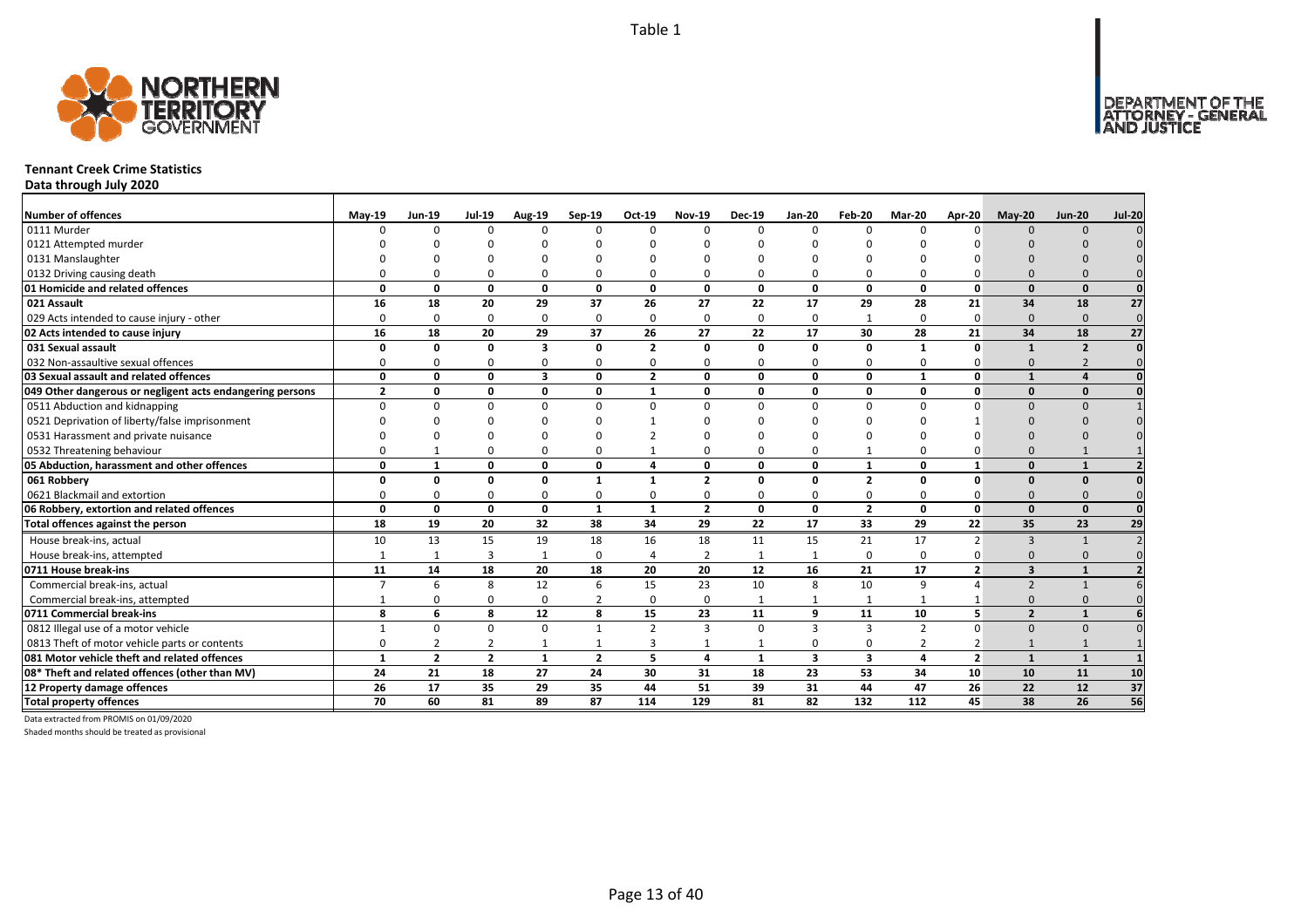Table 1

DEPARTMENT OF THE ATTORNEY - GENERAL AND JUSTICE

# Tennant Creek Crime Statistics

**Data through July 2020**

| Number of offences | May-19 | Jun-19 | Jul-19 | Aug-19 | Sep-19 | Oct-19 | Nov-19 | Dec-19 | Jan-20 | Feb-20 | Mar-20 | Apr-20 | May-20 | Jun-20 | Jul-20 |
|---|---|---|---|---|---|---|---|---|---|---|---|---|---|---|---|
| 0111 Murder | 0 | 0 | 0 | 0 | 0 | 0 | 0 | 0 | 0 | 0 | 0 | 0 | 0 | 0 | 0 |
| 0121 Attempted murder | 0 | 0 | 0 | 0 | 0 | 0 | 0 | 0 | 0 | 0 | 0 | 0 | 0 | 0 | 0 |
| 0131 Manslaughter | 0 | 0 | 0 | 0 | 0 | 0 | 0 | 0 | 0 | 0 | 0 | 0 | 0 | 0 | 0 |
| 0132 Driving causing death | 0 | 0 | 0 | 0 | 0 | 0 | 0 | 0 | 0 | 0 | 0 | 0 | 0 | 0 | 0 |
| **01 Homicide and related offences** | **0** | **0** | **0** | **0** | **0** | **0** | **0** | **0** | **0** | **0** | **0** | **0** | **0** | **0** | **0** |
| **021 Assault** | **16** | **18** | **20** | **29** | **37** | **26** | **27** | **22** | **17** | **29** | **28** | **21** | **34** | **18** | **27** |
| 029 Acts intended to cause injury - other | 0 | 0 | 0 | 0 | 0 | 0 | 0 | 0 | 0 | 1 | 0 | 0 | 0 | 0 | 0 |
| **02 Acts intended to cause injury** | **16** | **18** | **20** | **29** | **37** | **26** | **27** | **22** | **17** | **30** | **28** | **21** | **34** | **18** | **27** |
| **031 Sexual assault** | **0** | **0** | **0** | **3** | **0** | **2** | **0** | **0** | **0** | **0** | **1** | **0** | **1** | **2** | **0** |
| 032 Non-assaultive sexual offences | 0 | 0 | 0 | 0 | 0 | 0 | 0 | 0 | 0 | 0 | 0 | 0 | 0 | 2 | 0 |
| **03 Sexual assault and related offences** | **0** | **0** | **0** | **3** | **0** | **2** | **0** | **0** | **0** | **0** | **1** | **0** | **1** | **4** | **0** |
| **049 Other dangerous or negligent acts endangering persons** | **2** | **0** | **0** | **0** | **0** | **1** | **0** | **0** | **0** | **0** | **0** | **0** | **0** | **0** | **0** |
| 0511 Abduction and kidnapping | 0 | 0 | 0 | 0 | 0 | 0 | 0 | 0 | 0 | 0 | 0 | 0 | 0 | 0 | 1 |
| 0521 Deprivation of liberty/false imprisonment | 0 | 0 | 0 | 0 | 0 | 1 | 0 | 0 | 0 | 0 | 0 | 1 | 0 | 0 | 0 |
| 0531 Harassment and private nuisance | 0 | 0 | 0 | 0 | 0 | 2 | 0 | 0 | 0 | 0 | 0 | 0 | 0 | 0 | 0 |
| 0532 Threatening behaviour | 0 | 1 | 0 | 0 | 0 | 1 | 0 | 0 | 0 | 1 | 0 | 0 | 0 | 1 | 1 |
| **05 Abduction, harassment and other offences** | **0** | **1** | **0** | **0** | **0** | **4** | **0** | **0** | **0** | **1** | **0** | **1** | **0** | **1** | **2** |
| **061 Robbery** | **0** | **0** | **0** | **0** | **1** | **1** | **2** | **0** | **0** | **2** | **0** | **0** | **0** | **0** | **0** |
| 0621 Blackmail and extortion | 0 | 0 | 0 | 0 | 0 | 0 | 0 | 0 | 0 | 0 | 0 | 0 | 0 | 0 | 0 |
| **06 Robbery, extortion and related offences** | **0** | **0** | **0** | **0** | **1** | **1** | **2** | **0** | **0** | **2** | **0** | **0** | **0** | **0** | **0** |
| **Total offences against the person** | **18** | **19** | **20** | **32** | **38** | **34** | **29** | **22** | **17** | **33** | **29** | **22** | **35** | **23** | **29** |
| House break-ins, actual | 10 | 13 | 15 | 19 | 18 | 16 | 18 | 11 | 15 | 21 | 17 | 2 | 3 | 1 | 2 |
| House break-ins, attempted | 1 | 1 | 3 | 1 | 0 | 4 | 2 | 1 | 1 | 0 | 0 | 0 | 0 | 0 | 0 |
| **0711 House break-ins** | **11** | **14** | **18** | **20** | **18** | **20** | **20** | **12** | **16** | **21** | **17** | **2** | **3** | **1** | **2** |
| Commercial break-ins, actual | 7 | 6 | 8 | 12 | 6 | 15 | 23 | 10 | 8 | 10 | 9 | 4 | 2 | 1 | 6 |
| Commercial break-ins, attempted | 1 | 0 | 0 | 0 | 2 | 0 | 0 | 1 | 1 | 1 | 1 | 1 | 0 | 0 | 0 |
| **0711 Commercial break-ins** | **8** | **6** | **8** | **12** | **8** | **15** | **23** | **11** | **9** | **11** | **10** | **5** | **2** | **1** | **6** |
| 0812 Illegal use of a motor vehicle | 1 | 0 | 0 | 0 | 1 | 2 | 3 | 0 | 3 | 3 | 2 | 0 | 0 | 0 | 0 |
| 0813 Theft of motor vehicle parts or contents | 0 | 2 | 2 | 1 | 1 | 3 | 1 | 1 | 0 | 0 | 2 | 2 | 1 | 1 | 1 |
| **081 Motor vehicle theft and related offences** | **1** | **2** | **2** | **1** | **2** | **5** | **4** | **1** | **3** | **3** | **4** | **2** | **1** | **1** | **1** |
| **08* Theft and related offences (other than MV)** | **24** | **21** | **18** | **27** | **24** | **30** | **31** | **18** | **23** | **53** | **34** | **10** | **10** | **11** | **10** |
| **12 Property damage offences** | **26** | **17** | **35** | **29** | **35** | **44** | **51** | **39** | **31** | **44** | **47** | **26** | **22** | **12** | **37** |
| **Total property offences** | **70** | **60** | **81** | **89** | **87** | **114** | **129** | **81** | **82** | **132** | **112** | **45** | **38** | **26** | **56** |

Data extracted from PROMIS on 01/09/2020

Shaded months should be treated as provisional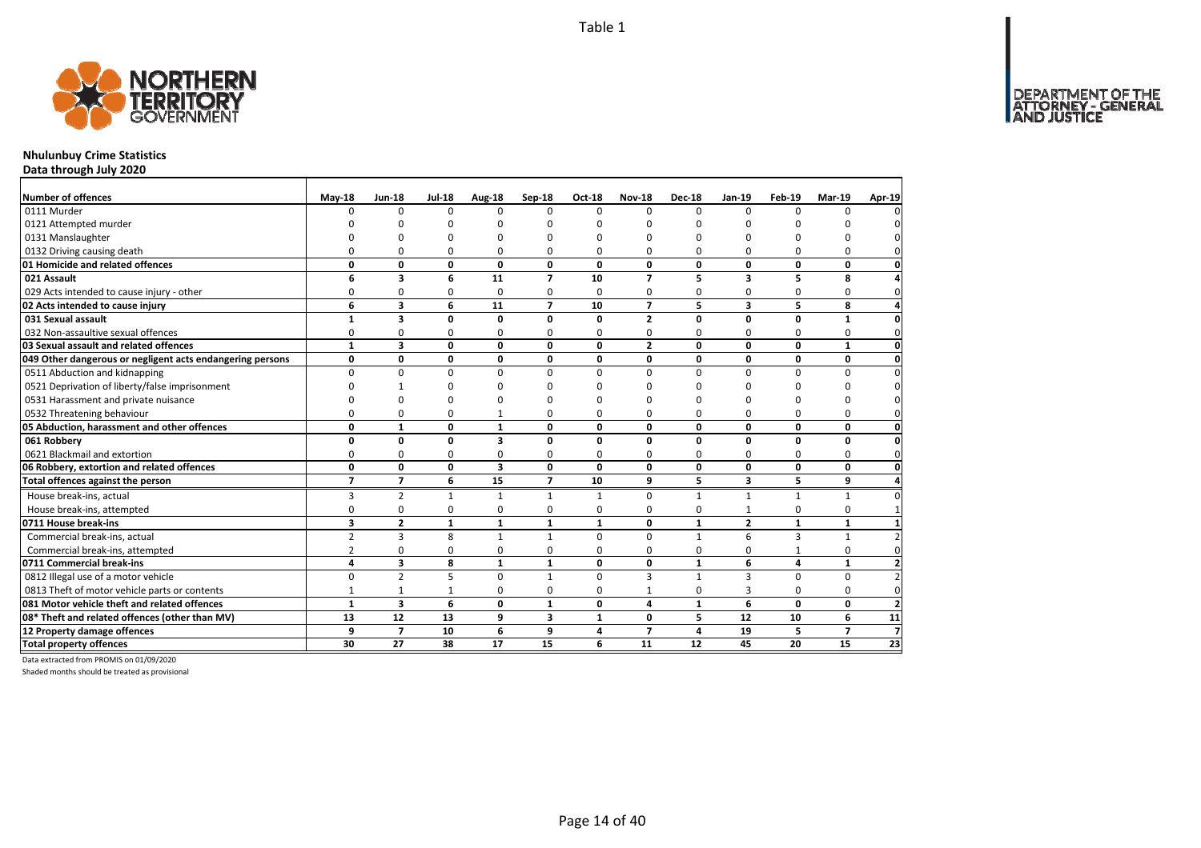Table 1

# Nhulunbuy Crime Statistics

**Data through July 2020**

| Number of offences | May-18 | Jun-18 | Jul-18 | Aug-18 | Sep-18 | Oct-18 | Nov-18 | Dec-18 | Jan-19 | Feb-19 | Mar-19 | Apr-19 |
|---|---|---|---|---|---|---|---|---|---|---|---|---|
| 0111 Murder | 0 | 0 | 0 | 0 | 0 | 0 | 0 | 0 | 0 | 0 | 0 | 0 |
| 0121 Attempted murder | 0 | 0 | 0 | 0 | 0 | 0 | 0 | 0 | 0 | 0 | 0 | 0 |
| 0131 Manslaughter | 0 | 0 | 0 | 0 | 0 | 0 | 0 | 0 | 0 | 0 | 0 | 0 |
| 0132 Driving causing death | 0 | 0 | 0 | 0 | 0 | 0 | 0 | 0 | 0 | 0 | 0 | 0 |
| **01 Homicide and related offences** | **0** | **0** | **0** | **0** | **0** | **0** | **0** | **0** | **0** | **0** | **0** | **0** |
| **021 Assault** | **6** | **3** | **6** | **11** | **7** | **10** | **7** | **5** | **3** | **5** | **8** | **4** |
| 029 Acts intended to cause injury - other | 0 | 0 | 0 | 0 | 0 | 0 | 0 | 0 | 0 | 0 | 0 | 0 |
| **02 Acts intended to cause injury** | **6** | **3** | **6** | **11** | **7** | **10** | **7** | **5** | **3** | **5** | **8** | **4** |
| **031 Sexual assault** | **1** | **3** | **0** | **0** | **0** | **0** | **2** | **0** | **0** | **0** | **1** | **0** |
| 032 Non-assaultive sexual offences | 0 | 0 | 0 | 0 | 0 | 0 | 0 | 0 | 0 | 0 | 0 | 0 |
| **03 Sexual assault and related offences** | **1** | **3** | **0** | **0** | **0** | **0** | **2** | **0** | **0** | **0** | **1** | **0** |
| **049 Other dangerous or negligent acts endangering persons** | **0** | **0** | **0** | **0** | **0** | **0** | **0** | **0** | **0** | **0** | **0** | **0** |
| 0511 Abduction and kidnapping | 0 | 0 | 0 | 0 | 0 | 0 | 0 | 0 | 0 | 0 | 0 | 0 |
| 0521 Deprivation of liberty/false imprisonment | 0 | 1 | 0 | 0 | 0 | 0 | 0 | 0 | 0 | 0 | 0 | 0 |
| 0531 Harassment and private nuisance | 0 | 0 | 0 | 0 | 0 | 0 | 0 | 0 | 0 | 0 | 0 | 0 |
| 0532 Threatening behaviour | 0 | 0 | 0 | 1 | 0 | 0 | 0 | 0 | 0 | 0 | 0 | 0 |
| **05 Abduction, harassment and other offences** | **0** | **1** | **0** | **1** | **0** | **0** | **0** | **0** | **0** | **0** | **0** | **0** |
| **061 Robbery** | **0** | **0** | **0** | **3** | **0** | **0** | **0** | **0** | **0** | **0** | **0** | **0** |
| 0621 Blackmail and extortion | 0 | 0 | 0 | 0 | 0 | 0 | 0 | 0 | 0 | 0 | 0 | 0 |
| **06 Robbery, extortion and related offences** | **0** | **0** | **0** | **3** | **0** | **0** | **0** | **0** | **0** | **0** | **0** | **0** |
| **Total offences against the person** | **7** | **7** | **6** | **15** | **7** | **10** | **9** | **5** | **3** | **5** | **9** | **4** |
| House break-ins, actual | 3 | 2 | 1 | 1 | 1 | 1 | 0 | 1 | 1 | 1 | 1 | 0 |
| House break-ins, attempted | 0 | 0 | 0 | 0 | 0 | 0 | 0 | 0 | 1 | 0 | 0 | 1 |
| **0711 House break-ins** | **3** | **2** | **1** | **1** | **1** | **1** | **0** | **1** | **2** | **1** | **1** | **1** |
| Commercial break-ins, actual | 2 | 3 | 8 | 1 | 1 | 0 | 0 | 1 | 6 | 3 | 1 | 2 |
| Commercial break-ins, attempted | 2 | 0 | 0 | 0 | 0 | 0 | 0 | 0 | 0 | 1 | 0 | 0 |
| **0711 Commercial break-ins** | **4** | **3** | **8** | **1** | **1** | **0** | **0** | **1** | **6** | **4** | **1** | **2** |
| 0812 Illegal use of a motor vehicle | 0 | 2 | 5 | 0 | 1 | 0 | 3 | 1 | 3 | 0 | 0 | 2 |
| 0813 Theft of motor vehicle parts or contents | 1 | 1 | 1 | 0 | 0 | 0 | 1 | 0 | 3 | 0 | 0 | 0 |
| **081 Motor vehicle theft and related offences** | **1** | **3** | **6** | **0** | **1** | **0** | **4** | **1** | **6** | **0** | **0** | **2** |
| **08* Theft and related offences (other than MV)** | **13** | **12** | **13** | **9** | **3** | **1** | **0** | **5** | **12** | **10** | **6** | **11** |
| **12 Property damage offences** | **9** | **7** | **10** | **6** | **9** | **4** | **7** | **4** | **19** | **5** | **7** | **7** |
| **Total property offences** | **30** | **27** | **38** | **17** | **15** | **6** | **11** | **12** | **45** | **20** | **15** | **23** |

Data extracted from PROMIS on 01/09/2020

Shaded months should be treated as provisional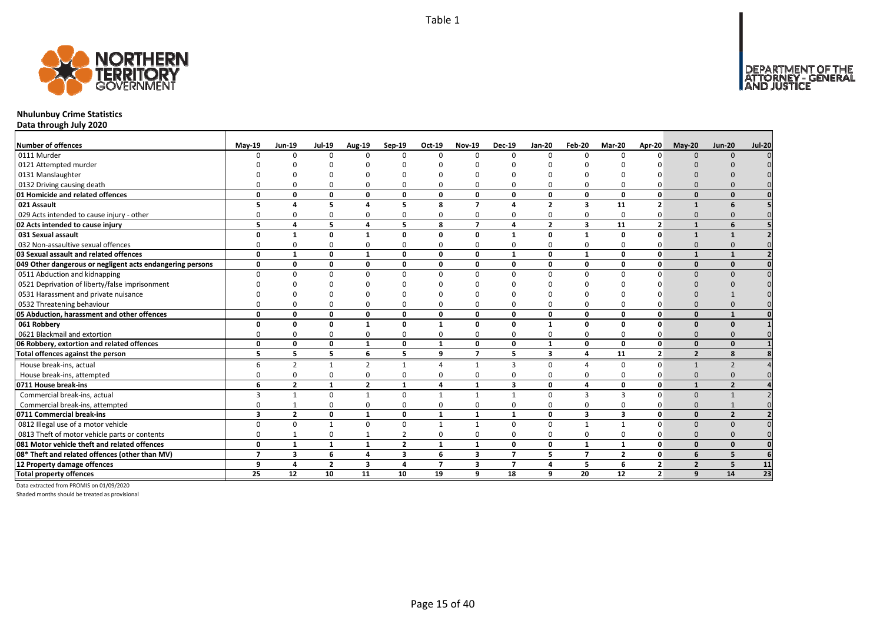Table 1

# Nhulunbuy Crime Statistics

**Data through July 2020**

| Number of offences | May-19 | Jun-19 | Jul-19 | Aug-19 | Sep-19 | Oct-19 | Nov-19 | Dec-19 | Jan-20 | Feb-20 | Mar-20 | Apr-20 | May-20 | Jun-20 | Jul-20 |
|---|---|---|---|---|---|---|---|---|---|---|---|---|---|---|---|
| 0111 Murder | 0 | 0 | 0 | 0 | 0 | 0 | 0 | 0 | 0 | 0 | 0 | 0 | 0 | 0 | 0 |
| 0121 Attempted murder | 0 | 0 | 0 | 0 | 0 | 0 | 0 | 0 | 0 | 0 | 0 | 0 | 0 | 0 | 0 |
| 0131 Manslaughter | 0 | 0 | 0 | 0 | 0 | 0 | 0 | 0 | 0 | 0 | 0 | 0 | 0 | 0 | 0 |
| 0132 Driving causing death | 0 | 0 | 0 | 0 | 0 | 0 | 0 | 0 | 0 | 0 | 0 | 0 | 0 | 0 | 0 |
| **01 Homicide and related offences** | **0** | **0** | **0** | **0** | **0** | **0** | **0** | **0** | **0** | **0** | **0** | **0** | **0** | **0** | **0** |
| **021 Assault** | **5** | **4** | **5** | **4** | **5** | **8** | **7** | **4** | **2** | **3** | **11** | **2** | **1** | **6** | **5** |
| 029 Acts intended to cause injury - other | 0 | 0 | 0 | 0 | 0 | 0 | 0 | 0 | 0 | 0 | 0 | 0 | 0 | 0 | 0 |
| **02 Acts intended to cause injury** | **5** | **4** | **5** | **4** | **5** | **8** | **7** | **4** | **2** | **3** | **11** | **2** | **1** | **6** | **5** |
| **031 Sexual assault** | **0** | **1** | **0** | **1** | **0** | **0** | **0** | **1** | **0** | **1** | **0** | **0** | **1** | **1** | **2** |
| 032 Non-assaultive sexual offences | 0 | 0 | 0 | 0 | 0 | 0 | 0 | 0 | 0 | 0 | 0 | 0 | 0 | 0 | 0 |
| **03 Sexual assault and related offences** | **0** | **1** | **0** | **1** | **0** | **0** | **0** | **1** | **0** | **1** | **0** | **0** | **1** | **1** | **2** |
| **049 Other dangerous or negligent acts endangering persons** | **0** | **0** | **0** | **0** | **0** | **0** | **0** | **0** | **0** | **0** | **0** | **0** | **0** | **0** | **0** |
| 0511 Abduction and kidnapping | 0 | 0 | 0 | 0 | 0 | 0 | 0 | 0 | 0 | 0 | 0 | 0 | 0 | 0 | 0 |
| 0521 Deprivation of liberty/false imprisonment | 0 | 0 | 0 | 0 | 0 | 0 | 0 | 0 | 0 | 0 | 0 | 0 | 0 | 0 | 0 |
| 0531 Harassment and private nuisance | 0 | 0 | 0 | 0 | 0 | 0 | 0 | 0 | 0 | 0 | 0 | 0 | 0 | 1 | 0 |
| 0532 Threatening behaviour | 0 | 0 | 0 | 0 | 0 | 0 | 0 | 0 | 0 | 0 | 0 | 0 | 0 | 0 | 0 |
| **05 Abduction, harassment and other offences** | **0** | **0** | **0** | **0** | **0** | **0** | **0** | **0** | **0** | **0** | **0** | **0** | **0** | **1** | **0** |
| **061 Robbery** | **0** | **0** | **0** | **1** | **0** | **1** | **0** | **0** | **1** | **0** | **0** | **0** | **0** | **0** | **1** |
| 0621 Blackmail and extortion | 0 | 0 | 0 | 0 | 0 | 0 | 0 | 0 | 0 | 0 | 0 | 0 | 0 | 0 | 0 |
| **06 Robbery, extortion and related offences** | **0** | **0** | **0** | **1** | **0** | **1** | **0** | **0** | **1** | **0** | **0** | **0** | **0** | **0** | **1** |
| **Total offences against the person** | **5** | **5** | **5** | **6** | **5** | **9** | **7** | **5** | **3** | **4** | **11** | **2** | **2** | **8** | **8** |
| House break-ins, actual | 6 | 2 | 1 | 2 | 1 | 4 | 1 | 3 | 0 | 4 | 0 | 0 | 1 | 2 | 4 |
| House break-ins, attempted | 0 | 0 | 0 | 0 | 0 | 0 | 0 | 0 | 0 | 0 | 0 | 0 | 0 | 0 | 0 |
| **0711 House break-ins** | **6** | **2** | **1** | **2** | **1** | **4** | **1** | **3** | **0** | **4** | **0** | **0** | **1** | **2** | **4** |
| Commercial break-ins, actual | 3 | 1 | 0 | 1 | 0 | 1 | 1 | 1 | 0 | 3 | 3 | 0 | 0 | 1 | 2 |
| Commercial break-ins, attempted | 0 | 1 | 0 | 0 | 0 | 0 | 0 | 0 | 0 | 0 | 0 | 0 | 0 | 1 | 0 |
| **0711 Commercial break-ins** | **3** | **2** | **0** | **1** | **0** | **1** | **1** | **1** | **0** | **3** | **3** | **0** | **0** | **2** | **2** |
| 0812 Illegal use of a motor vehicle | 0 | 0 | 1 | 0 | 0 | 1 | 1 | 0 | 0 | 1 | 1 | 0 | 0 | 0 | 0 |
| 0813 Theft of motor vehicle parts or contents | 0 | 1 | 0 | 1 | 2 | 0 | 0 | 0 | 0 | 0 | 0 | 0 | 0 | 0 | 0 |
| **081 Motor vehicle theft and related offences** | **0** | **1** | **1** | **1** | **2** | **1** | **1** | **0** | **0** | **1** | **1** | **0** | **0** | **0** | **0** |
| **08\* Theft and related offences (other than MV)** | **7** | **3** | **6** | **4** | **3** | **6** | **3** | **7** | **5** | **7** | **2** | **0** | **6** | **5** | **6** |
| **12 Property damage offences** | **9** | **4** | **2** | **3** | **4** | **7** | **3** | **7** | **4** | **5** | **6** | **2** | **2** | **5** | **11** |
| **Total property offences** | **25** | **12** | **10** | **11** | **10** | **19** | **9** | **18** | **9** | **20** | **12** | **2** | **9** | **14** | **23** |

Data extracted from PROMIS on 01/09/2020

Shaded months should be treated as provisional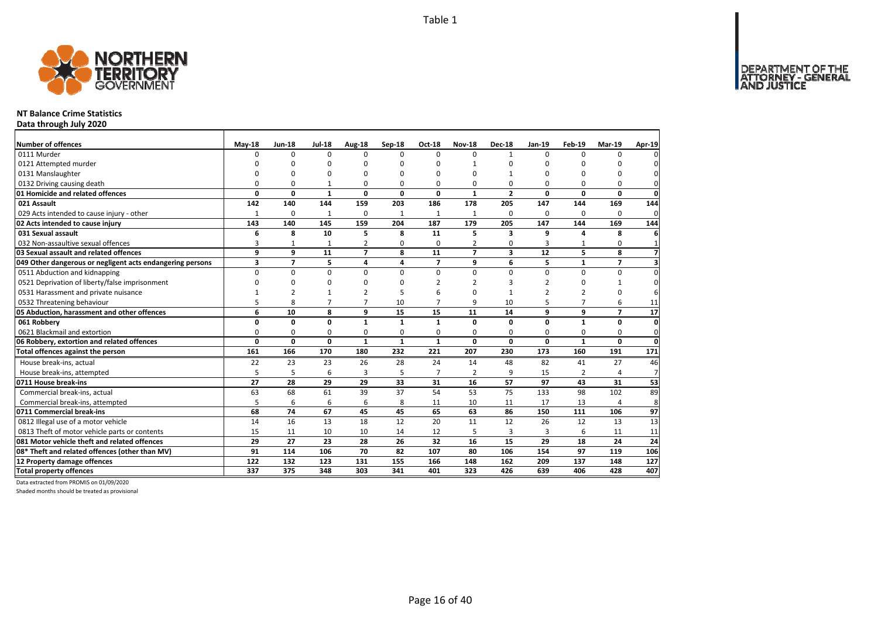Table 1

# NT Balance Crime Statistics

**Data through July 2020**

| Number of offences | May-18 | Jun-18 | Jul-18 | Aug-18 | Sep-18 | Oct-18 | Nov-18 | Dec-18 | Jan-19 | Feb-19 | Mar-19 | Apr-19 |
|---|---|---|---|---|---|---|---|---|---|---|---|---|
| 0111 Murder | 0 | 0 | 0 | 0 | 0 | 0 | 0 | 1 | 0 | 0 | 0 | 0 |
| 0121 Attempted murder | 0 | 0 | 0 | 0 | 0 | 0 | 1 | 0 | 0 | 0 | 0 | 0 |
| 0131 Manslaughter | 0 | 0 | 0 | 0 | 0 | 0 | 0 | 1 | 0 | 0 | 0 | 0 |
| 0132 Driving causing death | 0 | 0 | 1 | 0 | 0 | 0 | 0 | 0 | 0 | 0 | 0 | 0 |
| **01 Homicide and related offences** | **0** | **0** | **1** | **0** | **0** | **0** | **1** | **2** | **0** | **0** | **0** | **0** |
| **021 Assault** | **142** | **140** | **144** | **159** | **203** | **186** | **178** | **205** | **147** | **144** | **169** | **144** |
| 029 Acts intended to cause injury - other | 1 | 0 | 1 | 0 | 1 | 1 | 1 | 0 | 0 | 0 | 0 | 0 |
| **02 Acts intended to cause injury** | **143** | **140** | **145** | **159** | **204** | **187** | **179** | **205** | **147** | **144** | **169** | **144** |
| **031 Sexual assault** | **6** | **8** | **10** | **5** | **8** | **11** | **5** | **3** | **9** | **4** | **8** | **6** |
| 032 Non-assaultive sexual offences | 3 | 1 | 1 | 2 | 0 | 0 | 2 | 0 | 3 | 1 | 0 | 1 |
| **03 Sexual assault and related offences** | **9** | **9** | **11** | **7** | **8** | **11** | **7** | **3** | **12** | **5** | **8** | **7** |
| **049 Other dangerous or negligent acts endangering persons** | **3** | **7** | **5** | **4** | **4** | **7** | **9** | **6** | **5** | **1** | **7** | **3** |
| 0511 Abduction and kidnapping | 0 | 0 | 0 | 0 | 0 | 0 | 0 | 0 | 0 | 0 | 0 | 0 |
| 0521 Deprivation of liberty/false imprisonment | 0 | 0 | 0 | 0 | 0 | 2 | 2 | 3 | 2 | 0 | 1 | 0 |
| 0531 Harassment and private nuisance | 1 | 2 | 1 | 2 | 5 | 6 | 0 | 1 | 2 | 2 | 0 | 6 |
| 0532 Threatening behaviour | 5 | 8 | 7 | 7 | 10 | 7 | 9 | 10 | 5 | 7 | 6 | 11 |
| **05 Abduction, harassment and other offences** | **6** | **10** | **8** | **9** | **15** | **15** | **11** | **14** | **9** | **9** | **7** | **17** |
| **061 Robbery** | **0** | **0** | **0** | **1** | **1** | **1** | **0** | **0** | **0** | **1** | **0** | **0** |
| 0621 Blackmail and extortion | 0 | 0 | 0 | 0 | 0 | 0 | 0 | 0 | 0 | 0 | 0 | 0 |
| **06 Robbery, extortion and related offences** | **0** | **0** | **0** | **1** | **1** | **1** | **0** | **0** | **0** | **1** | **0** | **0** |
| **Total offences against the person** | **161** | **166** | **170** | **180** | **232** | **221** | **207** | **230** | **173** | **160** | **191** | **171** |
| House break-ins, actual | 22 | 23 | 23 | 26 | 28 | 24 | 14 | 48 | 82 | 41 | 27 | 46 |
| House break-ins, attempted | 5 | 5 | 6 | 3 | 5 | 7 | 2 | 9 | 15 | 2 | 4 | 7 |
| **0711 House break-ins** | **27** | **28** | **29** | **29** | **33** | **31** | **16** | **57** | **97** | **43** | **31** | **53** |
| Commercial break-ins, actual | 63 | 68 | 61 | 39 | 37 | 54 | 53 | 75 | 133 | 98 | 102 | 89 |
| Commercial break-ins, attempted | 5 | 6 | 6 | 6 | 8 | 11 | 10 | 11 | 17 | 13 | 4 | 8 |
| **0711 Commercial break-ins** | **68** | **74** | **67** | **45** | **45** | **65** | **63** | **86** | **150** | **111** | **106** | **97** |
| 0812 Illegal use of a motor vehicle | 14 | 16 | 13 | 18 | 12 | 20 | 11 | 12 | 26 | 12 | 13 | 13 |
| 0813 Theft of motor vehicle parts or contents | 15 | 11 | 10 | 10 | 14 | 12 | 5 | 3 | 3 | 6 | 11 | 11 |
| **081 Motor vehicle theft and related offences** | **29** | **27** | **23** | **28** | **26** | **32** | **16** | **15** | **29** | **18** | **24** | **24** |
| **08* Theft and related offences (other than MV)** | **91** | **114** | **106** | **70** | **82** | **107** | **80** | **106** | **154** | **97** | **119** | **106** |
| **12 Property damage offences** | **122** | **132** | **123** | **131** | **155** | **166** | **148** | **162** | **209** | **137** | **148** | **127** |
| **Total property offences** | **337** | **375** | **348** | **303** | **341** | **401** | **323** | **426** | **639** | **406** | **428** | **407** |

Data extracted from PROMIS on 01/09/2020

Shaded months should be treated as provisional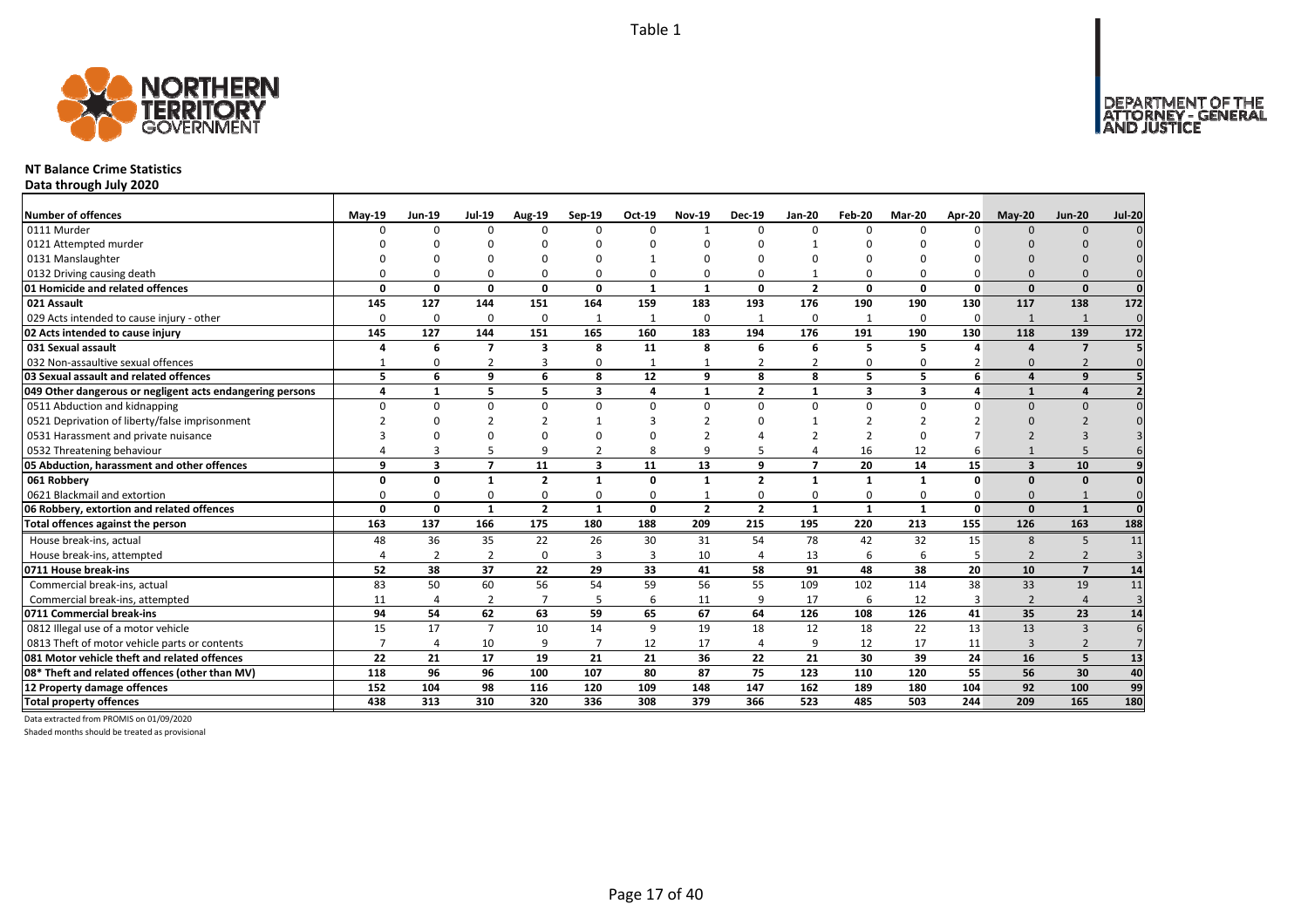Table 1

# NT Balance Crime Statistics

**Data through July 2020**

| Number of offences | May-19 | Jun-19 | Jul-19 | Aug-19 | Sep-19 | Oct-19 | Nov-19 | Dec-19 | Jan-20 | Feb-20 | Mar-20 | Apr-20 | May-20 | Jun-20 | Jul-20 |
|---|---|---|---|---|---|---|---|---|---|---|---|---|---|---|---|
| 0111 Murder | 0 | 0 | 0 | 0 | 0 | 0 | 1 | 0 | 0 | 0 | 0 | 0 | 0 | 0 | 0 |
| 0121 Attempted murder | 0 | 0 | 0 | 0 | 0 | 0 | 0 | 0 | 1 | 0 | 0 | 0 | 0 | 0 | 0 |
| 0131 Manslaughter | 0 | 0 | 0 | 0 | 0 | 1 | 0 | 0 | 0 | 0 | 0 | 0 | 0 | 0 | 0 |
| 0132 Driving causing death | 0 | 0 | 0 | 0 | 0 | 0 | 0 | 0 | 1 | 0 | 0 | 0 | 0 | 0 | 0 |
| **01 Homicide and related offences** | **0** | **0** | **0** | **0** | **0** | **1** | **1** | **0** | **2** | **0** | **0** | **0** | **0** | **0** | **0** |
| **021 Assault** | **145** | **127** | **144** | **151** | **164** | **159** | **183** | **193** | **176** | **190** | **190** | **130** | **117** | **138** | **172** |
| 029 Acts intended to cause injury - other | 0 | 0 | 0 | 0 | 1 | 1 | 0 | 1 | 0 | 1 | 0 | 0 | 1 | 1 | 0 |
| **02 Acts intended to cause injury** | **145** | **127** | **144** | **151** | **165** | **160** | **183** | **194** | **176** | **191** | **190** | **130** | **118** | **139** | **172** |
| **031 Sexual assault** | **4** | **6** | **7** | **3** | **8** | **11** | **8** | **6** | **6** | **5** | **5** | **4** | **4** | **7** | **5** |
| 032 Non-assaultive sexual offences | 1 | 0 | 2 | 3 | 0 | 1 | 1 | 2 | 2 | 0 | 0 | 2 | 0 | 2 | 0 |
| **03 Sexual assault and related offences** | **5** | **6** | **9** | **6** | **8** | **12** | **9** | **8** | **8** | **5** | **5** | **6** | **4** | **9** | **5** |
| **049 Other dangerous or negligent acts endangering persons** | **4** | **1** | **5** | **5** | **3** | **4** | **1** | **2** | **1** | **3** | **3** | **4** | **1** | **4** | **2** |
| 0511 Abduction and kidnapping | 0 | 0 | 0 | 0 | 0 | 0 | 0 | 0 | 0 | 0 | 0 | 0 | 0 | 0 | 0 |
| 0521 Deprivation of liberty/false imprisonment | 2 | 0 | 2 | 2 | 1 | 3 | 2 | 0 | 1 | 2 | 2 | 2 | 0 | 2 | 0 |
| 0531 Harassment and private nuisance | 3 | 0 | 0 | 0 | 0 | 0 | 2 | 4 | 2 | 2 | 0 | 7 | 2 | 3 | 3 |
| 0532 Threatening behaviour | 4 | 3 | 5 | 9 | 2 | 8 | 9 | 5 | 4 | 16 | 12 | 6 | 1 | 5 | 6 |
| **05 Abduction, harassment and other offences** | **9** | **3** | **7** | **11** | **3** | **11** | **13** | **9** | **7** | **20** | **14** | **15** | **3** | **10** | **9** |
| **061 Robbery** | **0** | **0** | **1** | **2** | **1** | **0** | **1** | **2** | **1** | **1** | **1** | **0** | **0** | **0** | **0** |
| 0621 Blackmail and extortion | 0 | 0 | 0 | 0 | 0 | 0 | 1 | 0 | 0 | 0 | 0 | 0 | 0 | 1 | 0 |
| **06 Robbery, extortion and related offences** | **0** | **0** | **1** | **2** | **1** | **0** | **2** | **2** | **1** | **1** | **1** | **0** | **0** | **1** | **0** |
| **Total offences against the person** | **163** | **137** | **166** | **175** | **180** | **188** | **209** | **215** | **195** | **220** | **213** | **155** | **126** | **163** | **188** |
| House break-ins, actual | 48 | 36 | 35 | 22 | 26 | 30 | 31 | 54 | 78 | 42 | 32 | 15 | 8 | 5 | 11 |
| House break-ins, attempted | 4 | 2 | 2 | 0 | 3 | 3 | 10 | 4 | 13 | 6 | 6 | 5 | 2 | 2 | 3 |
| **0711 House break-ins** | **52** | **38** | **37** | **22** | **29** | **33** | **41** | **58** | **91** | **48** | **38** | **20** | **10** | **7** | **14** |
| Commercial break-ins, actual | 83 | 50 | 60 | 56 | 54 | 59 | 56 | 55 | 109 | 102 | 114 | 38 | 33 | 19 | 11 |
| Commercial break-ins, attempted | 11 | 4 | 2 | 7 | 5 | 6 | 11 | 9 | 17 | 6 | 12 | 3 | 2 | 4 | 3 |
| **0711 Commercial break-ins** | **94** | **54** | **62** | **63** | **59** | **65** | **67** | **64** | **126** | **108** | **126** | **41** | **35** | **23** | **14** |
| 0812 Illegal use of a motor vehicle | 15 | 17 | 7 | 10 | 14 | 9 | 19 | 18 | 12 | 18 | 22 | 13 | 13 | 3 | 6 |
| 0813 Theft of motor vehicle parts or contents | 7 | 4 | 10 | 9 | 7 | 12 | 17 | 4 | 9 | 12 | 17 | 11 | 3 | 2 | 7 |
| **081 Motor vehicle theft and related offences** | **22** | **21** | **17** | **19** | **21** | **21** | **36** | **22** | **21** | **30** | **39** | **24** | **16** | **5** | **13** |
| **08* Theft and related offences (other than MV)** | **118** | **96** | **96** | **100** | **107** | **80** | **87** | **75** | **123** | **110** | **120** | **55** | **56** | **30** | **40** |
| **12 Property damage offences** | **152** | **104** | **98** | **116** | **120** | **109** | **148** | **147** | **162** | **189** | **180** | **104** | **92** | **100** | **99** |
| **Total property offences** | **438** | **313** | **310** | **320** | **336** | **308** | **379** | **366** | **523** | **485** | **503** | **244** | **209** | **165** | **180** |

Data extracted from PROMIS on 01/09/2020

Shaded months should be treated as provisional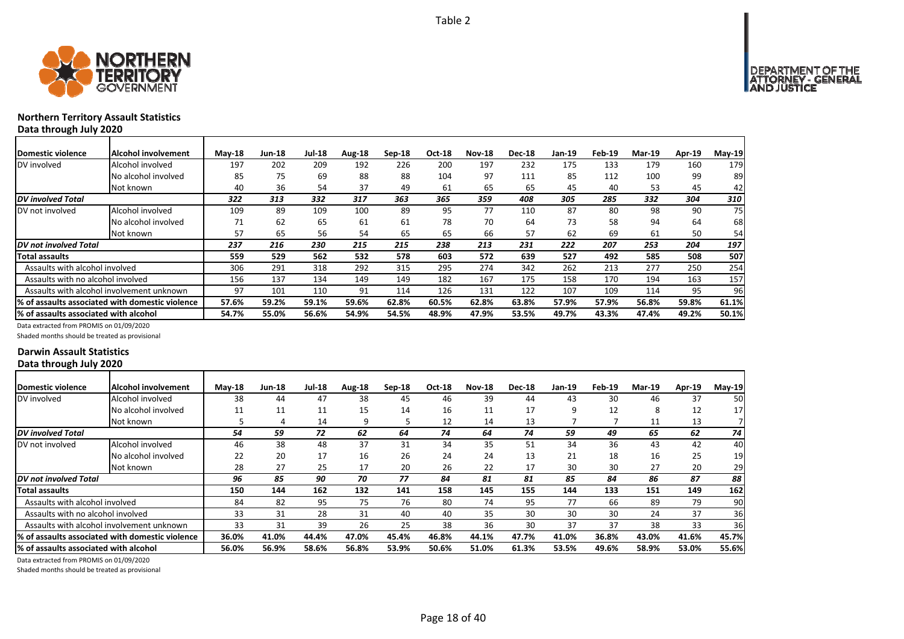Table 2

## Northern Territory Assault Statistics

**Data through July 2020**

| Domestic violence | Alcohol involvement | May-18 | Jun-18 | Jul-18 | Aug-18 | Sep-18 | Oct-18 | Nov-18 | Dec-18 | Jan-19 | Feb-19 | Mar-19 | Apr-19 | May-19 |
|---|---|---|---|---|---|---|---|---|---|---|---|---|---|---|
| DV involved | Alcohol involved | 197 | 202 | 209 | 192 | 226 | 200 | 197 | 232 | 175 | 133 | 179 | 160 | 179 |
| | No alcohol involved | 85 | 75 | 69 | 88 | 88 | 104 | 97 | 111 | 85 | 112 | 100 | 99 | 89 |
| | Not known | 40 | 36 | 54 | 37 | 49 | 61 | 65 | 65 | 45 | 40 | 53 | 45 | 42 |
| *DV involved Total* | | *322* | *313* | *332* | *317* | *363* | *365* | *359* | *408* | *305* | *285* | *332* | *304* | *310* |
| DV not involved | Alcohol involved | 109 | 89 | 109 | 100 | 89 | 95 | 77 | 110 | 87 | 80 | 98 | 90 | 75 |
| | No alcohol involved | 71 | 62 | 65 | 61 | 61 | 78 | 70 | 64 | 73 | 58 | 94 | 64 | 68 |
| | Not known | 57 | 65 | 56 | 54 | 65 | 65 | 66 | 57 | 62 | 69 | 61 | 50 | 54 |
| *DV not involved Total* | | *237* | *216* | *230* | *215* | *215* | *238* | *213* | *231* | *222* | *207* | *253* | *204* | *197* |
| **Total assaults** | | **559** | **529** | **562** | **532** | **578** | **603** | **572** | **639** | **527** | **492** | **585** | **508** | **507** |
| Assaults with alcohol involved | | 306 | 291 | 318 | 292 | 315 | 295 | 274 | 342 | 262 | 213 | 277 | 250 | 254 |
| Assaults with no alcohol involved | | 156 | 137 | 134 | 149 | 149 | 182 | 167 | 175 | 158 | 170 | 194 | 163 | 157 |
| Assaults with alcohol involvement unknown | | 97 | 101 | 110 | 91 | 114 | 126 | 131 | 122 | 107 | 109 | 114 | 95 | 96 |
| **% of assaults associated with domestic violence** | | **57.6%** | **59.2%** | **59.1%** | **59.6%** | **62.8%** | **60.5%** | **62.8%** | **63.8%** | **57.9%** | **57.9%** | **56.8%** | **59.8%** | **61.1%** |
| **% of assaults associated with alcohol** | | **54.7%** | **55.0%** | **56.6%** | **54.9%** | **54.5%** | **48.9%** | **47.9%** | **53.5%** | **49.7%** | **43.3%** | **47.4%** | **49.2%** | **50.1%** |

Data extracted from PROMIS on 01/09/2020

Shaded months should be treated as provisional

## Darwin Assault Statistics

**Data through July 2020**

| Domestic violence | Alcohol involvement | May-18 | Jun-18 | Jul-18 | Aug-18 | Sep-18 | Oct-18 | Nov-18 | Dec-18 | Jan-19 | Feb-19 | Mar-19 | Apr-19 | May-19 |
|---|---|---|---|---|---|---|---|---|---|---|---|---|---|---|
| DV involved | Alcohol involved | 38 | 44 | 47 | 38 | 45 | 46 | 39 | 44 | 43 | 30 | 46 | 37 | 50 |
| | No alcohol involved | 11 | 11 | 11 | 15 | 14 | 16 | 11 | 17 | 9 | 12 | 8 | 12 | 17 |
| | Not known | 5 | 4 | 14 | 9 | 5 | 12 | 14 | 13 | 7 | 7 | 11 | 13 | 7 |
| *DV involved Total* | | *54* | *59* | *72* | *62* | *64* | *74* | *64* | *74* | *59* | *49* | *65* | *62* | *74* |
| DV not involved | Alcohol involved | 46 | 38 | 48 | 37 | 31 | 34 | 35 | 51 | 34 | 36 | 43 | 42 | 40 |
| | No alcohol involved | 22 | 20 | 17 | 16 | 26 | 24 | 24 | 13 | 21 | 18 | 16 | 25 | 19 |
| | Not known | 28 | 27 | 25 | 17 | 20 | 26 | 22 | 17 | 30 | 30 | 27 | 20 | 29 |
| *DV not involved Total* | | *96* | *85* | *90* | *70* | *77* | *84* | *81* | *81* | *85* | *84* | *86* | *87* | *88* |
| **Total assaults** | | **150** | **144** | **162** | **132** | **141** | **158** | **145** | **155** | **144** | **133** | **151** | **149** | **162** |
| Assaults with alcohol involved | | 84 | 82 | 95 | 75 | 76 | 80 | 74 | 95 | 77 | 66 | 89 | 79 | 90 |
| Assaults with no alcohol involved | | 33 | 31 | 28 | 31 | 40 | 40 | 35 | 30 | 30 | 30 | 24 | 37 | 36 |
| Assaults with alcohol involvement unknown | | 33 | 31 | 39 | 26 | 25 | 38 | 36 | 30 | 37 | 37 | 38 | 33 | 36 |
| **% of assaults associated with domestic violence** | | **36.0%** | **41.0%** | **44.4%** | **47.0%** | **45.4%** | **46.8%** | **44.1%** | **47.7%** | **41.0%** | **36.8%** | **43.0%** | **41.6%** | **45.7%** |
| **% of assaults associated with alcohol** | | **56.0%** | **56.9%** | **58.6%** | **56.8%** | **53.9%** | **50.6%** | **51.0%** | **61.3%** | **53.5%** | **49.6%** | **58.9%** | **53.0%** | **55.6%** |

Data extracted from PROMIS on 01/09/2020

Shaded months should be treated as provisional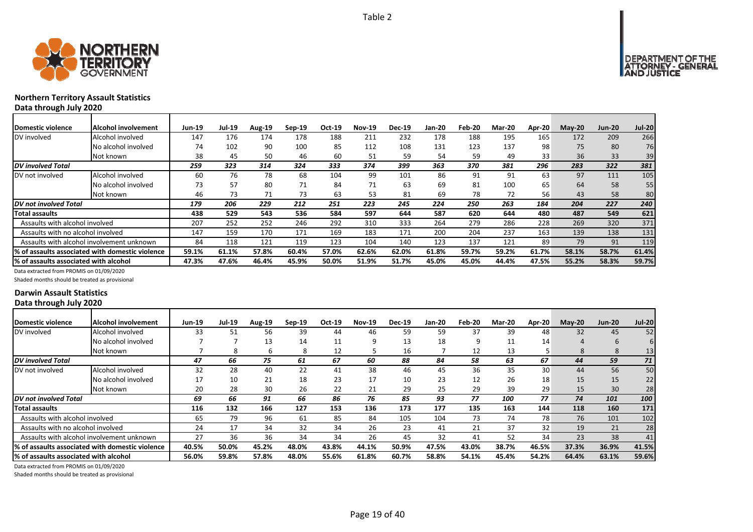Table 2

### Northern Territory Assault Statistics

**Data through July 2020**

| Domestic violence | Alcohol involvement | Jun-19 | Jul-19 | Aug-19 | Sep-19 | Oct-19 | Nov-19 | Dec-19 | Jan-20 | Feb-20 | Mar-20 | Apr-20 | May-20 | Jun-20 | Jul-20 |
|---|---|---|---|---|---|---|---|---|---|---|---|---|---|---|---|
| DV involved | Alcohol involved | 147 | 176 | 174 | 178 | 188 | 211 | 232 | 178 | 188 | 195 | 165 | 172 | 209 | 266 |
| | No alcohol involved | 74 | 102 | 90 | 100 | 85 | 112 | 108 | 131 | 123 | 137 | 98 | 75 | 80 | 76 |
| | Not known | 38 | 45 | 50 | 46 | 60 | 51 | 59 | 54 | 59 | 49 | 33 | 36 | 33 | 39 |
| ***DV involved Total*** | | ***259*** | ***323*** | ***314*** | ***324*** | ***333*** | ***374*** | ***399*** | ***363*** | ***370*** | ***381*** | ***296*** | ***283*** | ***322*** | ***381*** |
| DV not involved | Alcohol involved | 60 | 76 | 78 | 68 | 104 | 99 | 101 | 86 | 91 | 91 | 63 | 97 | 111 | 105 |
| | No alcohol involved | 73 | 57 | 80 | 71 | 84 | 71 | 63 | 69 | 81 | 100 | 65 | 64 | 58 | 55 |
| | Not known | 46 | 73 | 71 | 73 | 63 | 53 | 81 | 69 | 78 | 72 | 56 | 43 | 58 | 80 |
| ***DV not involved Total*** | | ***179*** | ***206*** | ***229*** | ***212*** | ***251*** | ***223*** | ***245*** | ***224*** | ***250*** | ***263*** | ***184*** | ***204*** | ***227*** | ***240*** |
| **Total assaults** | | **438** | **529** | **543** | **536** | **584** | **597** | **644** | **587** | **620** | **644** | **480** | **487** | **549** | **621** |
| Assaults with alcohol involved | | 207 | 252 | 252 | 246 | 292 | 310 | 333 | 264 | 279 | 286 | 228 | 269 | 320 | 371 |
| Assaults with no alcohol involved | | 147 | 159 | 170 | 171 | 169 | 183 | 171 | 200 | 204 | 237 | 163 | 139 | 138 | 131 |
| Assaults with alcohol involvement unknown | | 84 | 118 | 121 | 119 | 123 | 104 | 140 | 123 | 137 | 121 | 89 | 79 | 91 | 119 |
| **% of assaults associated with domestic violence** | | **59.1%** | **61.1%** | **57.8%** | **60.4%** | **57.0%** | **62.6%** | **62.0%** | **61.8%** | **59.7%** | **59.2%** | **61.7%** | **58.1%** | **58.7%** | **61.4%** |
| **% of assaults associated with alcohol** | | **47.3%** | **47.6%** | **46.4%** | **45.9%** | **50.0%** | **51.9%** | **51.7%** | **45.0%** | **45.0%** | **44.4%** | **47.5%** | **55.2%** | **58.3%** | **59.7%** |

Data extracted from PROMIS on 01/09/2020

Shaded months should be treated as provisional

### Darwin Assault Statistics

**Data through July 2020**

| Domestic violence | Alcohol involvement | Jun-19 | Jul-19 | Aug-19 | Sep-19 | Oct-19 | Nov-19 | Dec-19 | Jan-20 | Feb-20 | Mar-20 | Apr-20 | May-20 | Jun-20 | Jul-20 |
|---|---|---|---|---|---|---|---|---|---|---|---|---|---|---|---|
| DV involved | Alcohol involved | 33 | 51 | 56 | 39 | 44 | 46 | 59 | 59 | 37 | 39 | 48 | 32 | 45 | 52 |
| | No alcohol involved | 7 | 7 | 13 | 14 | 11 | 9 | 13 | 18 | 9 | 11 | 14 | 4 | 6 | 6 |
| | Not known | 7 | 8 | 6 | 8 | 12 | 5 | 16 | 7 | 12 | 13 | 5 | 8 | 8 | 13 |
| ***DV involved Total*** | | ***47*** | ***66*** | ***75*** | ***61*** | ***67*** | ***60*** | ***88*** | ***84*** | ***58*** | ***63*** | ***67*** | ***44*** | ***59*** | ***71*** |
| DV not involved | Alcohol involved | 32 | 28 | 40 | 22 | 41 | 38 | 46 | 45 | 36 | 35 | 30 | 44 | 56 | 50 |
| | No alcohol involved | 17 | 10 | 21 | 18 | 23 | 17 | 10 | 23 | 12 | 26 | 18 | 15 | 15 | 22 |
| | Not known | 20 | 28 | 30 | 26 | 22 | 21 | 29 | 25 | 29 | 39 | 29 | 15 | 30 | 28 |
| ***DV not involved Total*** | | ***69*** | ***66*** | ***91*** | ***66*** | ***86*** | ***76*** | ***85*** | ***93*** | ***77*** | ***100*** | ***77*** | ***74*** | ***101*** | ***100*** |
| **Total assaults** | | **116** | **132** | **166** | **127** | **153** | **136** | **173** | **177** | **135** | **163** | **144** | **118** | **160** | **171** |
| Assaults with alcohol involved | | 65 | 79 | 96 | 61 | 85 | 84 | 105 | 104 | 73 | 74 | 78 | 76 | 101 | 102 |
| Assaults with no alcohol involved | | 24 | 17 | 34 | 32 | 34 | 26 | 23 | 41 | 21 | 37 | 32 | 19 | 21 | 28 |
| Assaults with alcohol involvement unknown | | 27 | 36 | 36 | 34 | 34 | 26 | 45 | 32 | 41 | 52 | 34 | 23 | 38 | 41 |
| **% of assaults associated with domestic violence** | | **40.5%** | **50.0%** | **45.2%** | **48.0%** | **43.8%** | **44.1%** | **50.9%** | **47.5%** | **43.0%** | **38.7%** | **46.5%** | **37.3%** | **36.9%** | **41.5%** |
| **% of assaults associated with alcohol** | | **56.0%** | **59.8%** | **57.8%** | **48.0%** | **55.6%** | **61.8%** | **60.7%** | **58.8%** | **54.1%** | **45.4%** | **54.2%** | **64.4%** | **63.1%** | **59.6%** |

Data extracted from PROMIS on 01/09/2020

Shaded months should be treated as provisional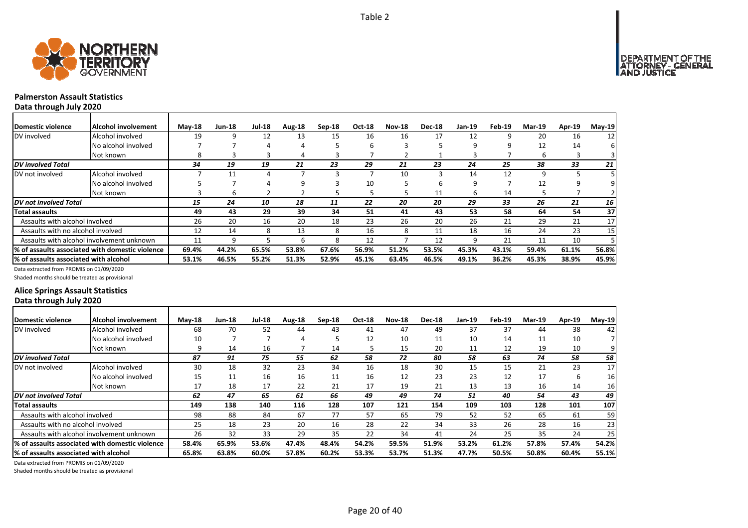Table 2

## Palmerston Assault Statistics

**Data through July 2020**

| Domestic violence | Alcohol involvement | May-18 | Jun-18 | Jul-18 | Aug-18 | Sep-18 | Oct-18 | Nov-18 | Dec-18 | Jan-19 | Feb-19 | Mar-19 | Apr-19 | May-19 |
|---|---|---|---|---|---|---|---|---|---|---|---|---|---|---|
| DV involved | Alcohol involved | 19 | 9 | 12 | 13 | 15 | 16 | 16 | 17 | 12 | 9 | 20 | 16 | 12 |
| | No alcohol involved | 7 | 7 | 4 | 4 | 5 | 6 | 3 | 5 | 9 | 9 | 12 | 14 | 6 |
| | Not known | 8 | 3 | 3 | 4 | 3 | 7 | 2 | 1 | 3 | 7 | 6 | 3 | 3 |
| *DV involved Total* | | *34* | *19* | *19* | *21* | *23* | *29* | *21* | *23* | *24* | *25* | *38* | *33* | *21* |
| DV not involved | Alcohol involved | 7 | 11 | 4 | 7 | 3 | 7 | 10 | 3 | 14 | 12 | 9 | 5 | 5 |
| | No alcohol involved | 5 | 7 | 4 | 9 | 3 | 10 | 5 | 6 | 9 | 7 | 12 | 9 | 9 |
| | Not known | 3 | 6 | 2 | 2 | 5 | 5 | 5 | 11 | 6 | 14 | 5 | 7 | 2 |
| *DV not involved Total* | | *15* | *24* | *10* | *18* | *11* | *22* | *20* | *20* | *29* | *33* | *26* | *21* | *16* |
| **Total assaults** | | **49** | **43** | **29** | **39** | **34** | **51** | **41** | **43** | **53** | **58** | **64** | **54** | **37** |
| Assaults with alcohol involved | | 26 | 20 | 16 | 20 | 18 | 23 | 26 | 20 | 26 | 21 | 29 | 21 | 17 |
| Assaults with no alcohol involved | | 12 | 14 | 8 | 13 | 8 | 16 | 8 | 11 | 18 | 16 | 24 | 23 | 15 |
| Assaults with alcohol involvement unknown | | 11 | 9 | 5 | 6 | 8 | 12 | 7 | 12 | 9 | 21 | 11 | 10 | 5 |
| **% of assaults associated with domestic violence** | | **69.4%** | **44.2%** | **65.5%** | **53.8%** | **67.6%** | **56.9%** | **51.2%** | **53.5%** | **45.3%** | **43.1%** | **59.4%** | **61.1%** | **56.8%** |
| **% of assaults associated with alcohol** | | **53.1%** | **46.5%** | **55.2%** | **51.3%** | **52.9%** | **45.1%** | **63.4%** | **46.5%** | **49.1%** | **36.2%** | **45.3%** | **38.9%** | **45.9%** |

Data extracted from PROMIS on 01/09/2020

Shaded months should be treated as provisional

## Alice Springs Assault Statistics

**Data through July 2020**

| Domestic violence | Alcohol involvement | May-18 | Jun-18 | Jul-18 | Aug-18 | Sep-18 | Oct-18 | Nov-18 | Dec-18 | Jan-19 | Feb-19 | Mar-19 | Apr-19 | May-19 |
|---|---|---|---|---|---|---|---|---|---|---|---|---|---|---|
| DV involved | Alcohol involved | 68 | 70 | 52 | 44 | 43 | 41 | 47 | 49 | 37 | 37 | 44 | 38 | 42 |
| | No alcohol involved | 10 | 7 | 7 | 4 | 5 | 12 | 10 | 11 | 10 | 14 | 11 | 10 | 7 |
| | Not known | 9 | 14 | 16 | 7 | 14 | 5 | 15 | 20 | 11 | 12 | 19 | 10 | 9 |
| *DV involved Total* | | *87* | *91* | *75* | *55* | *62* | *58* | *72* | *80* | *58* | *63* | *74* | *58* | *58* |
| DV not involved | Alcohol involved | 30 | 18 | 32 | 23 | 34 | 16 | 18 | 30 | 15 | 15 | 21 | 23 | 17 |
| | No alcohol involved | 15 | 11 | 16 | 16 | 11 | 16 | 12 | 23 | 23 | 12 | 17 | 6 | 16 |
| | Not known | 17 | 18 | 17 | 22 | 21 | 17 | 19 | 21 | 13 | 13 | 16 | 14 | 16 |
| *DV not involved Total* | | *62* | *47* | *65* | *61* | *66* | *49* | *49* | *74* | *51* | *40* | *54* | *43* | *49* |
| **Total assaults** | | **149** | **138** | **140** | **116** | **128** | **107** | **121** | **154** | **109** | **103** | **128** | **101** | **107** |
| Assaults with alcohol involved | | 98 | 88 | 84 | 67 | 77 | 57 | 65 | 79 | 52 | 52 | 65 | 61 | 59 |
| Assaults with no alcohol involved | | 25 | 18 | 23 | 20 | 16 | 28 | 22 | 34 | 33 | 26 | 28 | 16 | 23 |
| Assaults with alcohol involvement unknown | | 26 | 32 | 33 | 29 | 35 | 22 | 34 | 41 | 24 | 25 | 35 | 24 | 25 |
| **% of assaults associated with domestic violence** | | **58.4%** | **65.9%** | **53.6%** | **47.4%** | **48.4%** | **54.2%** | **59.5%** | **51.9%** | **53.2%** | **61.2%** | **57.8%** | **57.4%** | **54.2%** |
| **% of assaults associated with alcohol** | | **65.8%** | **63.8%** | **60.0%** | **57.8%** | **60.2%** | **53.3%** | **53.7%** | **51.3%** | **47.7%** | **50.5%** | **50.8%** | **60.4%** | **55.1%** |

Data extracted from PROMIS on 01/09/2020

Shaded months should be treated as provisional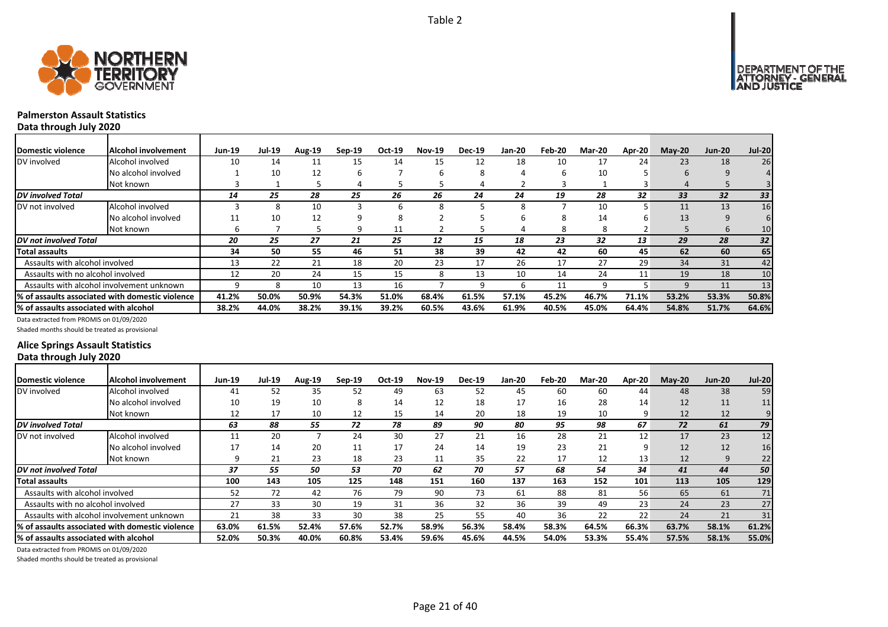Table 2

## Palmerston Assault Statistics

**Data through July 2020**

| Domestic violence | Alcohol involvement | Jun-19 | Jul-19 | Aug-19 | Sep-19 | Oct-19 | Nov-19 | Dec-19 | Jan-20 | Feb-20 | Mar-20 | Apr-20 | May-20 | Jun-20 | Jul-20 |
|---|---|---|---|---|---|---|---|---|---|---|---|---|---|---|---|
| DV involved | Alcohol involved | 10 | 14 | 11 | 15 | 14 | 15 | 12 | 18 | 10 | 17 | 24 | 23 | 18 | 26 |
| | No alcohol involved | 1 | 10 | 12 | 6 | 7 | 6 | 8 | 4 | 6 | 10 | 5 | 6 | 9 | 4 |
| | Not known | 3 | 1 | 5 | 4 | 5 | 5 | 4 | 2 | 3 | 1 | 3 | 4 | 5 | 3 |
| *DV involved Total* | | *14* | *25* | *28* | *25* | *26* | *26* | *24* | *24* | *19* | *28* | *32* | *33* | *32* | *33* |
| DV not involved | Alcohol involved | 3 | 8 | 10 | 3 | 6 | 8 | 5 | 8 | 7 | 10 | 5 | 11 | 13 | 16 |
| | No alcohol involved | 11 | 10 | 12 | 9 | 8 | 2 | 5 | 6 | 8 | 14 | 6 | 13 | 9 | 6 |
| | Not known | 6 | 7 | 5 | 9 | 11 | 2 | 5 | 4 | 8 | 8 | 2 | 5 | 6 | 10 |
| *DV not involved Total* | | *20* | *25* | *27* | *21* | *25* | *12* | *15* | *18* | *23* | *32* | *13* | *29* | *28* | *32* |
| **Total assaults** | | **34** | **50** | **55** | **46** | **51** | **38** | **39** | **42** | **42** | **60** | **45** | **62** | **60** | **65** |
| Assaults with alcohol involved | | 13 | 22 | 21 | 18 | 20 | 23 | 17 | 26 | 17 | 27 | 29 | 34 | 31 | 42 |
| Assaults with no alcohol involved | | 12 | 20 | 24 | 15 | 15 | 8 | 13 | 10 | 14 | 24 | 11 | 19 | 18 | 10 |
| Assaults with alcohol involvement unknown | | 9 | 8 | 10 | 13 | 16 | 7 | 9 | 6 | 11 | 9 | 5 | 9 | 11 | 13 |
| **% of assaults associated with domestic violence** | | **41.2%** | **50.0%** | **50.9%** | **54.3%** | **51.0%** | **68.4%** | **61.5%** | **57.1%** | **45.2%** | **46.7%** | **71.1%** | **53.2%** | **53.3%** | **50.8%** |
| **% of assaults associated with alcohol** | | **38.2%** | **44.0%** | **38.2%** | **39.1%** | **39.2%** | **60.5%** | **43.6%** | **61.9%** | **40.5%** | **45.0%** | **64.4%** | **54.8%** | **51.7%** | **64.6%** |

Data extracted from PROMIS on 01/09/2020

Shaded months should be treated as provisional

## Alice Springs Assault Statistics

**Data through July 2020**

| Domestic violence | Alcohol involvement | Jun-19 | Jul-19 | Aug-19 | Sep-19 | Oct-19 | Nov-19 | Dec-19 | Jan-20 | Feb-20 | Mar-20 | Apr-20 | May-20 | Jun-20 | Jul-20 |
|---|---|---|---|---|---|---|---|---|---|---|---|---|---|---|---|
| DV involved | Alcohol involved | 41 | 52 | 35 | 52 | 49 | 63 | 52 | 45 | 60 | 60 | 44 | 48 | 38 | 59 |
| | No alcohol involved | 10 | 19 | 10 | 8 | 14 | 12 | 18 | 17 | 16 | 28 | 14 | 12 | 11 | 11 |
| | Not known | 12 | 17 | 10 | 12 | 15 | 14 | 20 | 18 | 19 | 10 | 9 | 12 | 12 | 9 |
| *DV involved Total* | | *63* | *88* | *55* | *72* | *78* | *89* | *90* | *80* | *95* | *98* | *67* | *72* | *61* | *79* |
| DV not involved | Alcohol involved | 11 | 20 | 7 | 24 | 30 | 27 | 21 | 16 | 28 | 21 | 12 | 17 | 23 | 12 |
| | No alcohol involved | 17 | 14 | 20 | 11 | 17 | 24 | 14 | 19 | 23 | 21 | 9 | 12 | 12 | 16 |
| | Not known | 9 | 21 | 23 | 18 | 23 | 11 | 35 | 22 | 17 | 12 | 13 | 12 | 9 | 22 |
| *DV not involved Total* | | *37* | *55* | *50* | *53* | *70* | *62* | *70* | *57* | *68* | *54* | *34* | *41* | *44* | *50* |
| **Total assaults** | | **100** | **143** | **105** | **125** | **148** | **151** | **160** | **137** | **163** | **152** | **101** | **113** | **105** | **129** |
| Assaults with alcohol involved | | 52 | 72 | 42 | 76 | 79 | 90 | 73 | 61 | 88 | 81 | 56 | 65 | 61 | 71 |
| Assaults with no alcohol involved | | 27 | 33 | 30 | 19 | 31 | 36 | 32 | 36 | 39 | 49 | 23 | 24 | 23 | 27 |
| Assaults with alcohol involvement unknown | | 21 | 38 | 33 | 30 | 38 | 25 | 55 | 40 | 36 | 22 | 22 | 24 | 21 | 31 |
| **% of assaults associated with domestic violence** | | **63.0%** | **61.5%** | **52.4%** | **57.6%** | **52.7%** | **58.9%** | **56.3%** | **58.4%** | **58.3%** | **64.5%** | **66.3%** | **63.7%** | **58.1%** | **61.2%** |
| **% of assaults associated with alcohol** | | **52.0%** | **50.3%** | **40.0%** | **60.8%** | **53.4%** | **59.6%** | **45.6%** | **44.5%** | **54.0%** | **53.3%** | **55.4%** | **57.5%** | **58.1%** | **55.0%** |

Data extracted from PROMIS on 01/09/2020

Shaded months should be treated as provisional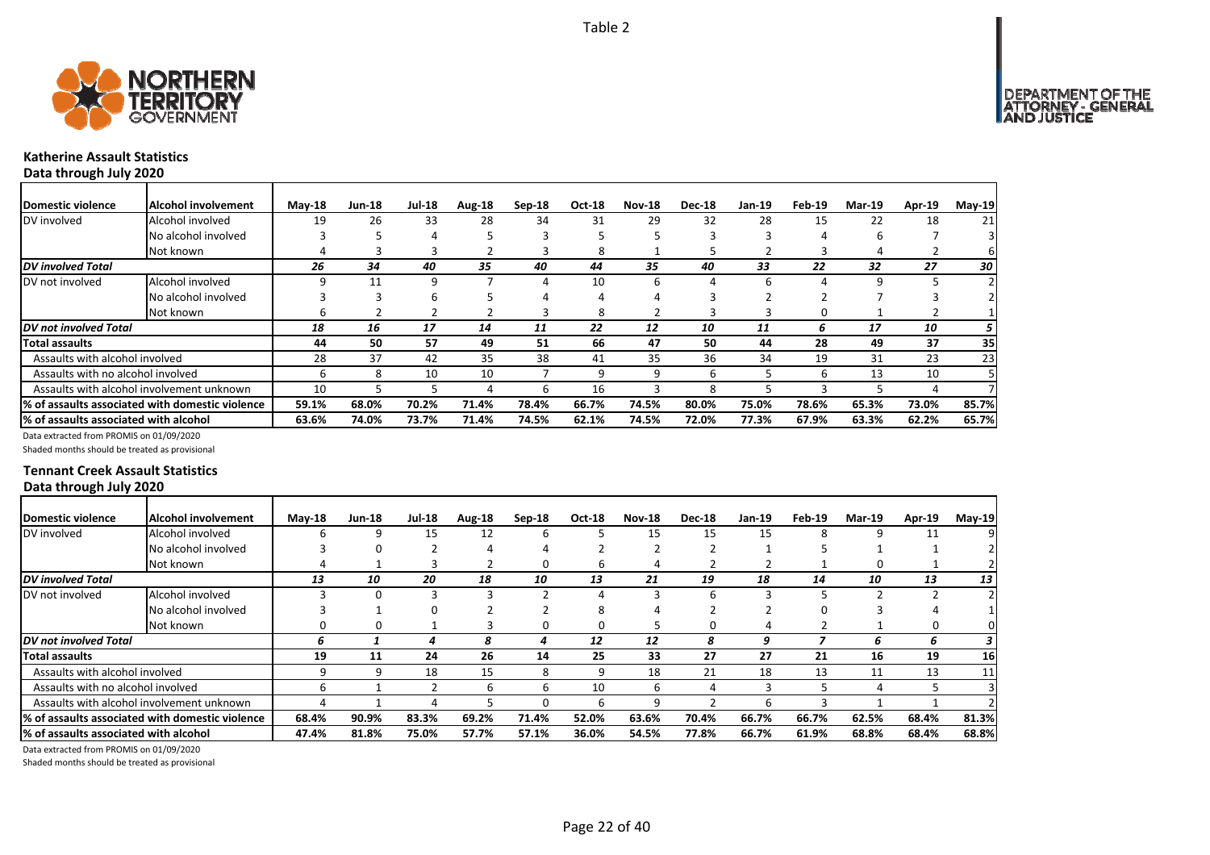Table 2

## Katherine Assault Statistics

**Data through July 2020**

| Domestic violence | Alcohol involvement | May-18 | Jun-18 | Jul-18 | Aug-18 | Sep-18 | Oct-18 | Nov-18 | Dec-18 | Jan-19 | Feb-19 | Mar-19 | Apr-19 | May-19 |
|---|---|---|---|---|---|---|---|---|---|---|---|---|---|---|
| DV involved | Alcohol involved | 19 | 26 | 33 | 28 | 34 | 31 | 29 | 32 | 28 | 15 | 22 | 18 | 21 |
| | No alcohol involved | 3 | 5 | 4 | 5 | 3 | 5 | 5 | 3 | 3 | 4 | 6 | 7 | 3 |
| | Not known | 4 | 3 | 3 | 2 | 3 | 8 | 1 | 5 | 2 | 3 | 4 | 2 | 6 |
| ***DV involved Total*** | | *26* | *34* | *40* | *35* | *40* | *44* | *35* | *40* | *33* | *22* | *32* | *27* | *30* |
| DV not involved | Alcohol involved | 9 | 11 | 9 | 7 | 4 | 10 | 6 | 4 | 6 | 4 | 9 | 5 | 2 |
| | No alcohol involved | 3 | 3 | 6 | 5 | 4 | 4 | 4 | 3 | 2 | 2 | 7 | 3 | 2 |
| | Not known | 6 | 2 | 2 | 2 | 3 | 8 | 2 | 3 | 3 | 0 | 1 | 2 | 1 |
| ***DV not involved Total*** | | *18* | *16* | *17* | *14* | *11* | *22* | *12* | *10* | *11* | *6* | *17* | *10* | *5* |
| **Total assaults** | | **44** | **50** | **57** | **49** | **51** | **66** | **47** | **50** | **44** | **28** | **49** | **37** | **35** |
| Assaults with alcohol involved | | 28 | 37 | 42 | 35 | 38 | 41 | 35 | 36 | 34 | 19 | 31 | 23 | 23 |
| Assaults with no alcohol involved | | 6 | 8 | 10 | 10 | 7 | 9 | 9 | 6 | 5 | 6 | 13 | 10 | 5 |
| Assaults with alcohol involvement unknown | | 10 | 5 | 5 | 4 | 6 | 16 | 3 | 8 | 5 | 3 | 5 | 4 | 7 |
| **% of assaults associated with domestic violence** | | **59.1%** | **68.0%** | **70.2%** | **71.4%** | **78.4%** | **66.7%** | **74.5%** | **80.0%** | **75.0%** | **78.6%** | **65.3%** | **73.0%** | **85.7%** |
| **% of assaults associated with alcohol** | | **63.6%** | **74.0%** | **73.7%** | **71.4%** | **74.5%** | **62.1%** | **74.5%** | **72.0%** | **77.3%** | **67.9%** | **63.3%** | **62.2%** | **65.7%** |

Data extracted from PROMIS on 01/09/2020

Shaded months should be treated as provisional

## Tennant Creek Assault Statistics

**Data through July 2020**

| Domestic violence | Alcohol involvement | May-18 | Jun-18 | Jul-18 | Aug-18 | Sep-18 | Oct-18 | Nov-18 | Dec-18 | Jan-19 | Feb-19 | Mar-19 | Apr-19 | May-19 |
|---|---|---|---|---|---|---|---|---|---|---|---|---|---|---|
| DV involved | Alcohol involved | 6 | 9 | 15 | 12 | 6 | 5 | 15 | 15 | 15 | 8 | 9 | 11 | 9 |
| | No alcohol involved | 3 | 0 | 2 | 4 | 4 | 2 | 2 | 2 | 1 | 5 | 1 | 1 | 2 |
| | Not known | 4 | 1 | 3 | 2 | 0 | 6 | 4 | 2 | 2 | 1 | 0 | 1 | 2 |
| ***DV involved Total*** | | *13* | *10* | *20* | *18* | *10* | *13* | *21* | *19* | *18* | *14* | *10* | *13* | *13* |
| DV not involved | Alcohol involved | 3 | 0 | 3 | 3 | 2 | 4 | 3 | 6 | 3 | 5 | 2 | 2 | 2 |
| | No alcohol involved | 3 | 1 | 0 | 2 | 2 | 8 | 4 | 2 | 2 | 0 | 3 | 4 | 1 |
| | Not known | 0 | 0 | 1 | 3 | 0 | 0 | 5 | 0 | 4 | 2 | 1 | 0 | 0 |
| ***DV not involved Total*** | | *6* | *1* | *4* | *8* | *4* | *12* | *12* | *8* | *9* | *7* | *6* | *6* | *3* |
| **Total assaults** | | **19** | **11** | **24** | **26** | **14** | **25** | **33** | **27** | **27** | **21** | **16** | **19** | **16** |
| Assaults with alcohol involved | | 9 | 9 | 18 | 15 | 8 | 9 | 18 | 21 | 18 | 13 | 11 | 13 | 11 |
| Assaults with no alcohol involved | | 6 | 1 | 2 | 6 | 6 | 10 | 6 | 4 | 3 | 5 | 4 | 5 | 3 |
| Assaults with alcohol involvement unknown | | 4 | 1 | 4 | 5 | 0 | 6 | 9 | 2 | 6 | 3 | 1 | 1 | 2 |
| **% of assaults associated with domestic violence** | | **68.4%** | **90.9%** | **83.3%** | **69.2%** | **71.4%** | **52.0%** | **63.6%** | **70.4%** | **66.7%** | **66.7%** | **62.5%** | **68.4%** | **81.3%** |
| **% of assaults associated with alcohol** | | **47.4%** | **81.8%** | **75.0%** | **57.7%** | **57.1%** | **36.0%** | **54.5%** | **77.8%** | **66.7%** | **61.9%** | **68.8%** | **68.4%** | **68.8%** |

Data extracted from PROMIS on 01/09/2020

Shaded months should be treated as provisional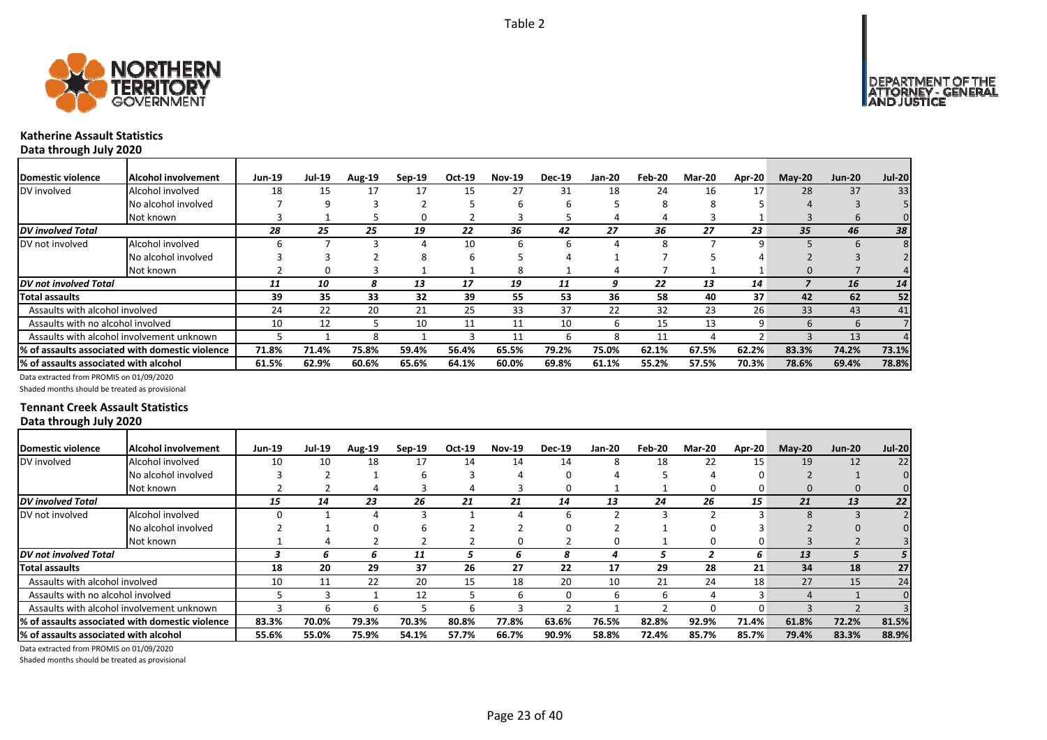Table 2

## Katherine Assault Statistics

### Data through July 2020

| Domestic violence | Alcohol involvement | Jun-19 | Jul-19 | Aug-19 | Sep-19 | Oct-19 | Nov-19 | Dec-19 | Jan-20 | Feb-20 | Mar-20 | Apr-20 | May-20 | Jun-20 | Jul-20 |
|---|---|---|---|---|---|---|---|---|---|---|---|---|---|---|---|
| DV involved | Alcohol involved | 18 | 15 | 17 | 17 | 15 | 27 | 31 | 18 | 24 | 16 | 17 | 28 | 37 | 33 |
| | No alcohol involved | 7 | 9 | 3 | 2 | 5 | 6 | 6 | 5 | 8 | 8 | 5 | 4 | 3 | 5 |
| | Not known | 3 | 1 | 5 | 0 | 2 | 3 | 5 | 4 | 4 | 3 | 1 | 3 | 6 | 0 |
| ***DV involved Total*** | | ***28*** | ***25*** | ***25*** | ***19*** | ***22*** | ***36*** | ***42*** | ***27*** | ***36*** | ***27*** | ***23*** | ***35*** | ***46*** | ***38*** |
| DV not involved | Alcohol involved | 6 | 7 | 3 | 4 | 10 | 6 | 6 | 4 | 8 | 7 | 9 | 5 | 6 | 8 |
| | No alcohol involved | 3 | 3 | 2 | 8 | 6 | 5 | 4 | 1 | 7 | 5 | 4 | 2 | 3 | 2 |
| | Not known | 2 | 0 | 3 | 1 | 1 | 8 | 1 | 4 | 7 | 1 | 1 | 0 | 7 | 4 |
| ***DV not involved Total*** | | ***11*** | ***10*** | ***8*** | ***13*** | ***17*** | ***19*** | ***11*** | ***9*** | ***22*** | ***13*** | ***14*** | ***7*** | ***16*** | ***14*** |
| **Total assaults** | | **39** | **35** | **33** | **32** | **39** | **55** | **53** | **36** | **58** | **40** | **37** | **42** | **62** | **52** |
| Assaults with alcohol involved | | 24 | 22 | 20 | 21 | 25 | 33 | 37 | 22 | 32 | 23 | 26 | 33 | 43 | 41 |
| Assaults with no alcohol involved | | 10 | 12 | 5 | 10 | 11 | 11 | 10 | 6 | 15 | 13 | 9 | 6 | 6 | 7 |
| Assaults with alcohol involvement unknown | | 5 | 1 | 8 | 1 | 3 | 11 | 6 | 8 | 11 | 4 | 2 | 3 | 13 | 4 |
| **% of assaults associated with domestic violence** | | **71.8%** | **71.4%** | **75.8%** | **59.4%** | **56.4%** | **65.5%** | **79.2%** | **75.0%** | **62.1%** | **67.5%** | **62.2%** | **83.3%** | **74.2%** | **73.1%** |
| **% of assaults associated with alcohol** | | **61.5%** | **62.9%** | **60.6%** | **65.6%** | **64.1%** | **60.0%** | **69.8%** | **61.1%** | **55.2%** | **57.5%** | **70.3%** | **78.6%** | **69.4%** | **78.8%** |

Data extracted from PROMIS on 01/09/2020

Shaded months should be treated as provisional

## Tennant Creek Assault Statistics

### Data through July 2020

| Domestic violence | Alcohol involvement | Jun-19 | Jul-19 | Aug-19 | Sep-19 | Oct-19 | Nov-19 | Dec-19 | Jan-20 | Feb-20 | Mar-20 | Apr-20 | May-20 | Jun-20 | Jul-20 |
|---|---|---|---|---|---|---|---|---|---|---|---|---|---|---|---|
| DV involved | Alcohol involved | 10 | 10 | 18 | 17 | 14 | 14 | 14 | 8 | 18 | 22 | 15 | 19 | 12 | 22 |
| | No alcohol involved | 3 | 2 | 1 | 6 | 3 | 4 | 0 | 4 | 5 | 4 | 0 | 2 | 1 | 0 |
| | Not known | 2 | 2 | 4 | 3 | 4 | 3 | 0 | 1 | 1 | 0 | 0 | 0 | 0 | 0 |
| ***DV involved Total*** | | ***15*** | ***14*** | ***23*** | ***26*** | ***21*** | ***21*** | ***14*** | ***13*** | ***24*** | ***26*** | ***15*** | ***21*** | ***13*** | ***22*** |
| DV not involved | Alcohol involved | 0 | 1 | 4 | 3 | 1 | 4 | 6 | 2 | 3 | 2 | 3 | 8 | 3 | 2 |
| | No alcohol involved | 2 | 1 | 0 | 6 | 2 | 2 | 0 | 2 | 1 | 0 | 3 | 2 | 0 | 0 |
| | Not known | 1 | 4 | 2 | 2 | 2 | 0 | 2 | 0 | 1 | 0 | 0 | 3 | 2 | 3 |
| ***DV not involved Total*** | | ***3*** | ***6*** | ***6*** | ***11*** | ***5*** | ***6*** | ***8*** | ***4*** | ***5*** | ***2*** | ***6*** | ***13*** | ***5*** | ***5*** |
| **Total assaults** | | **18** | **20** | **29** | **37** | **26** | **27** | **22** | **17** | **29** | **28** | **21** | **34** | **18** | **27** |
| Assaults with alcohol involved | | 10 | 11 | 22 | 20 | 15 | 18 | 20 | 10 | 21 | 24 | 18 | 27 | 15 | 24 |
| Assaults with no alcohol involved | | 5 | 3 | 1 | 12 | 5 | 6 | 0 | 6 | 6 | 4 | 3 | 4 | 1 | 0 |
| Assaults with alcohol involvement unknown | | 3 | 6 | 6 | 5 | 6 | 3 | 2 | 1 | 2 | 0 | 0 | 3 | 2 | 3 |
| **% of assaults associated with domestic violence** | | **83.3%** | **70.0%** | **79.3%** | **70.3%** | **80.8%** | **77.8%** | **63.6%** | **76.5%** | **82.8%** | **92.9%** | **71.4%** | **61.8%** | **72.2%** | **81.5%** |
| **% of assaults associated with alcohol** | | **55.6%** | **55.0%** | **75.9%** | **54.1%** | **57.7%** | **66.7%** | **90.9%** | **58.8%** | **72.4%** | **85.7%** | **85.7%** | **79.4%** | **83.3%** | **88.9%** |

Data extracted from PROMIS on 01/09/2020

Shaded months should be treated as provisional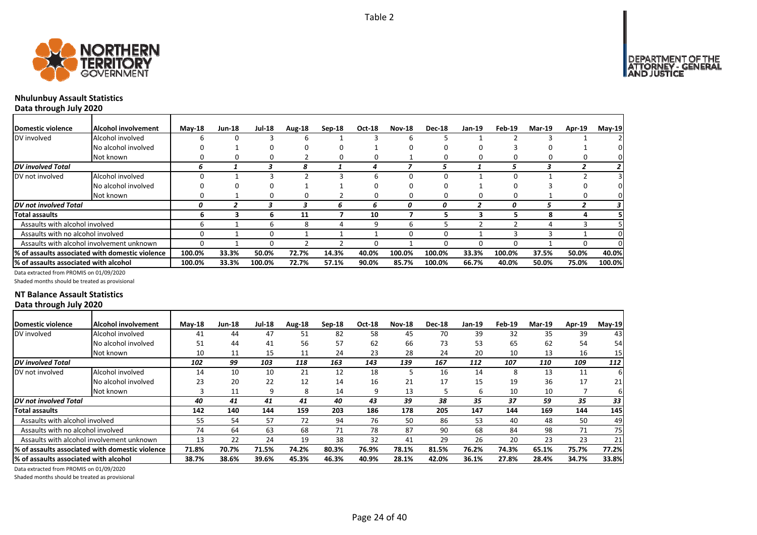Table 2

## Nhulunbuy Assault Statistics

**Data through July 2020**

| Domestic violence | Alcohol involvement | May-18 | Jun-18 | Jul-18 | Aug-18 | Sep-18 | Oct-18 | Nov-18 | Dec-18 | Jan-19 | Feb-19 | Mar-19 | Apr-19 | May-19 |
|---|---|---|---|---|---|---|---|---|---|---|---|---|---|---|
| DV involved | Alcohol involved | 6 | 0 | 3 | 6 | 1 | 3 | 6 | 5 | 1 | 2 | 3 | 1 | 2 |
| | No alcohol involved | 0 | 1 | 0 | 0 | 0 | 1 | 0 | 0 | 0 | 3 | 0 | 1 | 0 |
| | Not known | 0 | 0 | 0 | 2 | 0 | 0 | 1 | 0 | 0 | 0 | 0 | 0 | 0 |
| *DV involved Total* | | *6* | *1* | *3* | *8* | *1* | *4* | *7* | *5* | *1* | *5* | *3* | *2* | *2* |
| DV not involved | Alcohol involved | 0 | 1 | 3 | 2 | 3 | 6 | 0 | 0 | 1 | 0 | 1 | 2 | 3 |
| | No alcohol involved | 0 | 0 | 0 | 1 | 1 | 0 | 0 | 0 | 1 | 0 | 3 | 0 | 0 |
| | Not known | 0 | 1 | 0 | 0 | 2 | 0 | 0 | 0 | 0 | 0 | 1 | 0 | 0 |
| *DV not involved Total* | | *0* | *2* | *3* | *3* | *6* | *6* | *0* | *0* | *2* | *0* | *5* | *2* | *3* |
| **Total assaults** | | **6** | **3** | **6** | **11** | **7** | **10** | **7** | **5** | **3** | **5** | **8** | **4** | **5** |
| Assaults with alcohol involved | | 6 | 1 | 6 | 8 | 4 | 9 | 6 | 5 | 2 | 2 | 4 | 3 | 5 |
| Assaults with no alcohol involved | | 0 | 1 | 0 | 1 | 1 | 1 | 0 | 0 | 1 | 3 | 3 | 1 | 0 |
| Assaults with alcohol involvement unknown | | 0 | 1 | 0 | 2 | 2 | 0 | 1 | 0 | 0 | 0 | 1 | 0 | 0 |
| **% of assaults associated with domestic violence** | | **100.0%** | **33.3%** | **50.0%** | **72.7%** | **14.3%** | **40.0%** | **100.0%** | **100.0%** | **33.3%** | **100.0%** | **37.5%** | **50.0%** | **40.0%** |
| **% of assaults associated with alcohol** | | **100.0%** | **33.3%** | **100.0%** | **72.7%** | **57.1%** | **90.0%** | **85.7%** | **100.0%** | **66.7%** | **40.0%** | **50.0%** | **75.0%** | **100.0%** |

Data extracted from PROMIS on 01/09/2020

Shaded months should be treated as provisional

## NT Balance Assault Statistics

**Data through July 2020**

| Domestic violence | Alcohol involvement | May-18 | Jun-18 | Jul-18 | Aug-18 | Sep-18 | Oct-18 | Nov-18 | Dec-18 | Jan-19 | Feb-19 | Mar-19 | Apr-19 | May-19 |
|---|---|---|---|---|---|---|---|---|---|---|---|---|---|---|
| DV involved | Alcohol involved | 41 | 44 | 47 | 51 | 82 | 58 | 45 | 70 | 39 | 32 | 35 | 39 | 43 |
| | No alcohol involved | 51 | 44 | 41 | 56 | 57 | 62 | 66 | 73 | 53 | 65 | 62 | 54 | 54 |
| | Not known | 10 | 11 | 15 | 11 | 24 | 23 | 28 | 24 | 20 | 10 | 13 | 16 | 15 |
| *DV involved Total* | | *102* | *99* | *103* | *118* | *163* | *143* | *139* | *167* | *112* | *107* | *110* | *109* | *112* |
| DV not involved | Alcohol involved | 14 | 10 | 10 | 21 | 12 | 18 | 5 | 16 | 14 | 8 | 13 | 11 | 6 |
| | No alcohol involved | 23 | 20 | 22 | 12 | 14 | 16 | 21 | 17 | 15 | 19 | 36 | 17 | 21 |
| | Not known | 3 | 11 | 9 | 8 | 14 | 9 | 13 | 5 | 6 | 10 | 10 | 7 | 6 |
| *DV not involved Total* | | *40* | *41* | *41* | *41* | *40* | *43* | *39* | *38* | *35* | *37* | *59* | *35* | *33* |
| **Total assaults** | | **142** | **140** | **144** | **159** | **203** | **186** | **178** | **205** | **147** | **144** | **169** | **144** | **145** |
| Assaults with alcohol involved | | 55 | 54 | 57 | 72 | 94 | 76 | 50 | 86 | 53 | 40 | 48 | 50 | 49 |
| Assaults with no alcohol involved | | 74 | 64 | 63 | 68 | 71 | 78 | 87 | 90 | 68 | 84 | 98 | 71 | 75 |
| Assaults with alcohol involvement unknown | | 13 | 22 | 24 | 19 | 38 | 32 | 41 | 29 | 26 | 20 | 23 | 23 | 21 |
| **% of assaults associated with domestic violence** | | **71.8%** | **70.7%** | **71.5%** | **74.2%** | **80.3%** | **76.9%** | **78.1%** | **81.5%** | **76.2%** | **74.3%** | **65.1%** | **75.7%** | **77.2%** |
| **% of assaults associated with alcohol** | | **38.7%** | **38.6%** | **39.6%** | **45.3%** | **46.3%** | **40.9%** | **28.1%** | **42.0%** | **36.1%** | **27.8%** | **28.4%** | **34.7%** | **33.8%** |

Data extracted from PROMIS on 01/09/2020

Shaded months should be treated as provisional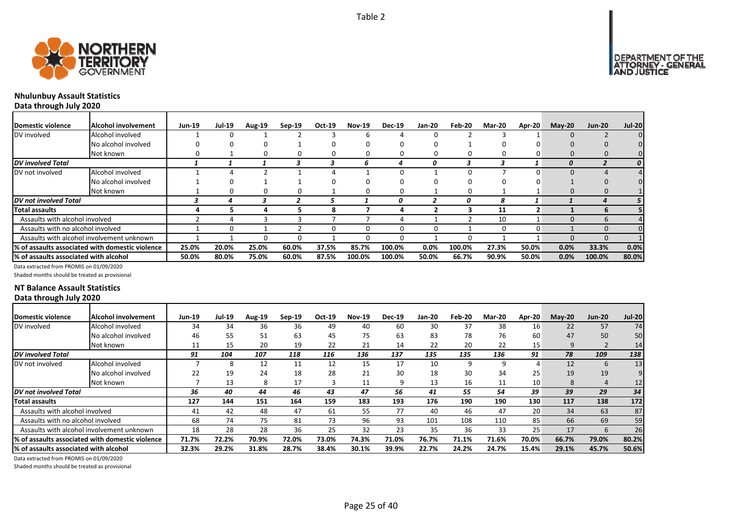Table 2

## Nhulunbuy Assault Statistics
### Data through July 2020

| Domestic violence | Alcohol involvement | Jun-19 | Jul-19 | Aug-19 | Sep-19 | Oct-19 | Nov-19 | Dec-19 | Jan-20 | Feb-20 | Mar-20 | Apr-20 | May-20 | Jun-20 | Jul-20 |
|---|---|---|---|---|---|---|---|---|---|---|---|---|---|---|---|
| DV involved | Alcohol involved | 1 | 0 | 1 | 2 | 3 | 6 | 4 | 0 | 2 | 3 | 1 | 0 | 2 | 0 |
| | No alcohol involved | 0 | 0 | 0 | 1 | 0 | 0 | 0 | 0 | 1 | 0 | 0 | 0 | 0 | 0 |
| | Not known | 0 | 1 | 0 | 0 | 0 | 0 | 0 | 0 | 0 | 0 | 0 | 0 | 0 | 0 |
| ***DV involved Total*** | | *1* | *1* | *1* | *3* | *3* | *6* | *4* | *0* | *3* | *3* | *1* | *0* | *2* | *0* |
| DV not involved | Alcohol involved | 1 | 4 | 2 | 1 | 4 | 1 | 0 | 1 | 0 | 7 | 0 | 0 | 4 | 4 |
| | No alcohol involved | 1 | 0 | 1 | 1 | 0 | 0 | 0 | 0 | 0 | 0 | 0 | 1 | 0 | 0 |
| | Not known | 1 | 0 | 0 | 0 | 1 | 0 | 0 | 1 | 0 | 1 | 1 | 0 | 0 | 1 |
| ***DV not involved Total*** | | *3* | *4* | *3* | *2* | *5* | *1* | *0* | *2* | *0* | *8* | *1* | *1* | *4* | *5* |
| **Total assaults** | | **4** | **5** | **4** | **5** | **8** | **7** | **4** | **2** | **3** | **11** | **2** | **1** | **6** | **5** |
| Assaults with alcohol involved | | 2 | 4 | 3 | 3 | 7 | 7 | 4 | 1 | 2 | 10 | 1 | 0 | 6 | 4 |
| Assaults with no alcohol involved | | 1 | 0 | 1 | 2 | 0 | 0 | 0 | 0 | 1 | 0 | 0 | 1 | 0 | 0 |
| Assaults with alcohol involvement unknown | | 1 | 1 | 0 | 0 | 1 | 0 | 0 | 1 | 0 | 1 | 1 | 0 | 0 | 1 |
| **% of assaults associated with domestic violence** | | **25.0%** | **20.0%** | **25.0%** | **60.0%** | **37.5%** | **85.7%** | **100.0%** | **0.0%** | **100.0%** | **27.3%** | **50.0%** | **0.0%** | **33.3%** | **0.0%** |
| **% of assaults associated with alcohol** | | **50.0%** | **80.0%** | **75.0%** | **60.0%** | **87.5%** | **100.0%** | **100.0%** | **50.0%** | **66.7%** | **90.9%** | **50.0%** | **0.0%** | **100.0%** | **80.0%** |

Data extracted from PROMIS on 01/09/2020

Shaded months should be treated as provisional

## NT Balance Assault Statistics
### Data through July 2020

| Domestic violence | Alcohol involvement | Jun-19 | Jul-19 | Aug-19 | Sep-19 | Oct-19 | Nov-19 | Dec-19 | Jan-20 | Feb-20 | Mar-20 | Apr-20 | May-20 | Jun-20 | Jul-20 |
|---|---|---|---|---|---|---|---|---|---|---|---|---|---|---|---|
| DV involved | Alcohol involved | 34 | 34 | 36 | 36 | 49 | 40 | 60 | 30 | 37 | 38 | 16 | 22 | 57 | 74 |
| | No alcohol involved | 46 | 55 | 51 | 63 | 45 | 75 | 63 | 83 | 78 | 76 | 60 | 47 | 50 | 50 |
| | Not known | 11 | 15 | 20 | 19 | 22 | 21 | 14 | 22 | 20 | 22 | 15 | 9 | 2 | 14 |
| ***DV involved Total*** | | *91* | *104* | *107* | *118* | *116* | *136* | *137* | *135* | *135* | *136* | *91* | *78* | *109* | *138* |
| DV not involved | Alcohol involved | 7 | 8 | 12 | 11 | 12 | 15 | 17 | 10 | 9 | 9 | 4 | 12 | 6 | 13 |
| | No alcohol involved | 22 | 19 | 24 | 18 | 28 | 21 | 30 | 18 | 30 | 34 | 25 | 19 | 19 | 9 |
| | Not known | 7 | 13 | 8 | 17 | 3 | 11 | 9 | 13 | 16 | 11 | 10 | 8 | 4 | 12 |
| ***DV not involved Total*** | | *36* | *40* | *44* | *46* | *43* | *47* | *56* | *41* | *55* | *54* | *39* | *39* | *29* | *34* |
| **Total assaults** | | **127** | **144** | **151** | **164** | **159** | **183** | **193** | **176** | **190** | **190** | **130** | **117** | **138** | **172** |
| Assaults with alcohol involved | | 41 | 42 | 48 | 47 | 61 | 55 | 77 | 40 | 46 | 47 | 20 | 34 | 63 | 87 |
| Assaults with no alcohol involved | | 68 | 74 | 75 | 81 | 73 | 96 | 93 | 101 | 108 | 110 | 85 | 66 | 69 | 59 |
| Assaults with alcohol involvement unknown | | 18 | 28 | 28 | 36 | 25 | 32 | 23 | 35 | 36 | 33 | 25 | 17 | 6 | 26 |
| **% of assaults associated with domestic violence** | | **71.7%** | **72.2%** | **70.9%** | **72.0%** | **73.0%** | **74.3%** | **71.0%** | **76.7%** | **71.1%** | **71.6%** | **70.0%** | **66.7%** | **79.0%** | **80.2%** |
| **% of assaults associated with alcohol** | | **32.3%** | **29.2%** | **31.8%** | **28.7%** | **38.4%** | **30.1%** | **39.9%** | **22.7%** | **24.2%** | **24.7%** | **15.4%** | **29.1%** | **45.7%** | **50.6%** |

Data extracted from PROMIS on 01/09/2020

Shaded months should be treated as provisional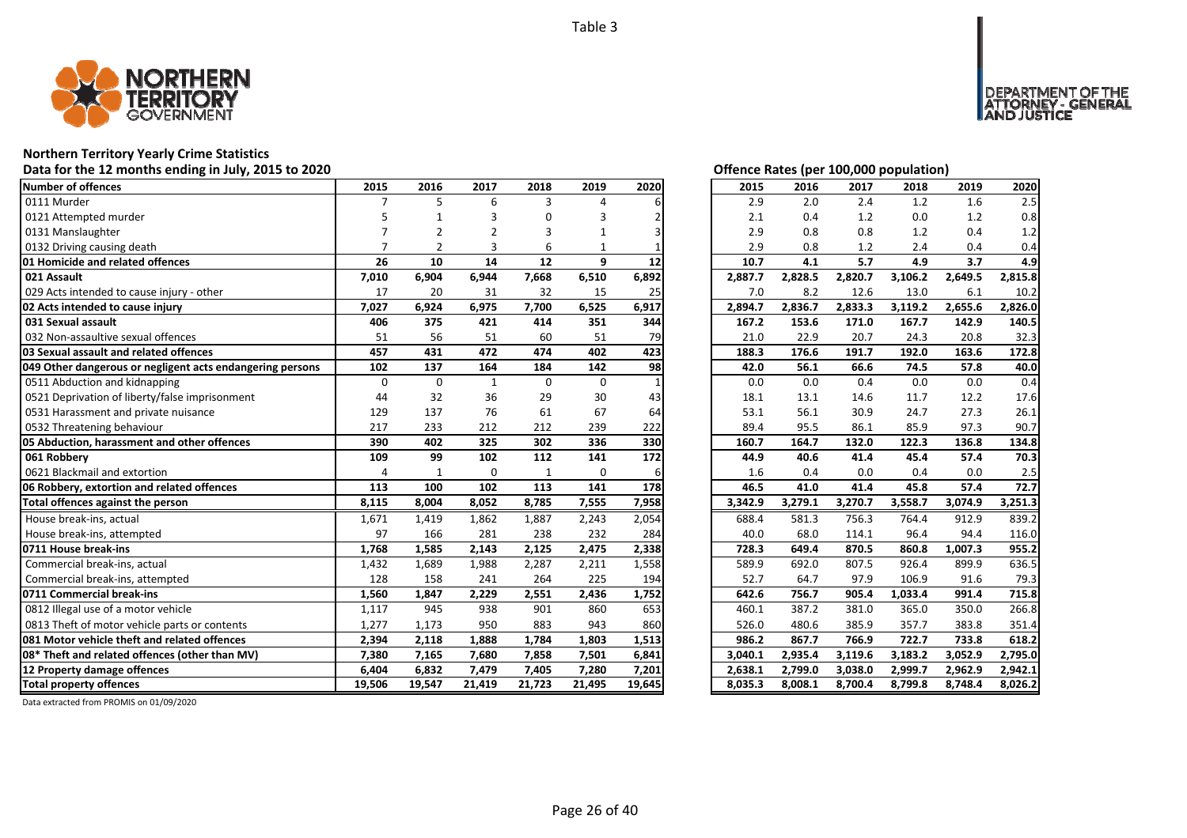Table 3

# Northern Territory Yearly Crime Statistics

## Data for the 12 months ending in July, 2015 to 2020

| Number of offences | 2015 | 2016 | 2017 | 2018 | 2019 | 2020 |
|---|---|---|---|---|---|---|
| 0111 Murder | 7 | 5 | 6 | 3 | 4 | 6 |
| 0121 Attempted murder | 5 | 1 | 3 | 0 | 3 | 2 |
| 0131 Manslaughter | 7 | 2 | 2 | 3 | 1 | 3 |
| 0132 Driving causing death | 7 | 2 | 3 | 6 | 1 | 1 |
| **01 Homicide and related offences** | **26** | **10** | **14** | **12** | **9** | **12** |
| **021 Assault** | **7,010** | **6,904** | **6,944** | **7,668** | **6,510** | **6,892** |
| 029 Acts intended to cause injury - other | 17 | 20 | 31 | 32 | 15 | 25 |
| **02 Acts intended to cause injury** | **7,027** | **6,924** | **6,975** | **7,700** | **6,525** | **6,917** |
| **031 Sexual assault** | **406** | **375** | **421** | **414** | **351** | **344** |
| 032 Non-assaultive sexual offences | 51 | 56 | 51 | 60 | 51 | 79 |
| **03 Sexual assault and related offences** | **457** | **431** | **472** | **474** | **402** | **423** |
| **049 Other dangerous or negligent acts endangering persons** | **102** | **137** | **164** | **184** | **142** | **98** |
| 0511 Abduction and kidnapping | 0 | 0 | 1 | 0 | 0 | 1 |
| 0521 Deprivation of liberty/false imprisonment | 44 | 32 | 36 | 29 | 30 | 43 |
| 0531 Harassment and private nuisance | 129 | 137 | 76 | 61 | 67 | 64 |
| 0532 Threatening behaviour | 217 | 233 | 212 | 212 | 239 | 222 |
| **05 Abduction, harassment and other offences** | **390** | **402** | **325** | **302** | **336** | **330** |
| **061 Robbery** | **109** | **99** | **102** | **112** | **141** | **172** |
| 0621 Blackmail and extortion | 4 | 1 | 0 | 1 | 0 | 6 |
| **06 Robbery, extortion and related offences** | **113** | **100** | **102** | **113** | **141** | **178** |
| **Total offences against the person** | **8,115** | **8,004** | **8,052** | **8,785** | **7,555** | **7,958** |
| House break-ins, actual | 1,671 | 1,419 | 1,862 | 1,887 | 2,243 | 2,054 |
| House break-ins, attempted | 97 | 166 | 281 | 238 | 232 | 284 |
| **0711 House break-ins** | **1,768** | **1,585** | **2,143** | **2,125** | **2,475** | **2,338** |
| Commercial break-ins, actual | 1,432 | 1,689 | 1,988 | 2,287 | 2,211 | 1,558 |
| Commercial break-ins, attempted | 128 | 158 | 241 | 264 | 225 | 194 |
| **0711 Commercial break-ins** | **1,560** | **1,847** | **2,229** | **2,551** | **2,436** | **1,752** |
| 0812 Illegal use of a motor vehicle | 1,117 | 945 | 938 | 901 | 860 | 653 |
| 0813 Theft of motor vehicle parts or contents | 1,277 | 1,173 | 950 | 883 | 943 | 860 |
| **081 Motor vehicle theft and related offences** | **2,394** | **2,118** | **1,888** | **1,784** | **1,803** | **1,513** |
| **08* Theft and related offences (other than MV)** | **7,380** | **7,165** | **7,680** | **7,858** | **7,501** | **6,841** |
| **12 Property damage offences** | **6,404** | **6,832** | **7,479** | **7,405** | **7,280** | **7,201** |
| **Total property offences** | **19,506** | **19,547** | **21,419** | **21,723** | **21,495** | **19,645** |

## Offence Rates (per 100,000 population)

| Number of offences | 2015 | 2016 | 2017 | 2018 | 2019 | 2020 |
|---|---|---|---|---|---|---|
| 0111 Murder | 2.9 | 2.0 | 2.4 | 1.2 | 1.6 | 2.5 |
| 0121 Attempted murder | 2.1 | 0.4 | 1.2 | 0.0 | 1.2 | 0.8 |
| 0131 Manslaughter | 2.9 | 0.8 | 0.8 | 1.2 | 0.4 | 1.2 |
| 0132 Driving causing death | 2.9 | 0.8 | 1.2 | 2.4 | 0.4 | 0.4 |
| **01 Homicide and related offences** | **10.7** | **4.1** | **5.7** | **4.9** | **3.7** | **4.9** |
| **021 Assault** | **2,887.7** | **2,828.5** | **2,820.7** | **3,106.2** | **2,649.5** | **2,815.8** |
| 029 Acts intended to cause injury - other | 7.0 | 8.2 | 12.6 | 13.0 | 6.1 | 10.2 |
| **02 Acts intended to cause injury** | **2,894.7** | **2,836.7** | **2,833.3** | **3,119.2** | **2,655.6** | **2,826.0** |
| **031 Sexual assault** | **167.2** | **153.6** | **171.0** | **167.7** | **142.9** | **140.5** |
| 032 Non-assaultive sexual offences | 21.0 | 22.9 | 20.7 | 24.3 | 20.8 | 32.3 |
| **03 Sexual assault and related offences** | **188.3** | **176.6** | **191.7** | **192.0** | **163.6** | **172.8** |
| **049 Other dangerous or negligent acts endangering persons** | **42.0** | **56.1** | **66.6** | **74.5** | **57.8** | **40.0** |
| 0511 Abduction and kidnapping | 0.0 | 0.0 | 0.4 | 0.0 | 0.0 | 0.4 |
| 0521 Deprivation of liberty/false imprisonment | 18.1 | 13.1 | 14.6 | 11.7 | 12.2 | 17.6 |
| 0531 Harassment and private nuisance | 53.1 | 56.1 | 30.9 | 24.7 | 27.3 | 26.1 |
| 0532 Threatening behaviour | 89.4 | 95.5 | 86.1 | 85.9 | 97.3 | 90.7 |
| **05 Abduction, harassment and other offences** | **160.7** | **164.7** | **132.0** | **122.3** | **136.8** | **134.8** |
| **061 Robbery** | **44.9** | **40.6** | **41.4** | **45.4** | **57.4** | **70.3** |
| 0621 Blackmail and extortion | 1.6 | 0.4 | 0.0 | 0.4 | 0.0 | 2.5 |
| **06 Robbery, extortion and related offences** | **46.5** | **41.0** | **41.4** | **45.8** | **57.4** | **72.7** |
| **Total offences against the person** | **3,342.9** | **3,279.1** | **3,270.7** | **3,558.7** | **3,074.9** | **3,251.3** |
| House break-ins, actual | 688.4 | 581.3 | 756.3 | 764.4 | 912.9 | 839.2 |
| House break-ins, attempted | 40.0 | 68.0 | 114.1 | 96.4 | 94.4 | 116.0 |
| **0711 House break-ins** | **728.3** | **649.4** | **870.5** | **860.8** | **1,007.3** | **955.2** |
| Commercial break-ins, actual | 589.9 | 692.0 | 807.5 | 926.4 | 899.9 | 636.5 |
| Commercial break-ins, attempted | 52.7 | 64.7 | 97.9 | 106.9 | 91.6 | 79.3 |
| **0711 Commercial break-ins** | **642.6** | **756.7** | **905.4** | **1,033.4** | **991.4** | **715.8** |
| 0812 Illegal use of a motor vehicle | 460.1 | 387.2 | 381.0 | 365.0 | 350.0 | 266.8 |
| 0813 Theft of motor vehicle parts or contents | 526.0 | 480.6 | 385.9 | 357.7 | 383.8 | 351.4 |
| **081 Motor vehicle theft and related offences** | **986.2** | **867.7** | **766.9** | **722.7** | **733.8** | **618.2** |
| **08* Theft and related offences (other than MV)** | **3,040.1** | **2,935.4** | **3,119.6** | **3,183.2** | **3,052.9** | **2,795.0** |
| **12 Property damage offences** | **2,638.1** | **2,799.0** | **3,038.0** | **2,999.7** | **2,962.9** | **2,942.1** |
| **Total property offences** | **8,035.3** | **8,008.1** | **8,700.4** | **8,799.8** | **8,748.4** | **8,026.2** |

Data extracted from PROMIS on 01/09/2020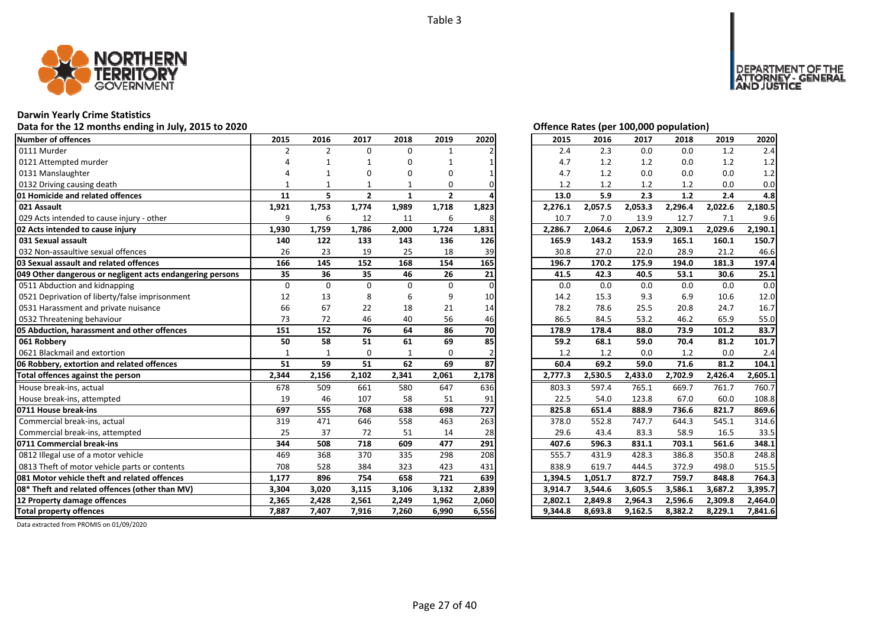Table 3

## Darwin Yearly Crime Statistics

### Data for the 12 months ending in July, 2015 to 2020

| Number of offences | 2015 | 2016 | 2017 | 2018 | 2019 | 2020 |
|---|---|---|---|---|---|---|
| 0111 Murder | 2 | 2 | 0 | 0 | 1 | 2 |
| 0121 Attempted murder | 4 | 1 | 1 | 0 | 1 | 1 |
| 0131 Manslaughter | 4 | 1 | 0 | 0 | 0 | 1 |
| 0132 Driving causing death | 1 | 1 | 1 | 1 | 0 | 0 |
| **01 Homicide and related offences** | **11** | **5** | **2** | **1** | **2** | **4** |
| **021 Assault** | **1,921** | **1,753** | **1,774** | **1,989** | **1,718** | **1,823** |
| 029 Acts intended to cause injury - other | 9 | 6 | 12 | 11 | 6 | 8 |
| **02 Acts intended to cause injury** | **1,930** | **1,759** | **1,786** | **2,000** | **1,724** | **1,831** |
| **031 Sexual assault** | **140** | **122** | **133** | **143** | **136** | **126** |
| 032 Non-assaultive sexual offences | 26 | 23 | 19 | 25 | 18 | 39 |
| **03 Sexual assault and related offences** | **166** | **145** | **152** | **168** | **154** | **165** |
| **049 Other dangerous or negligent acts endangering persons** | **35** | **36** | **35** | **46** | **26** | **21** |
| 0511 Abduction and kidnapping | 0 | 0 | 0 | 0 | 0 | 0 |
| 0521 Deprivation of liberty/false imprisonment | 12 | 13 | 8 | 6 | 9 | 10 |
| 0531 Harassment and private nuisance | 66 | 67 | 22 | 18 | 21 | 14 |
| 0532 Threatening behaviour | 73 | 72 | 46 | 40 | 56 | 46 |
| **05 Abduction, harassment and other offences** | **151** | **152** | **76** | **64** | **86** | **70** |
| **061 Robbery** | **50** | **58** | **51** | **61** | **69** | **85** |
| 0621 Blackmail and extortion | 1 | 1 | 0 | 1 | 0 | 2 |
| **06 Robbery, extortion and related offences** | **51** | **59** | **51** | **62** | **69** | **87** |
| **Total offences against the person** | **2,344** | **2,156** | **2,102** | **2,341** | **2,061** | **2,178** |
| House break-ins, actual | 678 | 509 | 661 | 580 | 647 | 636 |
| House break-ins, attempted | 19 | 46 | 107 | 58 | 51 | 91 |
| **0711 House break-ins** | **697** | **555** | **768** | **638** | **698** | **727** |
| Commercial break-ins, actual | 319 | 471 | 646 | 558 | 463 | 263 |
| Commercial break-ins, attempted | 25 | 37 | 72 | 51 | 14 | 28 |
| **0711 Commercial break-ins** | **344** | **508** | **718** | **609** | **477** | **291** |
| 0812 Illegal use of a motor vehicle | 469 | 368 | 370 | 335 | 298 | 208 |
| 0813 Theft of motor vehicle parts or contents | 708 | 528 | 384 | 323 | 423 | 431 |
| **081 Motor vehicle theft and related offences** | **1,177** | **896** | **754** | **658** | **721** | **639** |
| **08* Theft and related offences (other than MV)** | **3,304** | **3,020** | **3,115** | **3,106** | **3,132** | **2,839** |
| **12 Property damage offences** | **2,365** | **2,428** | **2,561** | **2,249** | **1,962** | **2,060** |
| **Total property offences** | **7,887** | **7,407** | **7,916** | **7,260** | **6,990** | **6,556** |

### Offence Rates (per 100,000 population)

| Number of offences | 2015 | 2016 | 2017 | 2018 | 2019 | 2020 |
|---|---|---|---|---|---|---|
| 0111 Murder | 2.4 | 2.3 | 0.0 | 0.0 | 1.2 | 2.4 |
| 0121 Attempted murder | 4.7 | 1.2 | 1.2 | 0.0 | 1.2 | 1.2 |
| 0131 Manslaughter | 4.7 | 1.2 | 0.0 | 0.0 | 0.0 | 1.2 |
| 0132 Driving causing death | 1.2 | 1.2 | 1.2 | 1.2 | 0.0 | 0.0 |
| **01 Homicide and related offences** | **13.0** | **5.9** | **2.3** | **1.2** | **2.4** | **4.8** |
| **021 Assault** | **2,276.1** | **2,057.5** | **2,053.3** | **2,296.4** | **2,022.6** | **2,180.5** |
| 029 Acts intended to cause injury - other | 10.7 | 7.0 | 13.9 | 12.7 | 7.1 | 9.6 |
| **02 Acts intended to cause injury** | **2,286.7** | **2,064.6** | **2,067.2** | **2,309.1** | **2,029.6** | **2,190.1** |
| **031 Sexual assault** | **165.9** | **143.2** | **153.9** | **165.1** | **160.1** | **150.7** |
| 032 Non-assaultive sexual offences | 30.8 | 27.0 | 22.0 | 28.9 | 21.2 | 46.6 |
| **03 Sexual assault and related offences** | **196.7** | **170.2** | **175.9** | **194.0** | **181.3** | **197.4** |
| **049 Other dangerous or negligent acts endangering persons** | **41.5** | **42.3** | **40.5** | **53.1** | **30.6** | **25.1** |
| 0511 Abduction and kidnapping | 0.0 | 0.0 | 0.0 | 0.0 | 0.0 | 0.0 |
| 0521 Deprivation of liberty/false imprisonment | 14.2 | 15.3 | 9.3 | 6.9 | 10.6 | 12.0 |
| 0531 Harassment and private nuisance | 78.2 | 78.6 | 25.5 | 20.8 | 24.7 | 16.7 |
| 0532 Threatening behaviour | 86.5 | 84.5 | 53.2 | 46.2 | 65.9 | 55.0 |
| **05 Abduction, harassment and other offences** | **178.9** | **178.4** | **88.0** | **73.9** | **101.2** | **83.7** |
| **061 Robbery** | **59.2** | **68.1** | **59.0** | **70.4** | **81.2** | **101.7** |
| 0621 Blackmail and extortion | 1.2 | 1.2 | 0.0 | 1.2 | 0.0 | 2.4 |
| **06 Robbery, extortion and related offences** | **60.4** | **69.2** | **59.0** | **71.6** | **81.2** | **104.1** |
| **Total offences against the person** | **2,777.3** | **2,530.5** | **2,433.0** | **2,702.9** | **2,426.4** | **2,605.1** |
| House break-ins, actual | 803.3 | 597.4 | 765.1 | 669.7 | 761.7 | 760.7 |
| House break-ins, attempted | 22.5 | 54.0 | 123.8 | 67.0 | 60.0 | 108.8 |
| **0711 House break-ins** | **825.8** | **651.4** | **888.9** | **736.6** | **821.7** | **869.6** |
| Commercial break-ins, actual | 378.0 | 552.8 | 747.7 | 644.3 | 545.1 | 314.6 |
| Commercial break-ins, attempted | 29.6 | 43.4 | 83.3 | 58.9 | 16.5 | 33.5 |
| **0711 Commercial break-ins** | **407.6** | **596.3** | **831.1** | **703.1** | **561.6** | **348.1** |
| 0812 Illegal use of a motor vehicle | 555.7 | 431.9 | 428.3 | 386.8 | 350.8 | 248.8 |
| 0813 Theft of motor vehicle parts or contents | 838.9 | 619.7 | 444.5 | 372.9 | 498.0 | 515.5 |
| **081 Motor vehicle theft and related offences** | **1,394.5** | **1,051.7** | **872.7** | **759.7** | **848.8** | **764.3** |
| **08* Theft and related offences (other than MV)** | **3,914.7** | **3,544.6** | **3,605.5** | **3,586.1** | **3,687.2** | **3,395.7** |
| **12 Property damage offences** | **2,802.1** | **2,849.8** | **2,964.3** | **2,596.6** | **2,309.8** | **2,464.0** |
| **Total property offences** | **9,344.8** | **8,693.8** | **9,162.5** | **8,382.2** | **8,229.1** | **7,841.6** |

Data extracted from PROMIS on 01/09/2020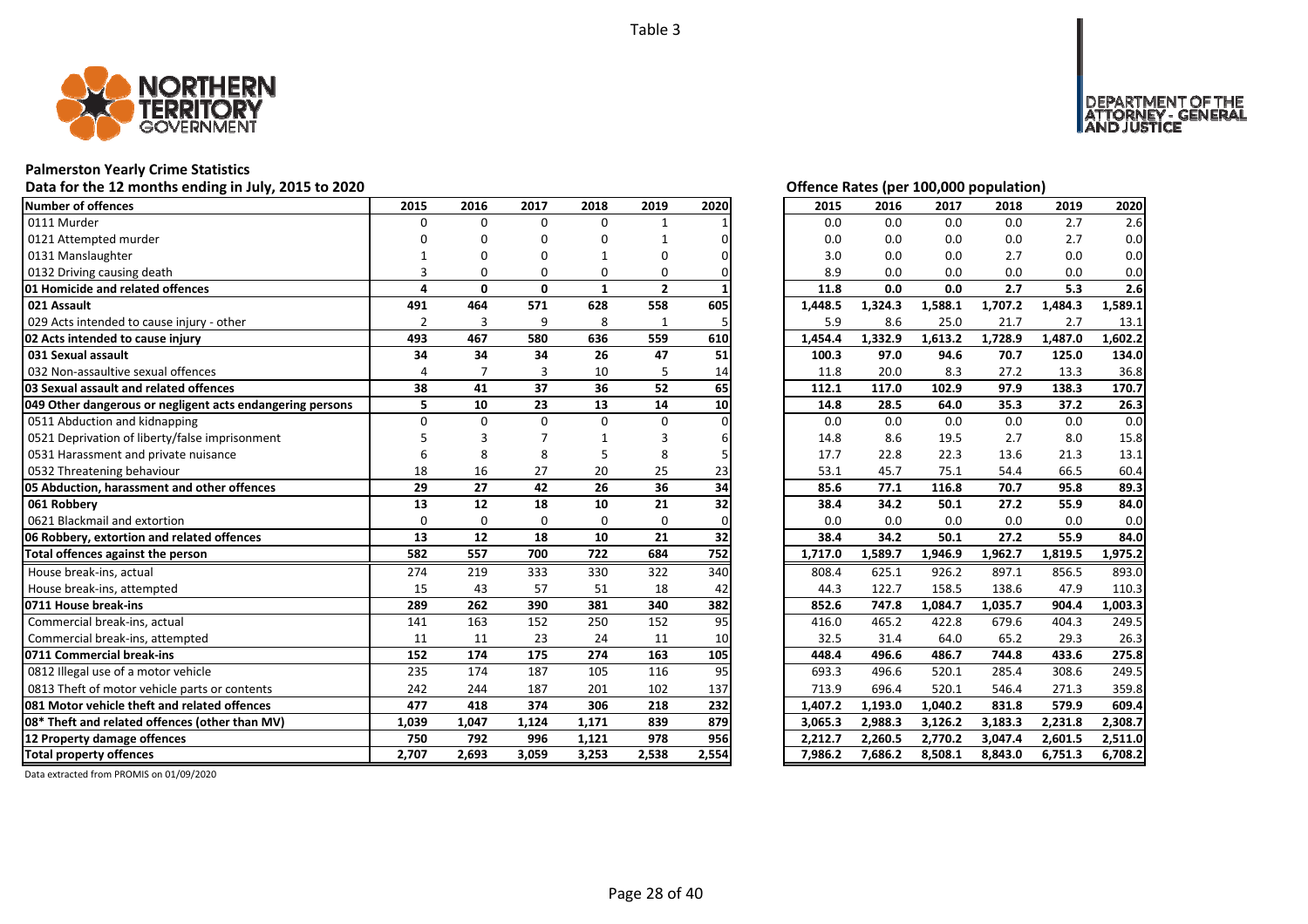Table 3

# Palmerston Yearly Crime Statistics

## Data for the 12 months ending in July, 2015 to 2020

| Number of offences | 2015 | 2016 | 2017 | 2018 | 2019 | 2020 |
|---|---|---|---|---|---|---|
| 0111 Murder | 0 | 0 | 0 | 0 | 1 | 1 |
| 0121 Attempted murder | 0 | 0 | 0 | 0 | 1 | 0 |
| 0131 Manslaughter | 1 | 0 | 0 | 1 | 0 | 0 |
| 0132 Driving causing death | 3 | 0 | 0 | 0 | 0 | 0 |
| **01 Homicide and related offences** | **4** | **0** | **0** | **1** | **2** | **1** |
| **021 Assault** | **491** | **464** | **571** | **628** | **558** | **605** |
| 029 Acts intended to cause injury - other | 2 | 3 | 9 | 8 | 1 | 5 |
| **02 Acts intended to cause injury** | **493** | **467** | **580** | **636** | **559** | **610** |
| **031 Sexual assault** | **34** | **34** | **34** | **26** | **47** | **51** |
| 032 Non-assaultive sexual offences | 4 | 7 | 3 | 10 | 5 | 14 |
| **03 Sexual assault and related offences** | **38** | **41** | **37** | **36** | **52** | **65** |
| **049 Other dangerous or negligent acts endangering persons** | **5** | **10** | **23** | **13** | **14** | **10** |
| 0511 Abduction and kidnapping | 0 | 0 | 0 | 0 | 0 | 0 |
| 0521 Deprivation of liberty/false imprisonment | 5 | 3 | 7 | 1 | 3 | 6 |
| 0531 Harassment and private nuisance | 6 | 8 | 8 | 5 | 8 | 5 |
| 0532 Threatening behaviour | 18 | 16 | 27 | 20 | 25 | 23 |
| **05 Abduction, harassment and other offences** | **29** | **27** | **42** | **26** | **36** | **34** |
| **061 Robbery** | **13** | **12** | **18** | **10** | **21** | **32** |
| 0621 Blackmail and extortion | 0 | 0 | 0 | 0 | 0 | 0 |
| **06 Robbery, extortion and related offences** | **13** | **12** | **18** | **10** | **21** | **32** |
| **Total offences against the person** | **582** | **557** | **700** | **722** | **684** | **752** |
| House break-ins, actual | 274 | 219 | 333 | 330 | 322 | 340 |
| House break-ins, attempted | 15 | 43 | 57 | 51 | 18 | 42 |
| **0711 House break-ins** | **289** | **262** | **390** | **381** | **340** | **382** |
| Commercial break-ins, actual | 141 | 163 | 152 | 250 | 152 | 95 |
| Commercial break-ins, attempted | 11 | 11 | 23 | 24 | 11 | 10 |
| **0711 Commercial break-ins** | **152** | **174** | **175** | **274** | **163** | **105** |
| 0812 Illegal use of a motor vehicle | 235 | 174 | 187 | 105 | 116 | 95 |
| 0813 Theft of motor vehicle parts or contents | 242 | 244 | 187 | 201 | 102 | 137 |
| **081 Motor vehicle theft and related offences** | **477** | **418** | **374** | **306** | **218** | **232** |
| **08\* Theft and related offences (other than MV)** | **1,039** | **1,047** | **1,124** | **1,171** | **839** | **879** |
| **12 Property damage offences** | **750** | **792** | **996** | **1,121** | **978** | **956** |
| **Total property offences** | **2,707** | **2,693** | **3,059** | **3,253** | **2,538** | **2,554** |

## Offence Rates (per 100,000 population)

| Number of offences | 2015 | 2016 | 2017 | 2018 | 2019 | 2020 |
|---|---|---|---|---|---|---|
| 0111 Murder | 0.0 | 0.0 | 0.0 | 0.0 | 2.7 | 2.6 |
| 0121 Attempted murder | 0.0 | 0.0 | 0.0 | 0.0 | 2.7 | 0.0 |
| 0131 Manslaughter | 3.0 | 0.0 | 0.0 | 2.7 | 0.0 | 0.0 |
| 0132 Driving causing death | 8.9 | 0.0 | 0.0 | 0.0 | 0.0 | 0.0 |
| **01 Homicide and related offences** | **11.8** | **0.0** | **0.0** | **2.7** | **5.3** | **2.6** |
| **021 Assault** | **1,448.5** | **1,324.3** | **1,588.1** | **1,707.2** | **1,484.3** | **1,589.1** |
| 029 Acts intended to cause injury - other | 5.9 | 8.6 | 25.0 | 21.7 | 2.7 | 13.1 |
| **02 Acts intended to cause injury** | **1,454.4** | **1,332.9** | **1,613.2** | **1,728.9** | **1,487.0** | **1,602.2** |
| **031 Sexual assault** | **100.3** | **97.0** | **94.6** | **70.7** | **125.0** | **134.0** |
| 032 Non-assaultive sexual offences | 11.8 | 20.0 | 8.3 | 27.2 | 13.3 | 36.8 |
| **03 Sexual assault and related offences** | **112.1** | **117.0** | **102.9** | **97.9** | **138.3** | **170.7** |
| **049 Other dangerous or negligent acts endangering persons** | **14.8** | **28.5** | **64.0** | **35.3** | **37.2** | **26.3** |
| 0511 Abduction and kidnapping | 0.0 | 0.0 | 0.0 | 0.0 | 0.0 | 0.0 |
| 0521 Deprivation of liberty/false imprisonment | 14.8 | 8.6 | 19.5 | 2.7 | 8.0 | 15.8 |
| 0531 Harassment and private nuisance | 17.7 | 22.8 | 22.3 | 13.6 | 21.3 | 13.1 |
| 0532 Threatening behaviour | 53.1 | 45.7 | 75.1 | 54.4 | 66.5 | 60.4 |
| **05 Abduction, harassment and other offences** | **85.6** | **77.1** | **116.8** | **70.7** | **95.8** | **89.3** |
| **061 Robbery** | **38.4** | **34.2** | **50.1** | **27.2** | **55.9** | **84.0** |
| 0621 Blackmail and extortion | 0.0 | 0.0 | 0.0 | 0.0 | 0.0 | 0.0 |
| **06 Robbery, extortion and related offences** | **38.4** | **34.2** | **50.1** | **27.2** | **55.9** | **84.0** |
| **Total offences against the person** | **1,717.0** | **1,589.7** | **1,946.9** | **1,962.7** | **1,819.5** | **1,975.2** |
| House break-ins, actual | 808.4 | 625.1 | 926.2 | 897.1 | 856.5 | 893.0 |
| House break-ins, attempted | 44.3 | 122.7 | 158.5 | 138.6 | 47.9 | 110.3 |
| **0711 House break-ins** | **852.6** | **747.8** | **1,084.7** | **1,035.7** | **904.4** | **1,003.3** |
| Commercial break-ins, actual | 416.0 | 465.2 | 422.8 | 679.6 | 404.3 | 249.5 |
| Commercial break-ins, attempted | 32.5 | 31.4 | 64.0 | 65.2 | 29.3 | 26.3 |
| **0711 Commercial break-ins** | **448.4** | **496.6** | **486.7** | **744.8** | **433.6** | **275.8** |
| 0812 Illegal use of a motor vehicle | 693.3 | 496.6 | 520.1 | 285.4 | 308.6 | 249.5 |
| 0813 Theft of motor vehicle parts or contents | 713.9 | 696.4 | 520.1 | 546.4 | 271.3 | 359.8 |
| **081 Motor vehicle theft and related offences** | **1,407.2** | **1,193.0** | **1,040.2** | **831.8** | **579.9** | **609.4** |
| **08\* Theft and related offences (other than MV)** | **3,065.3** | **2,988.3** | **3,126.2** | **3,183.3** | **2,231.8** | **2,308.7** |
| **12 Property damage offences** | **2,212.7** | **2,260.5** | **2,770.2** | **3,047.4** | **2,601.5** | **2,511.0** |
| **Total property offences** | **7,986.2** | **7,686.2** | **8,508.1** | **8,843.0** | **6,751.3** | **6,708.2** |

Data extracted from PROMIS on 01/09/2020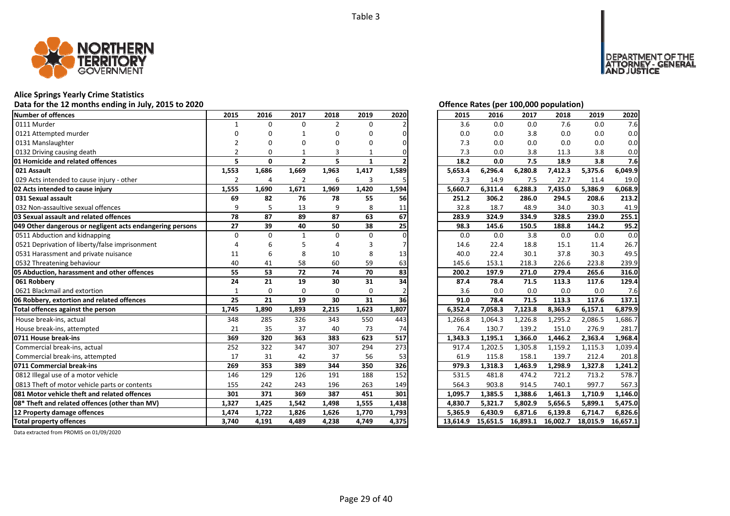Table 3

# Alice Springs Yearly Crime Statistics

## Data for the 12 months ending in July, 2015 to 2020

| Number of offences | 2015 | 2016 | 2017 | 2018 | 2019 | 2020 |
|---|---|---|---|---|---|---|
| 0111 Murder | 1 | 0 | 0 | 2 | 0 | 2 |
| 0121 Attempted murder | 0 | 0 | 1 | 0 | 0 | 0 |
| 0131 Manslaughter | 2 | 0 | 0 | 0 | 0 | 0 |
| 0132 Driving causing death | 2 | 0 | 1 | 3 | 1 | 0 |
| **01 Homicide and related offences** | **5** | **0** | **2** | **5** | **1** | **2** |
| **021 Assault** | **1,553** | **1,686** | **1,669** | **1,963** | **1,417** | **1,589** |
| 029 Acts intended to cause injury - other | 2 | 4 | 2 | 6 | 3 | 5 |
| **02 Acts intended to cause injury** | **1,555** | **1,690** | **1,671** | **1,969** | **1,420** | **1,594** |
| **031 Sexual assault** | **69** | **82** | **76** | **78** | **55** | **56** |
| 032 Non-assaultive sexual offences | 9 | 5 | 13 | 9 | 8 | 11 |
| **03 Sexual assault and related offences** | **78** | **87** | **89** | **87** | **63** | **67** |
| **049 Other dangerous or negligent acts endangering persons** | **27** | **39** | **40** | **50** | **38** | **25** |
| 0511 Abduction and kidnapping | 0 | 0 | 1 | 0 | 0 | 0 |
| 0521 Deprivation of liberty/false imprisonment | 4 | 6 | 5 | 4 | 3 | 7 |
| 0531 Harassment and private nuisance | 11 | 6 | 8 | 10 | 8 | 13 |
| 0532 Threatening behaviour | 40 | 41 | 58 | 60 | 59 | 63 |
| **05 Abduction, harassment and other offences** | **55** | **53** | **72** | **74** | **70** | **83** |
| **061 Robbery** | **24** | **21** | **19** | **30** | **31** | **34** |
| 0621 Blackmail and extortion | 1 | 0 | 0 | 0 | 0 | 2 |
| **06 Robbery, extortion and related offences** | **25** | **21** | **19** | **30** | **31** | **36** |
| **Total offences against the person** | **1,745** | **1,890** | **1,893** | **2,215** | **1,623** | **1,807** |
| House break-ins, actual | 348 | 285 | 326 | 343 | 550 | 443 |
| House break-ins, attempted | 21 | 35 | 37 | 40 | 73 | 74 |
| **0711 House break-ins** | **369** | **320** | **363** | **383** | **623** | **517** |
| Commercial break-ins, actual | 252 | 322 | 347 | 307 | 294 | 273 |
| Commercial break-ins, attempted | 17 | 31 | 42 | 37 | 56 | 53 |
| **0711 Commercial break-ins** | **269** | **353** | **389** | **344** | **350** | **326** |
| 0812 Illegal use of a motor vehicle | 146 | 129 | 126 | 191 | 188 | 152 |
| 0813 Theft of motor vehicle parts or contents | 155 | 242 | 243 | 196 | 263 | 149 |
| **081 Motor vehicle theft and related offences** | **301** | **371** | **369** | **387** | **451** | **301** |
| **08* Theft and related offences (other than MV)** | **1,327** | **1,425** | **1,542** | **1,498** | **1,555** | **1,438** |
| **12 Property damage offences** | **1,474** | **1,722** | **1,826** | **1,626** | **1,770** | **1,793** |
| **Total property offences** | **3,740** | **4,191** | **4,489** | **4,238** | **4,749** | **4,375** |

## Offence Rates (per 100,000 population)

| Number of offences | 2015 | 2016 | 2017 | 2018 | 2019 | 2020 |
|---|---|---|---|---|---|---|
| 0111 Murder | 3.6 | 0.0 | 0.0 | 7.6 | 0.0 | 7.6 |
| 0121 Attempted murder | 0.0 | 0.0 | 3.8 | 0.0 | 0.0 | 0.0 |
| 0131 Manslaughter | 7.3 | 0.0 | 0.0 | 0.0 | 0.0 | 0.0 |
| 0132 Driving causing death | 7.3 | 0.0 | 3.8 | 11.3 | 3.8 | 0.0 |
| **01 Homicide and related offences** | **18.2** | **0.0** | **7.5** | **18.9** | **3.8** | **7.6** |
| **021 Assault** | **5,653.4** | **6,296.4** | **6,280.8** | **7,412.3** | **5,375.6** | **6,049.9** |
| 029 Acts intended to cause injury - other | 7.3 | 14.9 | 7.5 | 22.7 | 11.4 | 19.0 |
| **02 Acts intended to cause injury** | **5,660.7** | **6,311.4** | **6,288.3** | **7,435.0** | **5,386.9** | **6,068.9** |
| **031 Sexual assault** | **251.2** | **306.2** | **286.0** | **294.5** | **208.6** | **213.2** |
| 032 Non-assaultive sexual offences | 32.8 | 18.7 | 48.9 | 34.0 | 30.3 | 41.9 |
| **03 Sexual assault and related offences** | **283.9** | **324.9** | **334.9** | **328.5** | **239.0** | **255.1** |
| **049 Other dangerous or negligent acts endangering persons** | **98.3** | **145.6** | **150.5** | **188.8** | **144.2** | **95.2** |
| 0511 Abduction and kidnapping | 0.0 | 0.0 | 3.8 | 0.0 | 0.0 | 0.0 |
| 0521 Deprivation of liberty/false imprisonment | 14.6 | 22.4 | 18.8 | 15.1 | 11.4 | 26.7 |
| 0531 Harassment and private nuisance | 40.0 | 22.4 | 30.1 | 37.8 | 30.3 | 49.5 |
| 0532 Threatening behaviour | 145.6 | 153.1 | 218.3 | 226.6 | 223.8 | 239.9 |
| **05 Abduction, harassment and other offences** | **200.2** | **197.9** | **271.0** | **279.4** | **265.6** | **316.0** |
| **061 Robbery** | **87.4** | **78.4** | **71.5** | **113.3** | **117.6** | **129.4** |
| 0621 Blackmail and extortion | 3.6 | 0.0 | 0.0 | 0.0 | 0.0 | 7.6 |
| **06 Robbery, extortion and related offences** | **91.0** | **78.4** | **71.5** | **113.3** | **117.6** | **137.1** |
| **Total offences against the person** | **6,352.4** | **7,058.3** | **7,123.8** | **8,363.9** | **6,157.1** | **6,879.9** |
| House break-ins, actual | 1,266.8 | 1,064.3 | 1,226.8 | 1,295.2 | 2,086.5 | 1,686.7 |
| House break-ins, attempted | 76.4 | 130.7 | 139.2 | 151.0 | 276.9 | 281.7 |
| **0711 House break-ins** | **1,343.3** | **1,195.1** | **1,366.0** | **1,446.2** | **2,363.4** | **1,968.4** |
| Commercial break-ins, actual | 917.4 | 1,202.5 | 1,305.8 | 1,159.2 | 1,115.3 | 1,039.4 |
| Commercial break-ins, attempted | 61.9 | 115.8 | 158.1 | 139.7 | 212.4 | 201.8 |
| **0711 Commercial break-ins** | **979.3** | **1,318.3** | **1,463.9** | **1,298.9** | **1,327.8** | **1,241.2** |
| 0812 Illegal use of a motor vehicle | 531.5 | 481.8 | 474.2 | 721.2 | 713.2 | 578.7 |
| 0813 Theft of motor vehicle parts or contents | 564.3 | 903.8 | 914.5 | 740.1 | 997.7 | 567.3 |
| **081 Motor vehicle theft and related offences** | **1,095.7** | **1,385.5** | **1,388.6** | **1,461.3** | **1,710.9** | **1,146.0** |
| **08* Theft and related offences (other than MV)** | **4,830.7** | **5,321.7** | **5,802.9** | **5,656.5** | **5,899.1** | **5,475.0** |
| **12 Property damage offences** | **5,365.9** | **6,430.9** | **6,871.6** | **6,139.8** | **6,714.7** | **6,826.6** |
| **Total property offences** | **13,614.9** | **15,651.5** | **16,893.1** | **16,002.7** | **18,015.9** | **16,657.1** |

Data extracted from PROMIS on 01/09/2020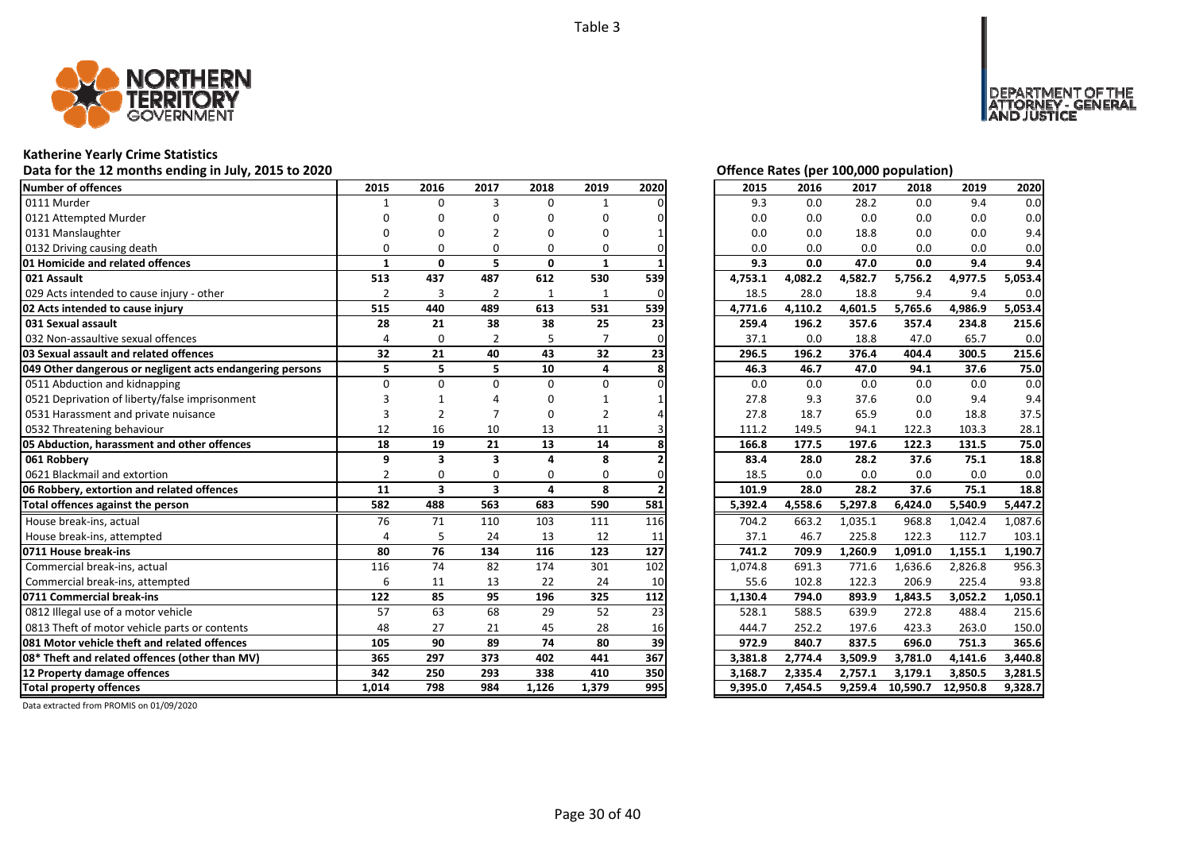Table 3

DEPARTMENT OF THE ATTORNEY - GENERAL AND JUSTICE

## Katherine Yearly Crime Statistics

Data for the 12 months ending in July, 2015 to 2020

Offence Rates (per 100,000 population)

| Number of offences | 2015 | 2016 | 2017 | 2018 | 2019 | 2020 | 2015 | 2016 | 2017 | 2018 | 2019 | 2020 |
|---|---|---|---|---|---|---|---|---|---|---|---|---|
| 0111 Murder | 1 | 0 | 3 | 0 | 1 | 0 | 9.3 | 0.0 | 28.2 | 0.0 | 9.4 | 0.0 |
| 0121 Attempted Murder | 0 | 0 | 0 | 0 | 0 | 0 | 0.0 | 0.0 | 0.0 | 0.0 | 0.0 | 0.0 |
| 0131 Manslaughter | 0 | 0 | 2 | 0 | 0 | 1 | 0.0 | 0.0 | 18.8 | 0.0 | 0.0 | 9.4 |
| 0132 Driving causing death | 0 | 0 | 0 | 0 | 0 | 0 | 0.0 | 0.0 | 0.0 | 0.0 | 0.0 | 0.0 |
| **01 Homicide and related offences** | **1** | **0** | **5** | **0** | **1** | **1** | **9.3** | **0.0** | **47.0** | **0.0** | **9.4** | **9.4** |
| **021 Assault** | **513** | **437** | **487** | **612** | **530** | **539** | **4,753.1** | **4,082.2** | **4,582.7** | **5,756.2** | **4,977.5** | **5,053.4** |
| 029 Acts intended to cause injury - other | 2 | 3 | 2 | 1 | 1 | 0 | 18.5 | 28.0 | 18.8 | 9.4 | 9.4 | 0.0 |
| **02 Acts intended to cause injury** | **515** | **440** | **489** | **613** | **531** | **539** | **4,771.6** | **4,110.2** | **4,601.5** | **5,765.6** | **4,986.9** | **5,053.4** |
| **031 Sexual assault** | **28** | **21** | **38** | **38** | **25** | **23** | **259.4** | **196.2** | **357.6** | **357.4** | **234.8** | **215.6** |
| 032 Non-assaultive sexual offences | 4 | 0 | 2 | 5 | 7 | 0 | 37.1 | 0.0 | 18.8 | 47.0 | 65.7 | 0.0 |
| **03 Sexual assault and related offences** | **32** | **21** | **40** | **43** | **32** | **23** | **296.5** | **196.2** | **376.4** | **404.4** | **300.5** | **215.6** |
| **049 Other dangerous or negligent acts endangering persons** | **5** | **5** | **5** | **10** | **4** | **8** | **46.3** | **46.7** | **47.0** | **94.1** | **37.6** | **75.0** |
| 0511 Abduction and kidnapping | 0 | 0 | 0 | 0 | 0 | 0 | 0.0 | 0.0 | 0.0 | 0.0 | 0.0 | 0.0 |
| 0521 Deprivation of liberty/false imprisonment | 3 | 1 | 4 | 0 | 1 | 1 | 27.8 | 9.3 | 37.6 | 0.0 | 9.4 | 9.4 |
| 0531 Harassment and private nuisance | 3 | 2 | 7 | 0 | 2 | 4 | 27.8 | 18.7 | 65.9 | 0.0 | 18.8 | 37.5 |
| 0532 Threatening behaviour | 12 | 16 | 10 | 13 | 11 | 3 | 111.2 | 149.5 | 94.1 | 122.3 | 103.3 | 28.1 |
| **05 Abduction, harassment and other offences** | **18** | **19** | **21** | **13** | **14** | **8** | **166.8** | **177.5** | **197.6** | **122.3** | **131.5** | **75.0** |
| **061 Robbery** | **9** | **3** | **3** | **4** | **8** | **2** | **83.4** | **28.0** | **28.2** | **37.6** | **75.1** | **18.8** |
| 0621 Blackmail and extortion | 2 | 0 | 0 | 0 | 0 | 0 | 18.5 | 0.0 | 0.0 | 0.0 | 0.0 | 0.0 |
| **06 Robbery, extortion and related offences** | **11** | **3** | **3** | **4** | **8** | **2** | **101.9** | **28.0** | **28.2** | **37.6** | **75.1** | **18.8** |
| **Total offences against the person** | **582** | **488** | **563** | **683** | **590** | **581** | **5,392.4** | **4,558.6** | **5,297.8** | **6,424.0** | **5,540.9** | **5,447.2** |
| House break-ins, actual | 76 | 71 | 110 | 103 | 111 | 116 | 704.2 | 663.2 | 1,035.1 | 968.8 | 1,042.4 | 1,087.6 |
| House break-ins, attempted | 4 | 5 | 24 | 13 | 12 | 11 | 37.1 | 46.7 | 225.8 | 122.3 | 112.7 | 103.1 |
| **0711 House break-ins** | **80** | **76** | **134** | **116** | **123** | **127** | **741.2** | **709.9** | **1,260.9** | **1,091.0** | **1,155.1** | **1,190.7** |
| Commercial break-ins, actual | 116 | 74 | 82 | 174 | 301 | 102 | 1,074.8 | 691.3 | 771.6 | 1,636.6 | 2,826.8 | 956.3 |
| Commercial break-ins, attempted | 6 | 11 | 13 | 22 | 24 | 10 | 55.6 | 102.8 | 122.3 | 206.9 | 225.4 | 93.8 |
| **0711 Commercial break-ins** | **122** | **85** | **95** | **196** | **325** | **112** | **1,130.4** | **794.0** | **893.9** | **1,843.5** | **3,052.2** | **1,050.1** |
| 0812 Illegal use of a motor vehicle | 57 | 63 | 68 | 29 | 52 | 23 | 528.1 | 588.5 | 639.9 | 272.8 | 488.4 | 215.6 |
| 0813 Theft of motor vehicle parts or contents | 48 | 27 | 21 | 45 | 28 | 16 | 444.7 | 252.2 | 197.6 | 423.3 | 263.0 | 150.0 |
| **081 Motor vehicle theft and related offences** | **105** | **90** | **89** | **74** | **80** | **39** | **972.9** | **840.7** | **837.5** | **696.0** | **751.3** | **365.6** |
| **08* Theft and related offences (other than MV)** | **365** | **297** | **373** | **402** | **441** | **367** | **3,381.8** | **2,774.4** | **3,509.9** | **3,781.0** | **4,141.6** | **3,440.8** |
| **12 Property damage offences** | **342** | **250** | **293** | **338** | **410** | **350** | **3,168.7** | **2,335.4** | **2,757.1** | **3,179.1** | **3,850.5** | **3,281.5** |
| **Total property offences** | **1,014** | **798** | **984** | **1,126** | **1,379** | **995** | **9,395.0** | **7,454.5** | **9,259.4** | **10,590.7** | **12,950.8** | **9,328.7** |

Data extracted from PROMIS on 01/09/2020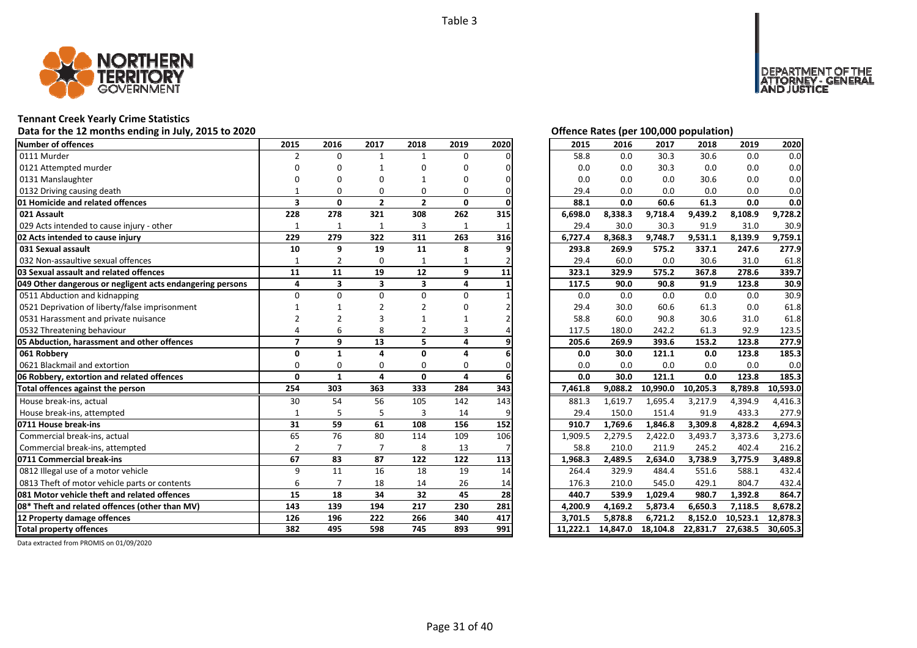Table 3

**Tennant Creek Yearly Crime Statistics**

Data for the 12 months ending in July, 2015 to 2020

| Number of offences | 2015 | 2016 | 2017 | 2018 | 2019 | 2020 |
|---|---|---|---|---|---|---|
| 0111 Murder | 2 | 0 | 1 | 1 | 0 | 0 |
| 0121 Attempted murder | 0 | 0 | 1 | 0 | 0 | 0 |
| 0131 Manslaughter | 0 | 0 | 0 | 1 | 0 | 0 |
| 0132 Driving causing death | 1 | 0 | 0 | 0 | 0 | 0 |
| **01 Homicide and related offences** | **3** | **0** | **2** | **2** | **0** | **0** |
| **021 Assault** | **228** | **278** | **321** | **308** | **262** | **315** |
| 029 Acts intended to cause injury - other | 1 | 1 | 1 | 3 | 1 | 1 |
| **02 Acts intended to cause injury** | **229** | **279** | **322** | **311** | **263** | **316** |
| **031 Sexual assault** | **10** | **9** | **19** | **11** | **8** | **9** |
| 032 Non-assaultive sexual offences | 1 | 2 | 0 | 1 | 1 | 2 |
| **03 Sexual assault and related offences** | **11** | **11** | **19** | **12** | **9** | **11** |
| **049 Other dangerous or negligent acts endangering persons** | **4** | **3** | **3** | **3** | **4** | **1** |
| 0511 Abduction and kidnapping | 0 | 0 | 0 | 0 | 0 | 1 |
| 0521 Deprivation of liberty/false imprisonment | 1 | 1 | 2 | 2 | 0 | 2 |
| 0531 Harassment and private nuisance | 2 | 2 | 3 | 1 | 1 | 2 |
| 0532 Threatening behaviour | 4 | 6 | 8 | 2 | 3 | 4 |
| **05 Abduction, harassment and other offences** | **7** | **9** | **13** | **5** | **4** | **9** |
| **061 Robbery** | **0** | **1** | **4** | **0** | **4** | **6** |
| 0621 Blackmail and extortion | 0 | 0 | 0 | 0 | 0 | 0 |
| **06 Robbery, extortion and related offences** | **0** | **1** | **4** | **0** | **4** | **6** |
| **Total offences against the person** | **254** | **303** | **363** | **333** | **284** | **343** |
| House break-ins, actual | 30 | 54 | 56 | 105 | 142 | 143 |
| House break-ins, attempted | 1 | 5 | 5 | 3 | 14 | 9 |
| **0711 House break-ins** | **31** | **59** | **61** | **108** | **156** | **152** |
| Commercial break-ins, actual | 65 | 76 | 80 | 114 | 109 | 106 |
| Commercial break-ins, attempted | 2 | 7 | 7 | 8 | 13 | 7 |
| **0711 Commercial break-ins** | **67** | **83** | **87** | **122** | **122** | **113** |
| 0812 Illegal use of a motor vehicle | 9 | 11 | 16 | 18 | 19 | 14 |
| 0813 Theft of motor vehicle parts or contents | 6 | 7 | 18 | 14 | 26 | 14 |
| **081 Motor vehicle theft and related offences** | **15** | **18** | **34** | **32** | **45** | **28** |
| **08* Theft and related offences (other than MV)** | **143** | **139** | **194** | **217** | **230** | **281** |
| **12 Property damage offences** | **126** | **196** | **222** | **266** | **340** | **417** |
| **Total property offences** | **382** | **495** | **598** | **745** | **893** | **991** |

**Offence Rates (per 100,000 population)**

| Number of offences | 2015 | 2016 | 2017 | 2018 | 2019 | 2020 |
|---|---|---|---|---|---|---|
| 0111 Murder | 58.8 | 0.0 | 30.3 | 30.6 | 0.0 | 0.0 |
| 0121 Attempted murder | 0.0 | 0.0 | 30.3 | 0.0 | 0.0 | 0.0 |
| 0131 Manslaughter | 0.0 | 0.0 | 0.0 | 30.6 | 0.0 | 0.0 |
| 0132 Driving causing death | 29.4 | 0.0 | 0.0 | 0.0 | 0.0 | 0.0 |
| **01 Homicide and related offences** | **88.1** | **0.0** | **60.6** | **61.3** | **0.0** | **0.0** |
| **021 Assault** | **6,698.0** | **8,338.3** | **9,718.4** | **9,439.2** | **8,108.9** | **9,728.2** |
| 029 Acts intended to cause injury - other | 29.4 | 30.0 | 30.3 | 91.9 | 31.0 | 30.9 |
| **02 Acts intended to cause injury** | **6,727.4** | **8,368.3** | **9,748.7** | **9,531.1** | **8,139.9** | **9,759.1** |
| **031 Sexual assault** | **293.8** | **269.9** | **575.2** | **337.1** | **247.6** | **277.9** |
| 032 Non-assaultive sexual offences | 29.4 | 60.0 | 0.0 | 30.6 | 31.0 | 61.8 |
| **03 Sexual assault and related offences** | **323.1** | **329.9** | **575.2** | **367.8** | **278.6** | **339.7** |
| **049 Other dangerous or negligent acts endangering persons** | **117.5** | **90.0** | **90.8** | **91.9** | **123.8** | **30.9** |
| 0511 Abduction and kidnapping | 0.0 | 0.0 | 0.0 | 0.0 | 0.0 | 30.9 |
| 0521 Deprivation of liberty/false imprisonment | 29.4 | 30.0 | 60.6 | 61.3 | 0.0 | 61.8 |
| 0531 Harassment and private nuisance | 58.8 | 60.0 | 90.8 | 30.6 | 31.0 | 61.8 |
| 0532 Threatening behaviour | 117.5 | 180.0 | 242.2 | 61.3 | 92.9 | 123.5 |
| **05 Abduction, harassment and other offences** | **205.6** | **269.9** | **393.6** | **153.2** | **123.8** | **277.9** |
| **061 Robbery** | **0.0** | **30.0** | **121.1** | **0.0** | **123.8** | **185.3** |
| 0621 Blackmail and extortion | 0.0 | 0.0 | 0.0 | 0.0 | 0.0 | 0.0 |
| **06 Robbery, extortion and related offences** | **0.0** | **30.0** | **121.1** | **0.0** | **123.8** | **185.3** |
| **Total offences against the person** | **7,461.8** | **9,088.2** | **10,990.0** | **10,205.3** | **8,789.8** | **10,593.0** |
| House break-ins, actual | 881.3 | 1,619.7 | 1,695.4 | 3,217.9 | 4,394.9 | 4,416.3 |
| House break-ins, attempted | 29.4 | 150.0 | 151.4 | 91.9 | 433.3 | 277.9 |
| **0711 House break-ins** | **910.7** | **1,769.6** | **1,846.8** | **3,309.8** | **4,828.2** | **4,694.3** |
| Commercial break-ins, actual | 1,909.5 | 2,279.5 | 2,422.0 | 3,493.7 | 3,373.6 | 3,273.6 |
| Commercial break-ins, attempted | 58.8 | 210.0 | 211.9 | 245.2 | 402.4 | 216.2 |
| **0711 Commercial break-ins** | **1,968.3** | **2,489.5** | **2,634.0** | **3,738.9** | **3,775.9** | **3,489.8** |
| 0812 Illegal use of a motor vehicle | 264.4 | 329.9 | 484.4 | 551.6 | 588.1 | 432.4 |
| 0813 Theft of motor vehicle parts or contents | 176.3 | 210.0 | 545.0 | 429.1 | 804.7 | 432.4 |
| **081 Motor vehicle theft and related offences** | **440.7** | **539.9** | **1,029.4** | **980.7** | **1,392.8** | **864.7** |
| **08* Theft and related offences (other than MV)** | **4,200.9** | **4,169.2** | **5,873.4** | **6,650.3** | **7,118.5** | **8,678.2** |
| **12 Property damage offences** | **3,701.5** | **5,878.8** | **6,721.2** | **8,152.0** | **10,523.1** | **12,878.3** |
| **Total property offences** | **11,222.1** | **14,847.0** | **18,104.8** | **22,831.7** | **27,638.5** | **30,605.3** |

Data extracted from PROMIS on 01/09/2020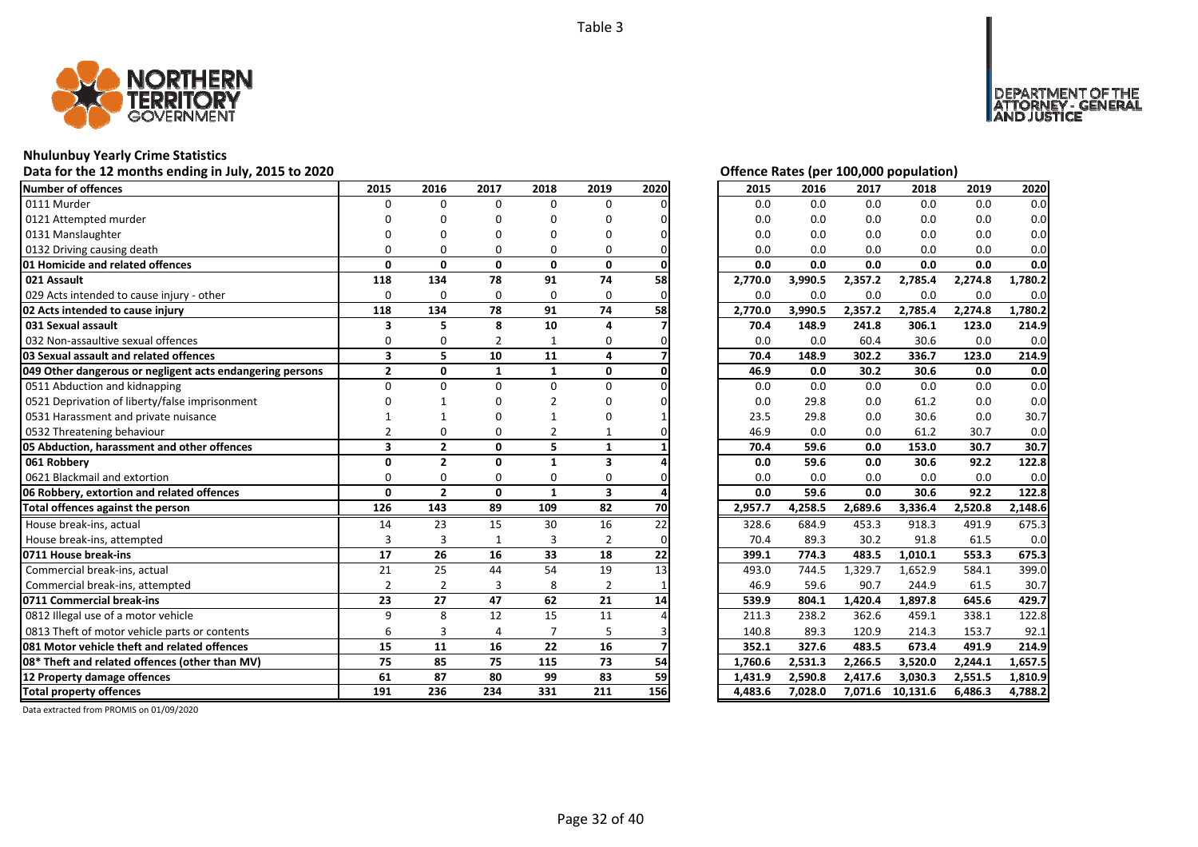Table 3

## Nhulunbuy Yearly Crime Statistics

### Data for the 12 months ending in July, 2015 to 2020

| Number of offences | 2015 | 2016 | 2017 | 2018 | 2019 | 2020 |
|---|---|---|---|---|---|---|
| 0111 Murder | 0 | 0 | 0 | 0 | 0 | 0 |
| 0121 Attempted murder | 0 | 0 | 0 | 0 | 0 | 0 |
| 0131 Manslaughter | 0 | 0 | 0 | 0 | 0 | 0 |
| 0132 Driving causing death | 0 | 0 | 0 | 0 | 0 | 0 |
| **01 Homicide and related offences** | **0** | **0** | **0** | **0** | **0** | **0** |
| **021 Assault** | **118** | **134** | **78** | **91** | **74** | **58** |
| 029 Acts intended to cause injury - other | 0 | 0 | 0 | 0 | 0 | 0 |
| **02 Acts intended to cause injury** | **118** | **134** | **78** | **91** | **74** | **58** |
| **031 Sexual assault** | **3** | **5** | **8** | **10** | **4** | **7** |
| 032 Non-assaultive sexual offences | 0 | 0 | 2 | 1 | 0 | 0 |
| **03 Sexual assault and related offences** | **3** | **5** | **10** | **11** | **4** | **7** |
| **049 Other dangerous or negligent acts endangering persons** | **2** | **0** | **1** | **1** | **0** | **0** |
| 0511 Abduction and kidnapping | 0 | 0 | 0 | 0 | 0 | 0 |
| 0521 Deprivation of liberty/false imprisonment | 0 | 1 | 0 | 2 | 0 | 0 |
| 0531 Harassment and private nuisance | 1 | 1 | 0 | 1 | 0 | 1 |
| 0532 Threatening behaviour | 2 | 0 | 0 | 2 | 1 | 0 |
| **05 Abduction, harassment and other offences** | **3** | **2** | **0** | **5** | **1** | **1** |
| **061 Robbery** | **0** | **2** | **0** | **1** | **3** | **4** |
| 0621 Blackmail and extortion | 0 | 0 | 0 | 0 | 0 | 0 |
| **06 Robbery, extortion and related offences** | **0** | **2** | **0** | **1** | **3** | **4** |
| **Total offences against the person** | **126** | **143** | **89** | **109** | **82** | **70** |
| House break-ins, actual | 14 | 23 | 15 | 30 | 16 | 22 |
| House break-ins, attempted | 3 | 3 | 1 | 3 | 2 | 0 |
| **0711 House break-ins** | **17** | **26** | **16** | **33** | **18** | **22** |
| Commercial break-ins, actual | 21 | 25 | 44 | 54 | 19 | 13 |
| Commercial break-ins, attempted | 2 | 2 | 3 | 8 | 2 | 1 |
| **0711 Commercial break-ins** | **23** | **27** | **47** | **62** | **21** | **14** |
| 0812 Illegal use of a motor vehicle | 9 | 8 | 12 | 15 | 11 | 4 |
| 0813 Theft of motor vehicle parts or contents | 6 | 3 | 4 | 7 | 5 | 3 |
| **081 Motor vehicle theft and related offences** | **15** | **11** | **16** | **22** | **16** | **7** |
| **08* Theft and related offences (other than MV)** | **75** | **85** | **75** | **115** | **73** | **54** |
| **12 Property damage offences** | **61** | **87** | **80** | **99** | **83** | **59** |
| **Total property offences** | **191** | **236** | **234** | **331** | **211** | **156** |

### Offence Rates (per 100,000 population)

| Number of offences | 2015 | 2016 | 2017 | 2018 | 2019 | 2020 |
|---|---|---|---|---|---|---|
| 0111 Murder | 0.0 | 0.0 | 0.0 | 0.0 | 0.0 | 0.0 |
| 0121 Attempted murder | 0.0 | 0.0 | 0.0 | 0.0 | 0.0 | 0.0 |
| 0131 Manslaughter | 0.0 | 0.0 | 0.0 | 0.0 | 0.0 | 0.0 |
| 0132 Driving causing death | 0.0 | 0.0 | 0.0 | 0.0 | 0.0 | 0.0 |
| **01 Homicide and related offences** | **0.0** | **0.0** | **0.0** | **0.0** | **0.0** | **0.0** |
| **021 Assault** | **2,770.0** | **3,990.5** | **2,357.2** | **2,785.4** | **2,274.8** | **1,780.2** |
| 029 Acts intended to cause injury - other | 0.0 | 0.0 | 0.0 | 0.0 | 0.0 | 0.0 |
| **02 Acts intended to cause injury** | **2,770.0** | **3,990.5** | **2,357.2** | **2,785.4** | **2,274.8** | **1,780.2** |
| **031 Sexual assault** | **70.4** | **148.9** | **241.8** | **306.1** | **123.0** | **214.9** |
| 032 Non-assaultive sexual offences | 0.0 | 0.0 | 60.4 | 30.6 | 0.0 | 0.0 |
| **03 Sexual assault and related offences** | **70.4** | **148.9** | **302.2** | **336.7** | **123.0** | **214.9** |
| **049 Other dangerous or negligent acts endangering persons** | **46.9** | **0.0** | **30.2** | **30.6** | **0.0** | **0.0** |
| 0511 Abduction and kidnapping | 0.0 | 0.0 | 0.0 | 0.0 | 0.0 | 0.0 |
| 0521 Deprivation of liberty/false imprisonment | 0.0 | 29.8 | 0.0 | 61.2 | 0.0 | 0.0 |
| 0531 Harassment and private nuisance | 23.5 | 29.8 | 0.0 | 30.6 | 0.0 | 30.7 |
| 0532 Threatening behaviour | 46.9 | 0.0 | 0.0 | 61.2 | 30.7 | 0.0 |
| **05 Abduction, harassment and other offences** | **70.4** | **59.6** | **0.0** | **153.0** | **30.7** | **30.7** |
| **061 Robbery** | **0.0** | **59.6** | **0.0** | **30.6** | **92.2** | **122.8** |
| 0621 Blackmail and extortion | 0.0 | 0.0 | 0.0 | 0.0 | 0.0 | 0.0 |
| **06 Robbery, extortion and related offences** | **0.0** | **59.6** | **0.0** | **30.6** | **92.2** | **122.8** |
| **Total offences against the person** | **2,957.7** | **4,258.5** | **2,689.6** | **3,336.4** | **2,520.8** | **2,148.6** |
| House break-ins, actual | 328.6 | 684.9 | 453.3 | 918.3 | 491.9 | 675.3 |
| House break-ins, attempted | 70.4 | 89.3 | 30.2 | 91.8 | 61.5 | 0.0 |
| **0711 House break-ins** | **399.1** | **774.3** | **483.5** | **1,010.1** | **553.3** | **675.3** |
| Commercial break-ins, actual | 493.0 | 744.5 | 1,329.7 | 1,652.9 | 584.1 | 399.0 |
| Commercial break-ins, attempted | 46.9 | 59.6 | 90.7 | 244.9 | 61.5 | 30.7 |
| **0711 Commercial break-ins** | **539.9** | **804.1** | **1,420.4** | **1,897.8** | **645.6** | **429.7** |
| 0812 Illegal use of a motor vehicle | 211.3 | 238.2 | 362.6 | 459.1 | 338.1 | 122.8 |
| 0813 Theft of motor vehicle parts or contents | 140.8 | 89.3 | 120.9 | 214.3 | 153.7 | 92.1 |
| **081 Motor vehicle theft and related offences** | **352.1** | **327.6** | **483.5** | **673.4** | **491.9** | **214.9** |
| **08* Theft and related offences (other than MV)** | **1,760.6** | **2,531.3** | **2,266.5** | **3,520.0** | **2,244.1** | **1,657.5** |
| **12 Property damage offences** | **1,431.9** | **2,590.8** | **2,417.6** | **3,030.3** | **2,551.5** | **1,810.9** |
| **Total property offences** | **4,483.6** | **7,028.0** | **7,071.6** | **10,131.6** | **6,486.3** | **4,788.2** |

Data extracted from PROMIS on 01/09/2020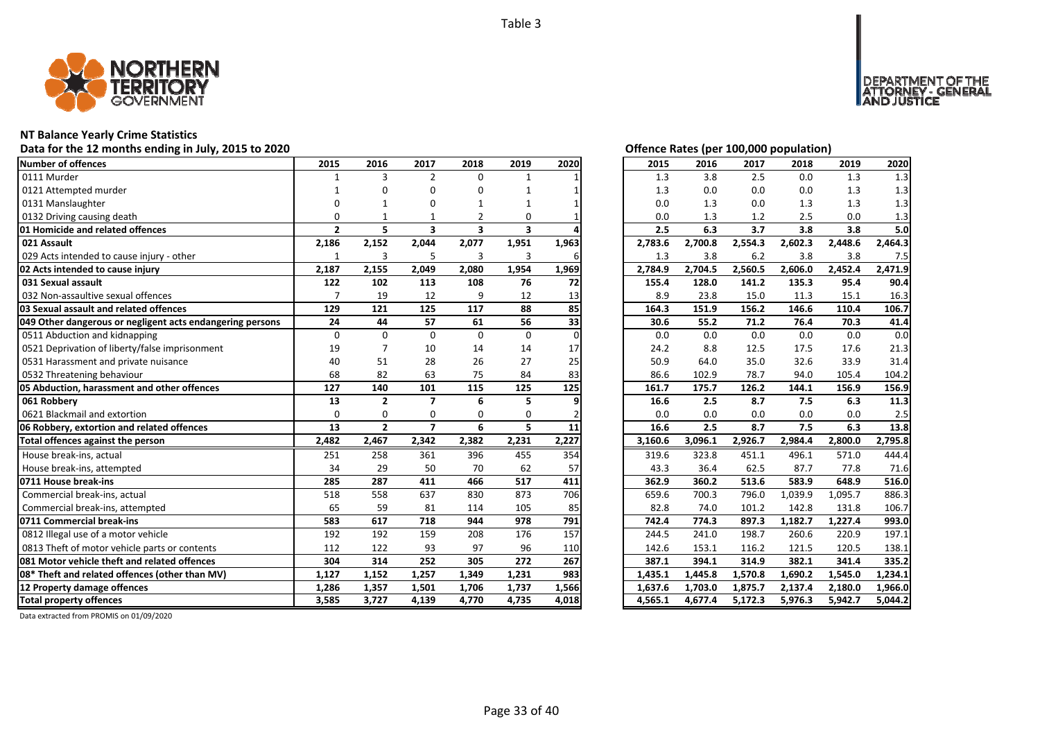Table 3

# NT Balance Yearly Crime Statistics

Data for the 12 months ending in July, 2015 to 2020

| Number of offences | 2015 | 2016 | 2017 | 2018 | 2019 | 2020 | Offence Rates (per 100,000 population) 2015 | 2016 | 2017 | 2018 | 2019 | 2020 |
|---|---|---|---|---|---|---|---|---|---|---|---|---|
| 0111 Murder | 1 | 3 | 2 | 0 | 1 | 1 | 1.3 | 3.8 | 2.5 | 0.0 | 1.3 | 1.3 |
| 0121 Attempted murder | 1 | 0 | 0 | 0 | 1 | 1 | 1.3 | 0.0 | 0.0 | 0.0 | 1.3 | 1.3 |
| 0131 Manslaughter | 0 | 1 | 0 | 1 | 1 | 1 | 0.0 | 1.3 | 0.0 | 1.3 | 1.3 | 1.3 |
| 0132 Driving causing death | 0 | 1 | 1 | 2 | 0 | 1 | 0.0 | 1.3 | 1.2 | 2.5 | 0.0 | 1.3 |
| **01 Homicide and related offences** | **2** | **5** | **3** | **3** | **3** | **4** | **2.5** | **6.3** | **3.7** | **3.8** | **3.8** | **5.0** |
| **021 Assault** | **2,186** | **2,152** | **2,044** | **2,077** | **1,951** | **1,963** | **2,783.6** | **2,700.8** | **2,554.3** | **2,602.3** | **2,448.6** | **2,464.3** |
| 029 Acts intended to cause injury - other | 1 | 3 | 5 | 3 | 3 | 6 | 1.3 | 3.8 | 6.2 | 3.8 | 3.8 | 7.5 |
| **02 Acts intended to cause injury** | **2,187** | **2,155** | **2,049** | **2,080** | **1,954** | **1,969** | **2,784.9** | **2,704.5** | **2,560.5** | **2,606.0** | **2,452.4** | **2,471.9** |
| **031 Sexual assault** | **122** | **102** | **113** | **108** | **76** | **72** | **155.4** | **128.0** | **141.2** | **135.3** | **95.4** | **90.4** |
| 032 Non-assaultive sexual offences | 7 | 19 | 12 | 9 | 12 | 13 | 8.9 | 23.8 | 15.0 | 11.3 | 15.1 | 16.3 |
| **03 Sexual assault and related offences** | **129** | **121** | **125** | **117** | **88** | **85** | **164.3** | **151.9** | **156.2** | **146.6** | **110.4** | **106.7** |
| **049 Other dangerous or negligent acts endangering persons** | **24** | **44** | **57** | **61** | **56** | **33** | **30.6** | **55.2** | **71.2** | **76.4** | **70.3** | **41.4** |
| 0511 Abduction and kidnapping | 0 | 0 | 0 | 0 | 0 | 0 | 0.0 | 0.0 | 0.0 | 0.0 | 0.0 | 0.0 |
| 0521 Deprivation of liberty/false imprisonment | 19 | 7 | 10 | 14 | 14 | 17 | 24.2 | 8.8 | 12.5 | 17.5 | 17.6 | 21.3 |
| 0531 Harassment and private nuisance | 40 | 51 | 28 | 26 | 27 | 25 | 50.9 | 64.0 | 35.0 | 32.6 | 33.9 | 31.4 |
| 0532 Threatening behaviour | 68 | 82 | 63 | 75 | 84 | 83 | 86.6 | 102.9 | 78.7 | 94.0 | 105.4 | 104.2 |
| **05 Abduction, harassment and other offences** | **127** | **140** | **101** | **115** | **125** | **125** | **161.7** | **175.7** | **126.2** | **144.1** | **156.9** | **156.9** |
| **061 Robbery** | **13** | **2** | **7** | **6** | **5** | **9** | **16.6** | **2.5** | **8.7** | **7.5** | **6.3** | **11.3** |
| 0621 Blackmail and extortion | 0 | 0 | 0 | 0 | 0 | 2 | 0.0 | 0.0 | 0.0 | 0.0 | 0.0 | 2.5 |
| **06 Robbery, extortion and related offences** | **13** | **2** | **7** | **6** | **5** | **11** | **16.6** | **2.5** | **8.7** | **7.5** | **6.3** | **13.8** |
| **Total offences against the person** | **2,482** | **2,467** | **2,342** | **2,382** | **2,231** | **2,227** | **3,160.6** | **3,096.1** | **2,926.7** | **2,984.4** | **2,800.0** | **2,795.8** |
| House break-ins, actual | 251 | 258 | 361 | 396 | 455 | 354 | 319.6 | 323.8 | 451.1 | 496.1 | 571.0 | 444.4 |
| House break-ins, attempted | 34 | 29 | 50 | 70 | 62 | 57 | 43.3 | 36.4 | 62.5 | 87.7 | 77.8 | 71.6 |
| **0711 House break-ins** | **285** | **287** | **411** | **466** | **517** | **411** | **362.9** | **360.2** | **513.6** | **583.9** | **648.9** | **516.0** |
| Commercial break-ins, actual | 518 | 558 | 637 | 830 | 873 | 706 | 659.6 | 700.3 | 796.0 | 1,039.9 | 1,095.7 | 886.3 |
| Commercial break-ins, attempted | 65 | 59 | 81 | 114 | 105 | 85 | 82.8 | 74.0 | 101.2 | 142.8 | 131.8 | 106.7 |
| **0711 Commercial break-ins** | **583** | **617** | **718** | **944** | **978** | **791** | **742.4** | **774.3** | **897.3** | **1,182.7** | **1,227.4** | **993.0** |
| 0812 Illegal use of a motor vehicle | 192 | 192 | 159 | 208 | 176 | 157 | 244.5 | 241.0 | 198.7 | 260.6 | 220.9 | 197.1 |
| 0813 Theft of motor vehicle parts or contents | 112 | 122 | 93 | 97 | 96 | 110 | 142.6 | 153.1 | 116.2 | 121.5 | 120.5 | 138.1 |
| **081 Motor vehicle theft and related offences** | **304** | **314** | **252** | **305** | **272** | **267** | **387.1** | **394.1** | **314.9** | **382.1** | **341.4** | **335.2** |
| **08* Theft and related offences (other than MV)** | **1,127** | **1,152** | **1,257** | **1,349** | **1,231** | **983** | **1,435.1** | **1,445.8** | **1,570.8** | **1,690.2** | **1,545.0** | **1,234.1** |
| **12 Property damage offences** | **1,286** | **1,357** | **1,501** | **1,706** | **1,737** | **1,566** | **1,637.6** | **1,703.0** | **1,875.7** | **2,137.4** | **2,180.0** | **1,966.0** |
| **Total property offences** | **3,585** | **3,727** | **4,139** | **4,770** | **4,735** | **4,018** | **4,565.1** | **4,677.4** | **5,172.3** | **5,976.3** | **5,942.7** | **5,044.2** |

Data extracted from PROMIS on 01/09/2020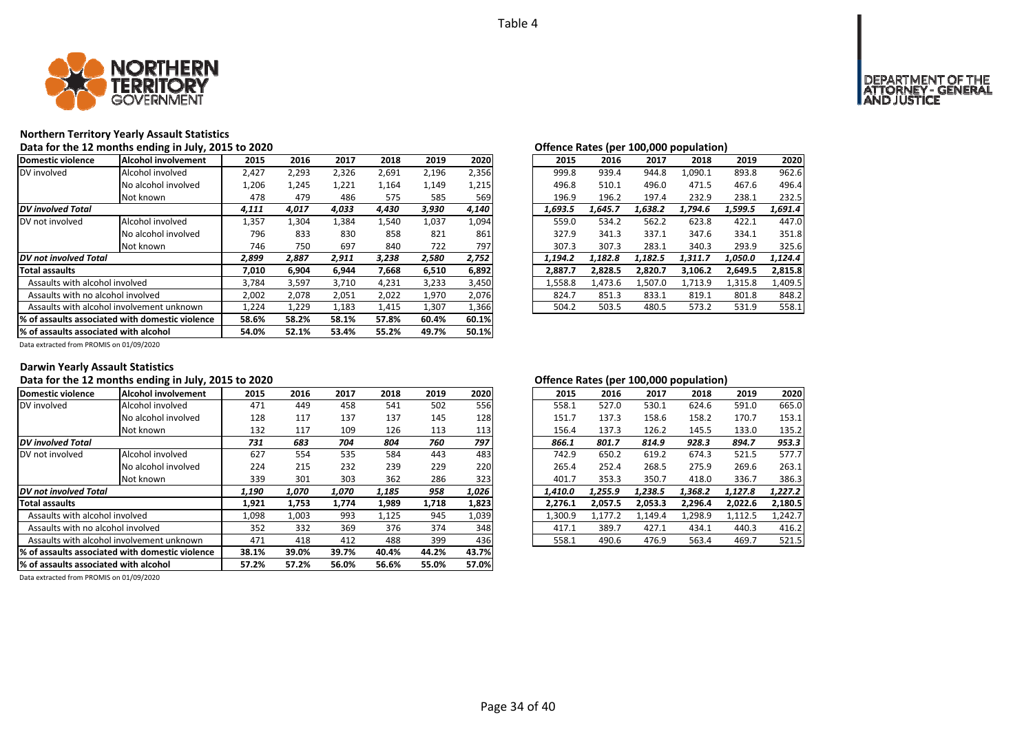Table 4

## Northern Territory Yearly Assault Statistics

**Data for the 12 months ending in July, 2015 to 2020**

| Domestic violence | Alcohol involvement | 2015 | 2016 | 2017 | 2018 | 2019 | 2020 |
|---|---|---|---|---|---|---|---|
| DV involved | Alcohol involved | 2,427 | 2,293 | 2,326 | 2,691 | 2,196 | 2,356 |
| | No alcohol involved | 1,206 | 1,245 | 1,221 | 1,164 | 1,149 | 1,215 |
| | Not known | 478 | 479 | 486 | 575 | 585 | 569 |
| ***DV involved Total*** | | ***4,111*** | ***4,017*** | ***4,033*** | ***4,430*** | ***3,930*** | ***4,140*** |
| DV not involved | Alcohol involved | 1,357 | 1,304 | 1,384 | 1,540 | 1,037 | 1,094 |
| | No alcohol involved | 796 | 833 | 830 | 858 | 821 | 861 |
| | Not known | 746 | 750 | 697 | 840 | 722 | 797 |
| ***DV not involved Total*** | | ***2,899*** | ***2,887*** | ***2,911*** | ***3,238*** | ***2,580*** | ***2,752*** |
| **Total assaults** | | **7,010** | **6,904** | **6,944** | **7,668** | **6,510** | **6,892** |
| Assaults with alcohol involved | | 3,784 | 3,597 | 3,710 | 4,231 | 3,233 | 3,450 |
| Assaults with no alcohol involved | | 2,002 | 2,078 | 2,051 | 2,022 | 1,970 | 2,076 |
| Assaults with alcohol involvement unknown | | 1,224 | 1,229 | 1,183 | 1,415 | 1,307 | 1,366 |
| **% of assaults associated with domestic violence** | | **58.6%** | **58.2%** | **58.1%** | **57.8%** | **60.4%** | **60.1%** |
| **% of assaults associated with alcohol** | | **54.0%** | **52.1%** | **53.4%** | **55.2%** | **49.7%** | **50.1%** |

Data extracted from PROMIS on 01/09/2020

**Offence Rates (per 100,000 population)**

| Domestic violence | Alcohol involvement | 2015 | 2016 | 2017 | 2018 | 2019 | 2020 |
|---|---|---|---|---|---|---|---|
| DV involved | Alcohol involved | 999.8 | 939.4 | 944.8 | 1,090.1 | 893.8 | 962.6 |
| | No alcohol involved | 496.8 | 510.1 | 496.0 | 471.5 | 467.6 | 496.4 |
| | Not known | 196.9 | 196.2 | 197.4 | 232.9 | 238.1 | 232.5 |
| ***DV involved Total*** | | ***1,693.5*** | ***1,645.7*** | ***1,638.2*** | ***1,794.6*** | ***1,599.5*** | ***1,691.4*** |
| DV not involved | Alcohol involved | 559.0 | 534.2 | 562.2 | 623.8 | 422.1 | 447.0 |
| | No alcohol involved | 327.9 | 341.3 | 337.1 | 347.6 | 334.1 | 351.8 |
| | Not known | 307.3 | 307.3 | 283.1 | 340.3 | 293.9 | 325.6 |
| ***DV not involved Total*** | | ***1,194.2*** | ***1,182.8*** | ***1,182.5*** | ***1,311.7*** | ***1,050.0*** | ***1,124.4*** |
| **Total assaults** | | **2,887.7** | **2,828.5** | **2,820.7** | **3,106.2** | **2,649.5** | **2,815.8** |
| Assaults with alcohol involved | | 1,558.8 | 1,473.6 | 1,507.0 | 1,713.9 | 1,315.8 | 1,409.5 |
| Assaults with no alcohol involved | | 824.7 | 851.3 | 833.1 | 819.1 | 801.8 | 848.2 |
| Assaults with alcohol involvement unknown | | 504.2 | 503.5 | 480.5 | 573.2 | 531.9 | 558.1 |

## Darwin Yearly Assault Statistics

**Data for the 12 months ending in July, 2015 to 2020**

| Domestic violence | Alcohol involvement | 2015 | 2016 | 2017 | 2018 | 2019 | 2020 |
|---|---|---|---|---|---|---|---|
| DV involved | Alcohol involved | 471 | 449 | 458 | 541 | 502 | 556 |
| | No alcohol involved | 128 | 117 | 137 | 137 | 145 | 128 |
| | Not known | 132 | 117 | 109 | 126 | 113 | 113 |
| ***DV involved Total*** | | ***731*** | ***683*** | ***704*** | ***804*** | ***760*** | ***797*** |
| DV not involved | Alcohol involved | 627 | 554 | 535 | 584 | 443 | 483 |
| | No alcohol involved | 224 | 215 | 232 | 239 | 229 | 220 |
| | Not known | 339 | 301 | 303 | 362 | 286 | 323 |
| ***DV not involved Total*** | | ***1,190*** | ***1,070*** | ***1,070*** | ***1,185*** | ***958*** | ***1,026*** |
| **Total assaults** | | **1,921** | **1,753** | **1,774** | **1,989** | **1,718** | **1,823** |
| Assaults with alcohol involved | | 1,098 | 1,003 | 993 | 1,125 | 945 | 1,039 |
| Assaults with no alcohol involved | | 352 | 332 | 369 | 376 | 374 | 348 |
| Assaults with alcohol involvement unknown | | 471 | 418 | 412 | 488 | 399 | 436 |
| **% of assaults associated with domestic violence** | | **38.1%** | **39.0%** | **39.7%** | **40.4%** | **44.2%** | **43.7%** |
| **% of assaults associated with alcohol** | | **57.2%** | **57.2%** | **56.0%** | **56.6%** | **55.0%** | **57.0%** |

Data extracted from PROMIS on 01/09/2020

**Offence Rates (per 100,000 population)**

| Domestic violence | Alcohol involvement | 2015 | 2016 | 2017 | 2018 | 2019 | 2020 |
|---|---|---|---|---|---|---|---|
| DV involved | Alcohol involved | 558.1 | 527.0 | 530.1 | 624.6 | 591.0 | 665.0 |
| | No alcohol involved | 151.7 | 137.3 | 158.6 | 158.2 | 170.7 | 153.1 |
| | Not known | 156.4 | 137.3 | 126.2 | 145.5 | 133.0 | 135.2 |
| ***DV involved Total*** | | ***866.1*** | ***801.7*** | ***814.9*** | ***928.3*** | ***894.7*** | ***953.3*** |
| DV not involved | Alcohol involved | 742.9 | 650.2 | 619.2 | 674.3 | 521.5 | 577.7 |
| | No alcohol involved | 265.4 | 252.4 | 268.5 | 275.9 | 269.6 | 263.1 |
| | Not known | 401.7 | 353.3 | 350.7 | 418.0 | 336.7 | 386.3 |
| ***DV not involved Total*** | | ***1,410.0*** | ***1,255.9*** | ***1,238.5*** | ***1,368.2*** | ***1,127.8*** | ***1,227.2*** |
| **Total assaults** | | **2,276.1** | **2,057.5** | **2,053.3** | **2,296.4** | **2,022.6** | **2,180.5** |
| Assaults with alcohol involved | | 1,300.9 | 1,177.2 | 1,149.4 | 1,298.9 | 1,112.5 | 1,242.7 |
| Assaults with no alcohol involved | | 417.1 | 389.7 | 427.1 | 434.1 | 440.3 | 416.2 |
| Assaults with alcohol involvement unknown | | 558.1 | 490.6 | 476.9 | 563.4 | 469.7 | 521.5 |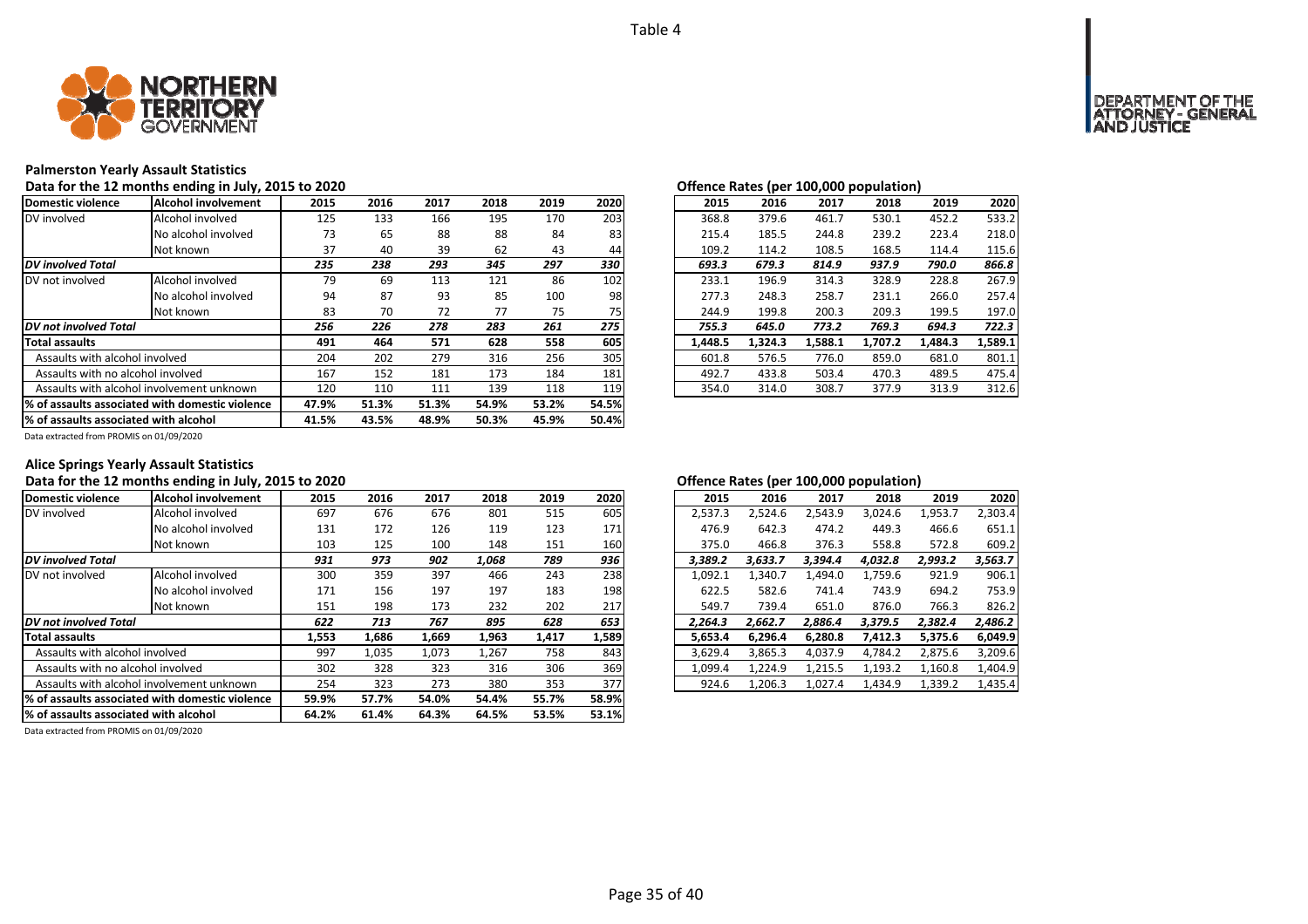Table 4

## Palmerston Yearly Assault Statistics

### Data for the 12 months ending in July, 2015 to 2020

| Domestic violence | Alcohol involvement | 2015 | 2016 | 2017 | 2018 | 2019 | 2020 |
|---|---|---|---|---|---|---|---|
| DV involved | Alcohol involved | 125 | 133 | 166 | 195 | 170 | 203 |
| | No alcohol involved | 73 | 65 | 88 | 88 | 84 | 83 |
| | Not known | 37 | 40 | 39 | 62 | 43 | 44 |
| *DV involved Total* | | *235* | *238* | *293* | *345* | *297* | *330* |
| DV not involved | Alcohol involved | 79 | 69 | 113 | 121 | 86 | 102 |
| | No alcohol involved | 94 | 87 | 93 | 85 | 100 | 98 |
| | Not known | 83 | 70 | 72 | 77 | 75 | 75 |
| *DV not involved Total* | | *256* | *226* | *278* | *283* | *261* | *275* |
| **Total assaults** | | **491** | **464** | **571** | **628** | **558** | **605** |
| Assaults with alcohol involved | | 204 | 202 | 279 | 316 | 256 | 305 |
| Assaults with no alcohol involved | | 167 | 152 | 181 | 173 | 184 | 181 |
| Assaults with alcohol involvement unknown | | 120 | 110 | 111 | 139 | 118 | 119 |
| **% of assaults associated with domestic violence** | | **47.9%** | **51.3%** | **51.3%** | **54.9%** | **53.2%** | **54.5%** |
| **% of assaults associated with alcohol** | | **41.5%** | **43.5%** | **48.9%** | **50.3%** | **45.9%** | **50.4%** |

### Offence Rates (per 100,000 population)

| Domestic violence | Alcohol involvement | 2015 | 2016 | 2017 | 2018 | 2019 | 2020 |
|---|---|---|---|---|---|---|---|
| DV involved | Alcohol involved | 368.8 | 379.6 | 461.7 | 530.1 | 452.2 | 533.2 |
| | No alcohol involved | 215.4 | 185.5 | 244.8 | 239.2 | 223.4 | 218.0 |
| | Not known | 109.2 | 114.2 | 108.5 | 168.5 | 114.4 | 115.6 |
| *DV involved Total* | | *693.3* | *679.3* | *814.9* | *937.9* | *790.0* | *866.8* |
| DV not involved | Alcohol involved | 233.1 | 196.9 | 314.3 | 328.9 | 228.8 | 267.9 |
| | No alcohol involved | 277.3 | 248.3 | 258.7 | 231.1 | 266.0 | 257.4 |
| | Not known | 244.9 | 199.8 | 200.3 | 209.3 | 199.5 | 197.0 |
| *DV not involved Total* | | *755.3* | *645.0* | *773.2* | *769.3* | *694.3* | *722.3* |
| **Total assaults** | | **1,448.5** | **1,324.3** | **1,588.1** | **1,707.2** | **1,484.3** | **1,589.1** |
| Assaults with alcohol involved | | 601.8 | 576.5 | 776.0 | 859.0 | 681.0 | 801.1 |
| Assaults with no alcohol involved | | 492.7 | 433.8 | 503.4 | 470.3 | 489.5 | 475.4 |
| Assaults with alcohol involvement unknown | | 354.0 | 314.0 | 308.7 | 377.9 | 313.9 | 312.6 |

Data extracted from PROMIS on 01/09/2020

## Alice Springs Yearly Assault Statistics

### Data for the 12 months ending in July, 2015 to 2020

| Domestic violence | Alcohol involvement | 2015 | 2016 | 2017 | 2018 | 2019 | 2020 |
|---|---|---|---|---|---|---|---|
| DV involved | Alcohol involved | 697 | 676 | 676 | 801 | 515 | 605 |
| | No alcohol involved | 131 | 172 | 126 | 119 | 123 | 171 |
| | Not known | 103 | 125 | 100 | 148 | 151 | 160 |
| *DV involved Total* | | *931* | *973* | *902* | *1,068* | *789* | *936* |
| DV not involved | Alcohol involved | 300 | 359 | 397 | 466 | 243 | 238 |
| | No alcohol involved | 171 | 156 | 197 | 197 | 183 | 198 |
| | Not known | 151 | 198 | 173 | 232 | 202 | 217 |
| *DV not involved Total* | | *622* | *713* | *767* | *895* | *628* | *653* |
| **Total assaults** | | **1,553** | **1,686** | **1,669** | **1,963** | **1,417** | **1,589** |
| Assaults with alcohol involved | | 997 | 1,035 | 1,073 | 1,267 | 758 | 843 |
| Assaults with no alcohol involved | | 302 | 328 | 323 | 316 | 306 | 369 |
| Assaults with alcohol involvement unknown | | 254 | 323 | 273 | 380 | 353 | 377 |
| **% of assaults associated with domestic violence** | | **59.9%** | **57.7%** | **54.0%** | **54.4%** | **55.7%** | **58.9%** |
| **% of assaults associated with alcohol** | | **64.2%** | **61.4%** | **64.3%** | **64.5%** | **53.5%** | **53.1%** |

### Offence Rates (per 100,000 population)

| Domestic violence | Alcohol involvement | 2015 | 2016 | 2017 | 2018 | 2019 | 2020 |
|---|---|---|---|---|---|---|---|
| DV involved | Alcohol involved | 2,537.3 | 2,524.6 | 2,543.9 | 3,024.6 | 1,953.7 | 2,303.4 |
| | No alcohol involved | 476.9 | 642.3 | 474.2 | 449.3 | 466.6 | 651.1 |
| | Not known | 375.0 | 466.8 | 376.3 | 558.8 | 572.8 | 609.2 |
| *DV involved Total* | | *3,389.2* | *3,633.7* | *3,394.4* | *4,032.8* | *2,993.2* | *3,563.7* |
| DV not involved | Alcohol involved | 1,092.1 | 1,340.7 | 1,494.0 | 1,759.6 | 921.9 | 906.1 |
| | No alcohol involved | 622.5 | 582.6 | 741.4 | 743.9 | 694.2 | 753.9 |
| | Not known | 549.7 | 739.4 | 651.0 | 876.0 | 766.3 | 826.2 |
| *DV not involved Total* | | *2,264.3* | *2,662.7* | *2,886.4* | *3,379.5* | *2,382.4* | *2,486.2* |
| **Total assaults** | | **5,653.4** | **6,296.4** | **6,280.8** | **7,412.3** | **5,375.6** | **6,049.9** |
| Assaults with alcohol involved | | 3,629.4 | 3,865.3 | 4,037.9 | 4,784.2 | 2,875.6 | 3,209.6 |
| Assaults with no alcohol involved | | 1,099.4 | 1,224.9 | 1,215.5 | 1,193.2 | 1,160.8 | 1,404.9 |
| Assaults with alcohol involvement unknown | | 924.6 | 1,206.3 | 1,027.4 | 1,434.9 | 1,339.2 | 1,435.4 |

Data extracted from PROMIS on 01/09/2020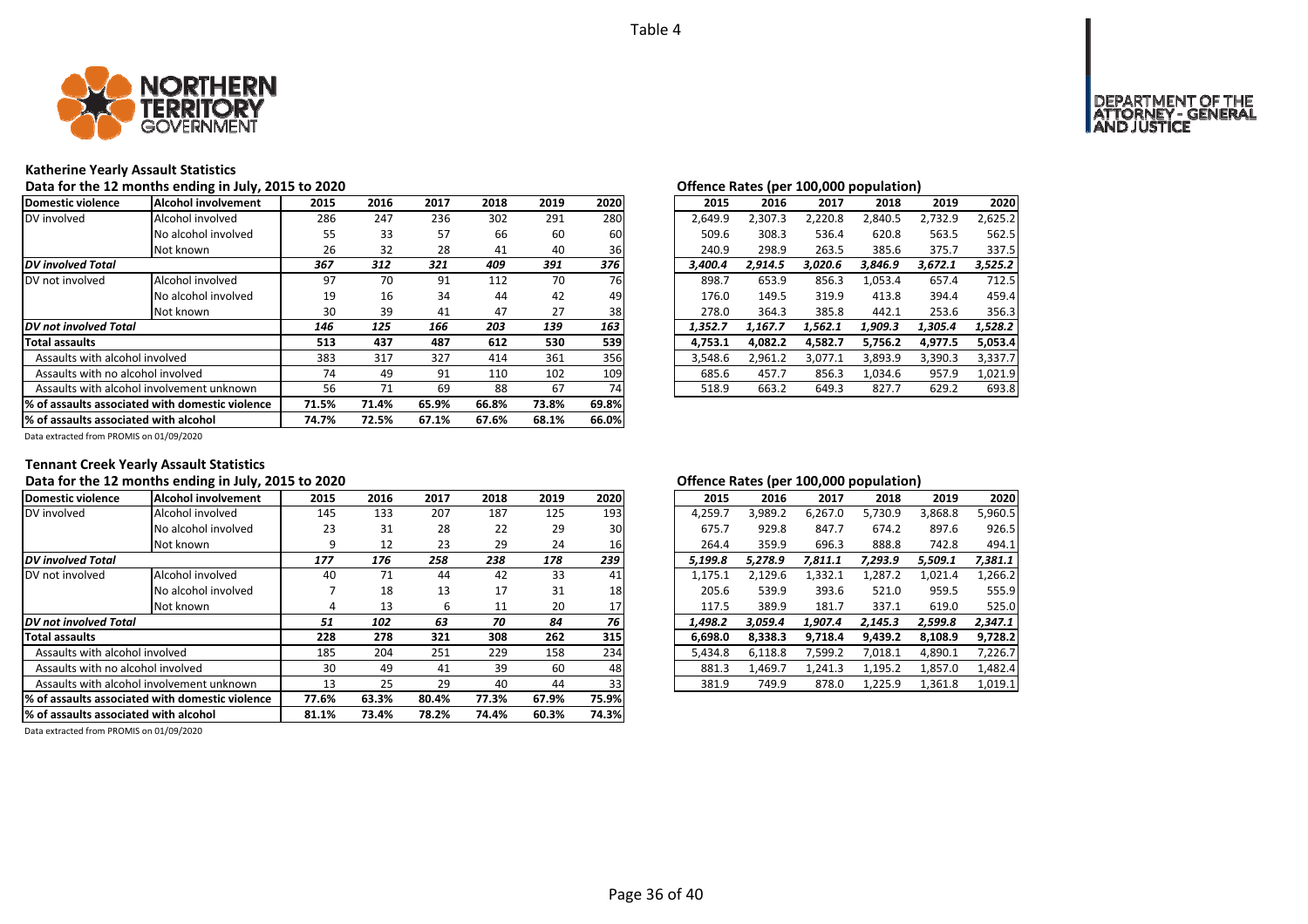Table 4

## Katherine Yearly Assault Statistics

Data for the 12 months ending in July, 2015 to 2020

| Domestic violence | Alcohol involvement | 2015 | 2016 | 2017 | 2018 | 2019 | 2020 |
|---|---|---|---|---|---|---|---|
| DV involved | Alcohol involved | 286 | 247 | 236 | 302 | 291 | 280 |
| | No alcohol involved | 55 | 33 | 57 | 66 | 60 | 60 |
| | Not known | 26 | 32 | 28 | 41 | 40 | 36 |
| ***DV involved Total*** | | ***367*** | ***312*** | ***321*** | ***409*** | ***391*** | ***376*** |
| DV not involved | Alcohol involved | 97 | 70 | 91 | 112 | 70 | 76 |
| | No alcohol involved | 19 | 16 | 34 | 44 | 42 | 49 |
| | Not known | 30 | 39 | 41 | 47 | 27 | 38 |
| ***DV not involved Total*** | | ***146*** | ***125*** | ***166*** | ***203*** | ***139*** | ***163*** |
| **Total assaults** | | **513** | **437** | **487** | **612** | **530** | **539** |
| Assaults with alcohol involved | | 383 | 317 | 327 | 414 | 361 | 356 |
| Assaults with no alcohol involved | | 74 | 49 | 91 | 110 | 102 | 109 |
| Assaults with alcohol involvement unknown | | 56 | 71 | 69 | 88 | 67 | 74 |
| **% of assaults associated with domestic violence** | | **71.5%** | **71.4%** | **65.9%** | **66.8%** | **73.8%** | **69.8%** |
| **% of assaults associated with alcohol** | | **74.7%** | **72.5%** | **67.1%** | **67.6%** | **68.1%** | **66.0%** |

Data extracted from PROMIS on 01/09/2020

**Offence Rates (per 100,000 population)**

| 2015 | 2016 | 2017 | 2018 | 2019 | 2020 |
|---|---|---|---|---|---|
| 2,649.9 | 2,307.3 | 2,220.8 | 2,840.5 | 2,732.9 | 2,625.2 |
| 509.6 | 308.3 | 536.4 | 620.8 | 563.5 | 562.5 |
| 240.9 | 298.9 | 263.5 | 385.6 | 375.7 | 337.5 |
| ***3,400.4*** | ***2,914.5*** | ***3,020.6*** | ***3,846.9*** | ***3,672.1*** | ***3,525.2*** |
| 898.7 | 653.9 | 856.3 | 1,053.4 | 657.4 | 712.5 |
| 176.0 | 149.5 | 319.9 | 413.8 | 394.4 | 459.4 |
| 278.0 | 364.3 | 385.8 | 442.1 | 253.6 | 356.3 |
| ***1,352.7*** | ***1,167.7*** | ***1,562.1*** | ***1,909.3*** | ***1,305.4*** | ***1,528.2*** |
| **4,753.1** | **4,082.2** | **4,582.7** | **5,756.2** | **4,977.5** | **5,053.4** |
| 3,548.6 | 2,961.2 | 3,077.1 | 3,893.9 | 3,390.3 | 3,337.7 |
| 685.6 | 457.7 | 856.3 | 1,034.6 | 957.9 | 1,021.9 |
| 518.9 | 663.2 | 649.3 | 827.7 | 629.2 | 693.8 |

## Tennant Creek Yearly Assault Statistics

Data for the 12 months ending in July, 2015 to 2020

| Domestic violence | Alcohol involvement | 2015 | 2016 | 2017 | 2018 | 2019 | 2020 |
|---|---|---|---|---|---|---|---|
| DV involved | Alcohol involved | 145 | 133 | 207 | 187 | 125 | 193 |
| | No alcohol involved | 23 | 31 | 28 | 22 | 29 | 30 |
| | Not known | 9 | 12 | 23 | 29 | 24 | 16 |
| ***DV involved Total*** | | ***177*** | ***176*** | ***258*** | ***238*** | ***178*** | ***239*** |
| DV not involved | Alcohol involved | 40 | 71 | 44 | 42 | 33 | 41 |
| | No alcohol involved | 7 | 18 | 13 | 17 | 31 | 18 |
| | Not known | 4 | 13 | 6 | 11 | 20 | 17 |
| ***DV not involved Total*** | | ***51*** | ***102*** | ***63*** | ***70*** | ***84*** | ***76*** |
| **Total assaults** | | **228** | **278** | **321** | **308** | **262** | **315** |
| Assaults with alcohol involved | | 185 | 204 | 251 | 229 | 158 | 234 |
| Assaults with no alcohol involved | | 30 | 49 | 41 | 39 | 60 | 48 |
| Assaults with alcohol involvement unknown | | 13 | 25 | 29 | 40 | 44 | 33 |
| **% of assaults associated with domestic violence** | | **77.6%** | **63.3%** | **80.4%** | **77.3%** | **67.9%** | **75.9%** |
| **% of assaults associated with alcohol** | | **81.1%** | **73.4%** | **78.2%** | **74.4%** | **60.3%** | **74.3%** |

Data extracted from PROMIS on 01/09/2020

**Offence Rates (per 100,000 population)**

| 2015 | 2016 | 2017 | 2018 | 2019 | 2020 |
|---|---|---|---|---|---|
| 4,259.7 | 3,989.2 | 6,267.0 | 5,730.9 | 3,868.8 | 5,960.5 |
| 675.7 | 929.8 | 847.7 | 674.2 | 897.6 | 926.5 |
| 264.4 | 359.9 | 696.3 | 888.8 | 742.8 | 494.1 |
| ***5,199.8*** | ***5,278.9*** | ***7,811.1*** | ***7,293.9*** | ***5,509.1*** | ***7,381.1*** |
| 1,175.1 | 2,129.6 | 1,332.1 | 1,287.2 | 1,021.4 | 1,266.2 |
| 205.6 | 539.9 | 393.6 | 521.0 | 959.5 | 555.9 |
| 117.5 | 389.9 | 181.7 | 337.1 | 619.0 | 525.0 |
| ***1,498.2*** | ***3,059.4*** | ***1,907.4*** | ***2,145.3*** | ***2,599.8*** | ***2,347.1*** |
| **6,698.0** | **8,338.3** | **9,718.4** | **9,439.2** | **8,108.9** | **9,728.2** |
| 5,434.8 | 6,118.8 | 7,599.2 | 7,018.1 | 4,890.1 | 7,226.7 |
| 881.3 | 1,469.7 | 1,241.3 | 1,195.2 | 1,857.0 | 1,482.4 |
| 381.9 | 749.9 | 878.0 | 1,225.9 | 1,361.8 | 1,019.1 |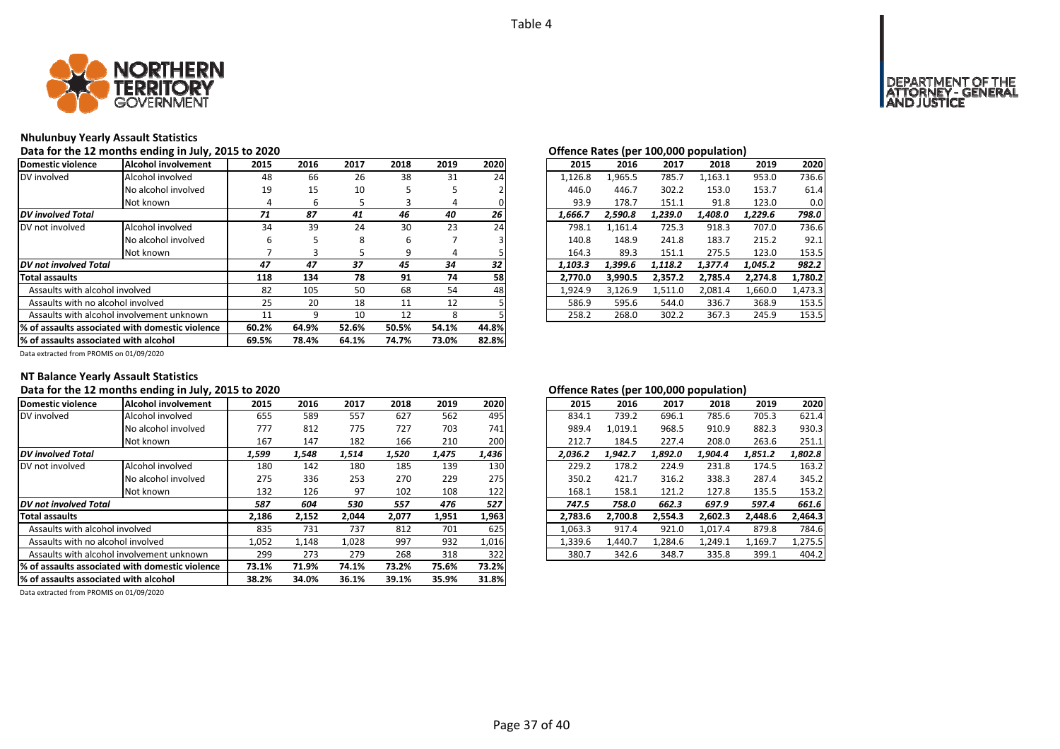Table 4

## Nhulunbuy Yearly Assault Statistics

Data for the 12 months ending in July, 2015 to 2020

| Domestic violence | Alcohol involvement | 2015 | 2016 | 2017 | 2018 | 2019 | 2020 |
|---|---|---|---|---|---|---|---|
| DV involved | Alcohol involved | 48 | 66 | 26 | 38 | 31 | 24 |
| | No alcohol involved | 19 | 15 | 10 | 5 | 5 | 2 |
| | Not known | 4 | 6 | 5 | 3 | 4 | 0 |
| ***DV involved Total*** | | ***71*** | ***87*** | ***41*** | ***46*** | ***40*** | ***26*** |
| DV not involved | Alcohol involved | 34 | 39 | 24 | 30 | 23 | 24 |
| | No alcohol involved | 6 | 5 | 8 | 6 | 7 | 3 |
| | Not known | 7 | 3 | 5 | 9 | 4 | 5 |
| ***DV not involved Total*** | | ***47*** | ***47*** | ***37*** | ***45*** | ***34*** | ***32*** |
| **Total assaults** | | **118** | **134** | **78** | **91** | **74** | **58** |
| Assaults with alcohol involved | | 82 | 105 | 50 | 68 | 54 | 48 |
| Assaults with no alcohol involved | | 25 | 20 | 18 | 11 | 12 | 5 |
| Assaults with alcohol involvement unknown | | 11 | 9 | 10 | 12 | 8 | 5 |
| **% of assaults associated with domestic violence** | | **60.2%** | **64.9%** | **52.6%** | **50.5%** | **54.1%** | **44.8%** |
| **% of assaults associated with alcohol** | | **69.5%** | **78.4%** | **64.1%** | **74.7%** | **73.0%** | **82.8%** |

Offence Rates (per 100,000 population)

| 2015 | 2016 | 2017 | 2018 | 2019 | 2020 |
|---|---|---|---|---|---|
| 1,126.8 | 1,965.5 | 785.7 | 1,163.1 | 953.0 | 736.6 |
| 446.0 | 446.7 | 302.2 | 153.0 | 153.7 | 61.4 |
| 93.9 | 178.7 | 151.1 | 91.8 | 123.0 | 0.0 |
| ***1,666.7*** | ***2,590.8*** | ***1,239.0*** | ***1,408.0*** | ***1,229.6*** | ***798.0*** |
| 798.1 | 1,161.4 | 725.3 | 918.3 | 707.0 | 736.6 |
| 140.8 | 148.9 | 241.8 | 183.7 | 215.2 | 92.1 |
| 164.3 | 89.3 | 151.1 | 275.5 | 123.0 | 153.5 |
| ***1,103.3*** | ***1,399.6*** | ***1,118.2*** | ***1,377.4*** | ***1,045.2*** | ***982.2*** |
| **2,770.0** | **3,990.5** | **2,357.2** | **2,785.4** | **2,274.8** | **1,780.2** |
| 1,924.9 | 3,126.9 | 1,511.0 | 2,081.4 | 1,660.0 | 1,473.3 |
| 586.9 | 595.6 | 544.0 | 336.7 | 368.9 | 153.5 |
| 258.2 | 268.0 | 302.2 | 367.3 | 245.9 | 153.5 |

Data extracted from PROMIS on 01/09/2020

## NT Balance Yearly Assault Statistics

Data for the 12 months ending in July, 2015 to 2020

| Domestic violence | Alcohol involvement | 2015 | 2016 | 2017 | 2018 | 2019 | 2020 |
|---|---|---|---|---|---|---|---|
| DV involved | Alcohol involved | 655 | 589 | 557 | 627 | 562 | 495 |
| | No alcohol involved | 777 | 812 | 775 | 727 | 703 | 741 |
| | Not known | 167 | 147 | 182 | 166 | 210 | 200 |
| ***DV involved Total*** | | ***1,599*** | ***1,548*** | ***1,514*** | ***1,520*** | ***1,475*** | ***1,436*** |
| DV not involved | Alcohol involved | 180 | 142 | 180 | 185 | 139 | 130 |
| | No alcohol involved | 275 | 336 | 253 | 270 | 229 | 275 |
| | Not known | 132 | 126 | 97 | 102 | 108 | 122 |
| ***DV not involved Total*** | | ***587*** | ***604*** | ***530*** | ***557*** | ***476*** | ***527*** |
| **Total assaults** | | **2,186** | **2,152** | **2,044** | **2,077** | **1,951** | **1,963** |
| Assaults with alcohol involved | | 835 | 731 | 737 | 812 | 701 | 625 |
| Assaults with no alcohol involved | | 1,052 | 1,148 | 1,028 | 997 | 932 | 1,016 |
| Assaults with alcohol involvement unknown | | 299 | 273 | 279 | 268 | 318 | 322 |
| **% of assaults associated with domestic violence** | | **73.1%** | **71.9%** | **74.1%** | **73.2%** | **75.6%** | **73.2%** |
| **% of assaults associated with alcohol** | | **38.2%** | **34.0%** | **36.1%** | **39.1%** | **35.9%** | **31.8%** |

Offence Rates (per 100,000 population)

| 2015 | 2016 | 2017 | 2018 | 2019 | 2020 |
|---|---|---|---|---|---|
| 834.1 | 739.2 | 696.1 | 785.6 | 705.3 | 621.4 |
| 989.4 | 1,019.1 | 968.5 | 910.9 | 882.3 | 930.3 |
| 212.7 | 184.5 | 227.4 | 208.0 | 263.6 | 251.1 |
| ***2,036.2*** | ***1,942.7*** | ***1,892.0*** | ***1,904.4*** | ***1,851.2*** | ***1,802.8*** |
| 229.2 | 178.2 | 224.9 | 231.8 | 174.5 | 163.2 |
| 350.2 | 421.7 | 316.2 | 338.3 | 287.4 | 345.2 |
| 168.1 | 158.1 | 121.2 | 127.8 | 135.5 | 153.2 |
| ***747.5*** | ***758.0*** | ***662.3*** | ***697.9*** | ***597.4*** | ***661.6*** |
| **2,783.6** | **2,700.8** | **2,554.3** | **2,602.3** | **2,448.6** | **2,464.3** |
| 1,063.3 | 917.4 | 921.0 | 1,017.4 | 879.8 | 784.6 |
| 1,339.6 | 1,440.7 | 1,284.6 | 1,249.1 | 1,169.7 | 1,275.5 |
| 380.7 | 342.6 | 348.7 | 335.8 | 399.1 | 404.2 |

Data extracted from PROMIS on 01/09/2020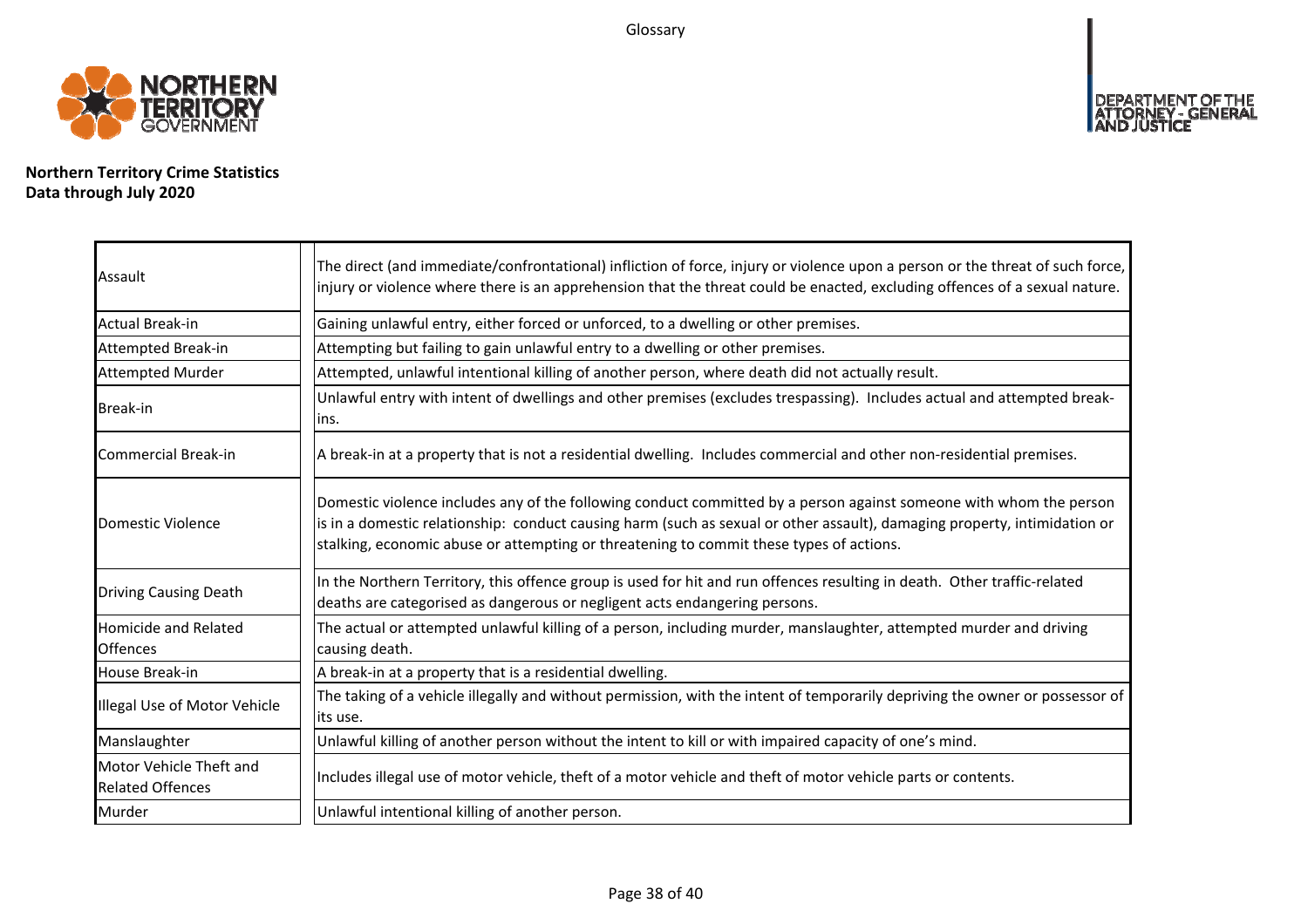Glossary

**Northern Territory Crime Statistics**
**Data through July 2020**

| Term | Definition |
|---|---|
| Assault | The direct (and immediate/confrontational) infliction of force, injury or violence upon a person or the threat of such force, injury or violence where there is an apprehension that the threat could be enacted, excluding offences of a sexual nature. |
| Actual Break-in | Gaining unlawful entry, either forced or unforced, to a dwelling or other premises. |
| Attempted Break-in | Attempting but failing to gain unlawful entry to a dwelling or other premises. |
| Attempted Murder | Attempted, unlawful intentional killing of another person, where death did not actually result. |
| Break-in | Unlawful entry with intent of dwellings and other premises (excludes trespassing). Includes actual and attempted break-ins. |
| Commercial Break-in | A break-in at a property that is not a residential dwelling. Includes commercial and other non-residential premises. |
| Domestic Violence | Domestic violence includes any of the following conduct committed by a person against someone with whom the person is in a domestic relationship: conduct causing harm (such as sexual or other assault), damaging property, intimidation or stalking, economic abuse or attempting or threatening to commit these types of actions. |
| Driving Causing Death | In the Northern Territory, this offence group is used for hit and run offences resulting in death. Other traffic-related deaths are categorised as dangerous or negligent acts endangering persons. |
| Homicide and Related Offences | The actual or attempted unlawful killing of a person, including murder, manslaughter, attempted murder and driving causing death. |
| House Break-in | A break-in at a property that is a residential dwelling. |
| Illegal Use of Motor Vehicle | The taking of a vehicle illegally and without permission, with the intent of temporarily depriving the owner or possessor of its use. |
| Manslaughter | Unlawful killing of another person without the intent to kill or with impaired capacity of one's mind. |
| Motor Vehicle Theft and Related Offences | Includes illegal use of motor vehicle, theft of a motor vehicle and theft of motor vehicle parts or contents. |
| Murder | Unlawful intentional killing of another person. |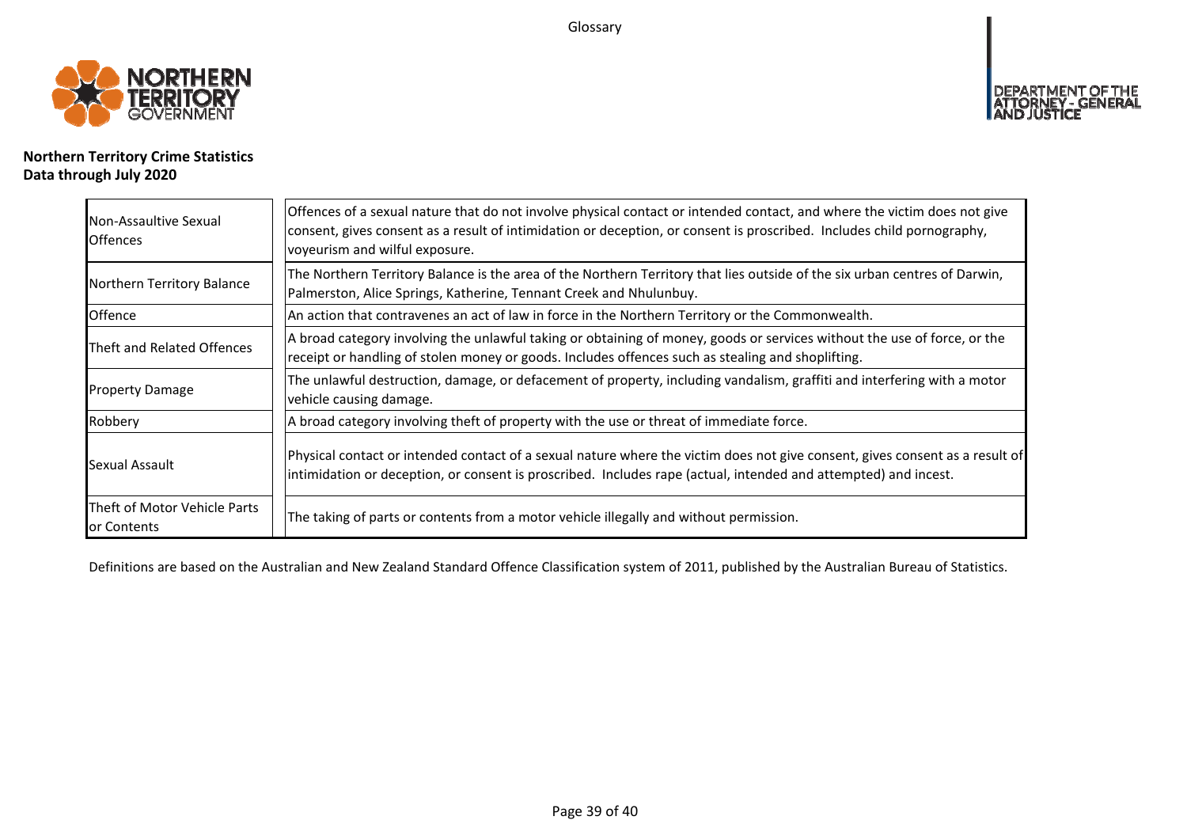**Northern Territory Crime Statistics**
**Data through July 2020**

| | |
|---|---|
| Non-Assaultive Sexual Offences | Offences of a sexual nature that do not involve physical contact or intended contact, and where the victim does not give consent, gives consent as a result of intimidation or deception, or consent is proscribed. Includes child pornography, voyeurism and wilful exposure. |
| Northern Territory Balance | The Northern Territory Balance is the area of the Northern Territory that lies outside of the six urban centres of Darwin, Palmerston, Alice Springs, Katherine, Tennant Creek and Nhulunbuy. |
| Offence | An action that contravenes an act of law in force in the Northern Territory or the Commonwealth. |
| Theft and Related Offences | A broad category involving the unlawful taking or obtaining of money, goods or services without the use of force, or the receipt or handling of stolen money or goods. Includes offences such as stealing and shoplifting. |
| Property Damage | The unlawful destruction, damage, or defacement of property, including vandalism, graffiti and interfering with a motor vehicle causing damage. |
| Robbery | A broad category involving theft of property with the use or threat of immediate force. |
| Sexual Assault | Physical contact or intended contact of a sexual nature where the victim does not give consent, gives consent as a result of intimidation or deception, or consent is proscribed. Includes rape (actual, intended and attempted) and incest. |
| Theft of Motor Vehicle Parts or Contents | The taking of parts or contents from a motor vehicle illegally and without permission. |

Definitions are based on the Australian and New Zealand Standard Offence Classification system of 2011, published by the Australian Bureau of Statistics.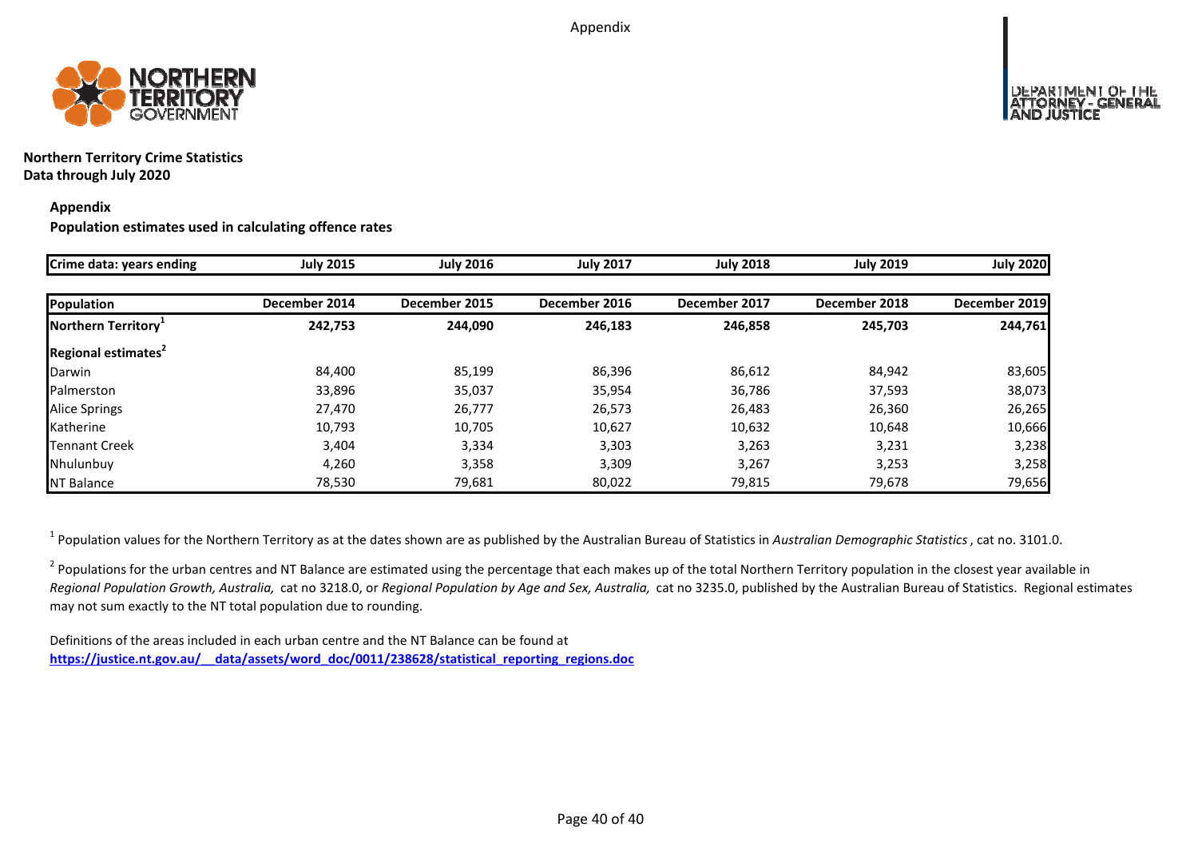**Northern Territory Crime Statistics**
**Data through July 2020**

### Appendix

**Population estimates used in calculating offence rates**

| Crime data: years ending | July 2015 | July 2016 | July 2017 | July 2018 | July 2019 | July 2020 |
|---|---|---|---|---|---|---|
| **Population** | **December 2014** | **December 2015** | **December 2016** | **December 2017** | **December 2018** | **December 2019** |
| **Northern Territory**[1] | **242,753** | **244,090** | **246,183** | **246,858** | **245,703** | **244,761** |
| **Regional estimates**[2] | | | | | | |
| Darwin | 84,400 | 85,199 | 86,396 | 86,612 | 84,942 | 83,605 |
| Palmerston | 33,896 | 35,037 | 35,954 | 36,786 | 37,593 | 38,073 |
| Alice Springs | 27,470 | 26,777 | 26,573 | 26,483 | 26,360 | 26,265 |
| Katherine | 10,793 | 10,705 | 10,627 | 10,632 | 10,648 | 10,666 |
| Tennant Creek | 3,404 | 3,334 | 3,303 | 3,263 | 3,231 | 3,238 |
| Nhulunbuy | 4,260 | 3,358 | 3,309 | 3,267 | 3,253 | 3,258 |
| NT Balance | 78,530 | 79,681 | 80,022 | 79,815 | 79,678 | 79,656 |

[1] Population values for the Northern Territory as at the dates shown are as published by the Australian Bureau of Statistics in *Australian Demographic Statistics* , cat no. 3101.0.

[2] Populations for the urban centres and NT Balance are estimated using the percentage that each makes up of the total Northern Territory population in the closest year available in *Regional Population Growth, Australia,* cat no 3218.0, or *Regional Population by Age and Sex, Australia,* cat no 3235.0, published by the Australian Bureau of Statistics. Regional estimates may not sum exactly to the NT total population due to rounding.

Definitions of the areas included in each urban centre and the NT Balance can be found at
**https://justice.nt.gov.au/__data/assets/word_doc/0011/238628/statistical_reporting_regions.doc**